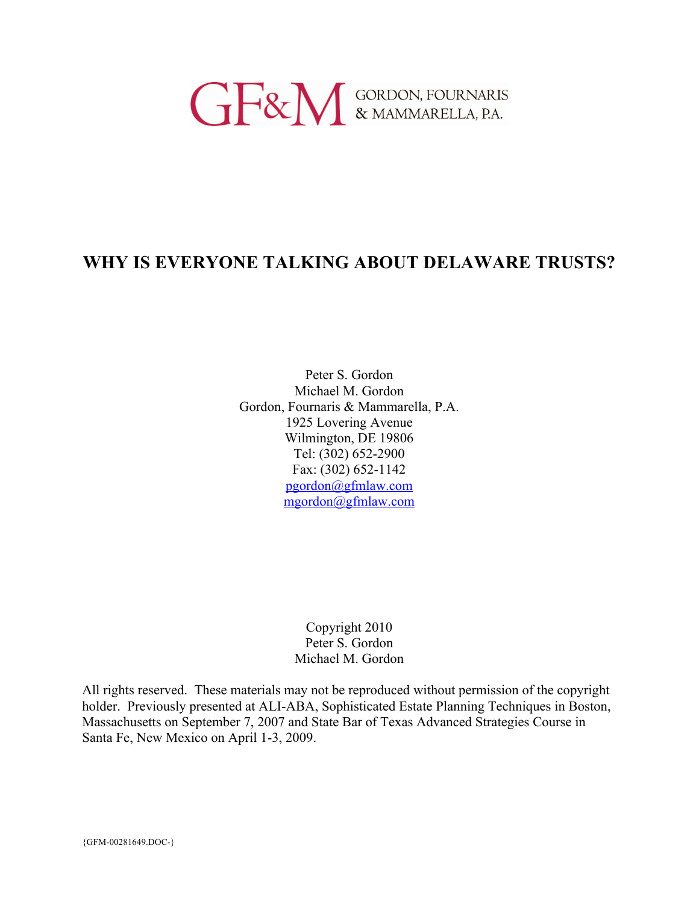GF&M GORDON, FOURNARIS & MAMMARELLA, P.A.

# WHY IS EVERYONE TALKING ABOUT DELAWARE TRUSTS?

Peter S. Gordon
Michael M. Gordon
Gordon, Fournaris & Mammarella, P.A.
1925 Lovering Avenue
Wilmington, DE 19806
Tel: (302) 652-2900
Fax: (302) 652-1142
pgordon@gfmlaw.com
mgordon@gfmlaw.com

Copyright 2010
Peter S. Gordon
Michael M. Gordon

All rights reserved. These materials may not be reproduced without permission of the copyright holder. Previously presented at ALI-ABA, Sophisticated Estate Planning Techniques in Boston, Massachusetts on September 7, 2007 and State Bar of Texas Advanced Strategies Course in Santa Fe, New Mexico on April 1-3, 2009.

{GFM-00281649.DOC-}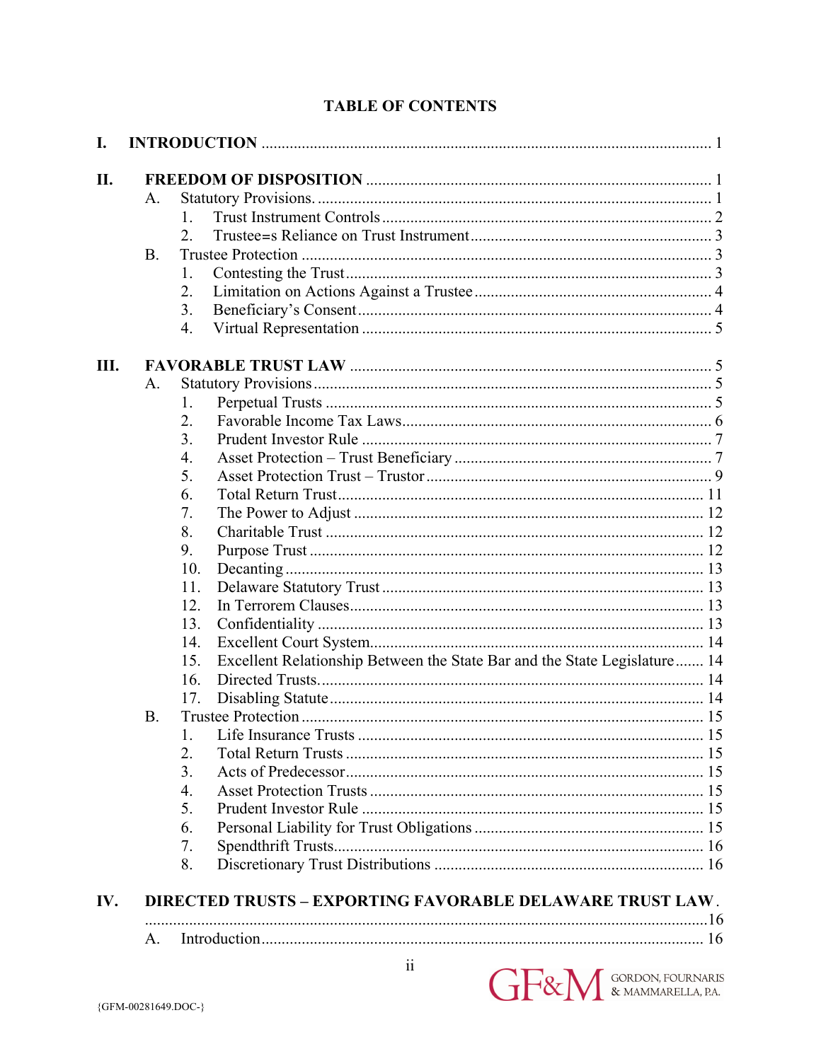## TABLE OF CONTENTS

**I. INTRODUCTION** ........ 1

**II. FREEDOM OF DISPOSITION** ........ 1

- A. Statutory Provisions. ........ 1
  - 1. Trust Instrument Controls ........ 2
  - 2. Trustee=s Reliance on Trust Instrument ........ 3
- B. Trustee Protection ........ 3
  - 1. Contesting the Trust ........ 3
  - 2. Limitation on Actions Against a Trustee ........ 4
  - 3. Beneficiary's Consent ........ 4
  - 4. Virtual Representation ........ 5

**III. FAVORABLE TRUST LAW** ........ 5

- A. Statutory Provisions ........ 5
  - 1. Perpetual Trusts ........ 5
  - 2. Favorable Income Tax Laws ........ 6
  - 3. Prudent Investor Rule ........ 7
  - 4. Asset Protection – Trust Beneficiary ........ 7
  - 5. Asset Protection Trust – Trustor ........ 9
  - 6. Total Return Trust ........ 11
  - 7. The Power to Adjust ........ 12
  - 8. Charitable Trust ........ 12
  - 9. Purpose Trust ........ 12
  - 10. Decanting ........ 13
  - 11. Delaware Statutory Trust ........ 13
  - 12. In Terrorem Clauses ........ 13
  - 13. Confidentiality ........ 13
  - 14. Excellent Court System ........ 14
  - 15. Excellent Relationship Between the State Bar and the State Legislature ........ 14
  - 16. Directed Trusts. ........ 14
  - 17. Disabling Statute ........ 14
- B. Trustee Protection ........ 15
  - 1. Life Insurance Trusts ........ 15
  - 2. Total Return Trusts ........ 15
  - 3. Acts of Predecessor ........ 15
  - 4. Asset Protection Trusts ........ 15
  - 5. Prudent Investor Rule ........ 15
  - 6. Personal Liability for Trust Obligations ........ 15
  - 7. Spendthrift Trusts ........ 16
  - 8. Discretionary Trust Distributions ........ 16

**IV. DIRECTED TRUSTS – EXPORTING FAVORABLE DELAWARE TRUST LAW** ........ 16

- A. Introduction ........ 16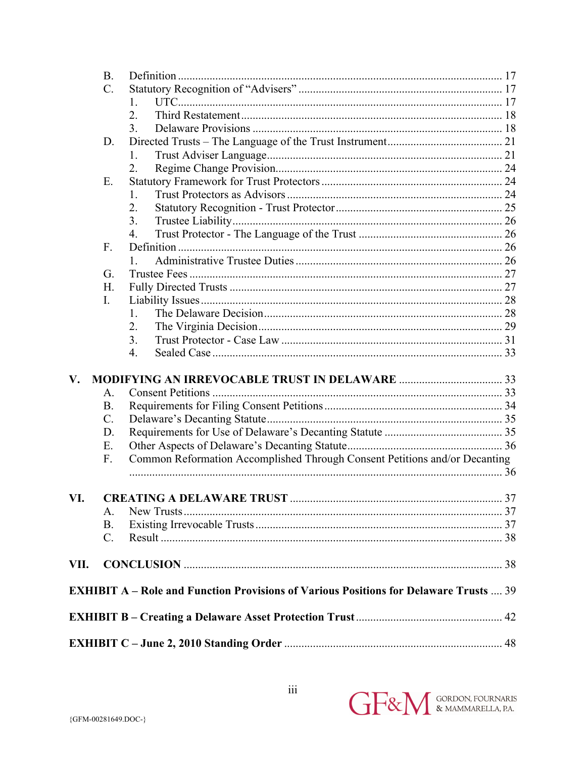- B. Definition ........ 17
- C. Statutory Recognition of "Advisers" ........ 17
  1. UTC ........ 17
  2. Third Restatement ........ 18
  3. Delaware Provisions ........ 18
- D. Directed Trusts – The Language of the Trust Instrument ........ 21
  1. Trust Adviser Language ........ 21
  2. Regime Change Provision ........ 24
- E. Statutory Framework for Trust Protectors ........ 24
  1. Trust Protectors as Advisors ........ 24
  2. Statutory Recognition - Trust Protector ........ 25
  3. Trustee Liability ........ 26
  4. Trust Protector - The Language of the Trust ........ 26
- F. Definition ........ 26
  1. Administrative Trustee Duties ........ 26
- G. Trustee Fees ........ 27
- H. Fully Directed Trusts ........ 27
- I. Liability Issues ........ 28
  1. The Delaware Decision ........ 28
  2. The Virginia Decision ........ 29
  3. Trust Protector - Case Law ........ 31
  4. Sealed Case ........ 33

**V. MODIFYING AN IRREVOCABLE TRUST IN DELAWARE ........ 33**

- A. Consent Petitions ........ 33
- B. Requirements for Filing Consent Petitions ........ 34
- C. Delaware's Decanting Statute ........ 35
- D. Requirements for Use of Delaware's Decanting Statute ........ 35
- E. Other Aspects of Delaware's Decanting Statute ........ 36
- F. Common Reformation Accomplished Through Consent Petitions and/or Decanting ........ 36

**VI. CREATING A DELAWARE TRUST ........ 37**

- A. New Trusts ........ 37
- B. Existing Irrevocable Trusts ........ 37
- C. Result ........ 38

**VII. CONCLUSION ........ 38**

**EXHIBIT A – Role and Function Provisions of Various Positions for Delaware Trusts ........ 39**

**EXHIBIT B – Creating a Delaware Asset Protection Trust ........ 42**

**EXHIBIT C – June 2, 2010 Standing Order ........ 48**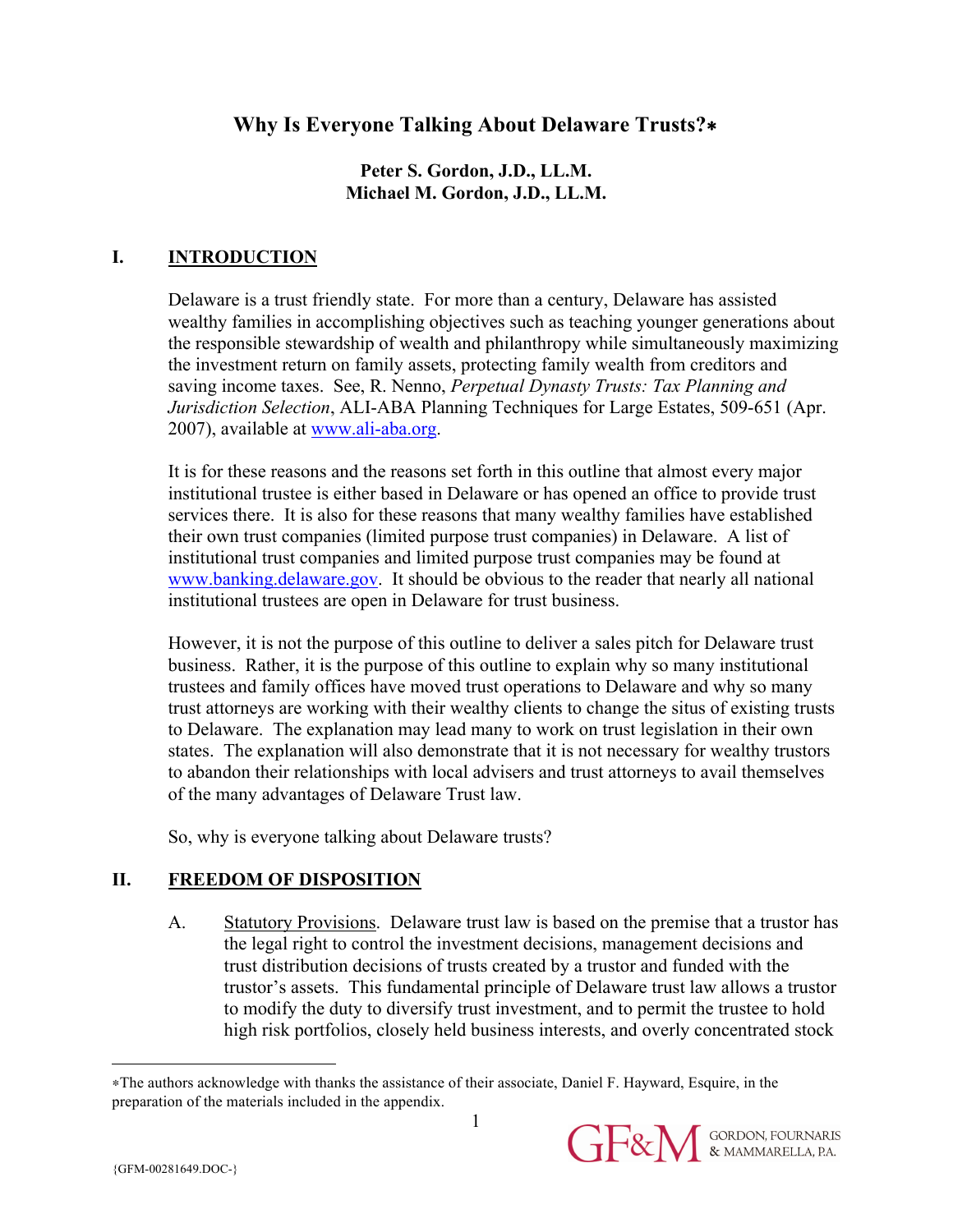# Why Is Everyone Talking About Delaware Trusts?*

**Peter S. Gordon, J.D., LL.M.**
**Michael M. Gordon, J.D., LL.M.**

## I. INTRODUCTION

Delaware is a trust friendly state. For more than a century, Delaware has assisted wealthy families in accomplishing objectives such as teaching younger generations about the responsible stewardship of wealth and philanthropy while simultaneously maximizing the investment return on family assets, protecting family wealth from creditors and saving income taxes. See, R. Nenno, *Perpetual Dynasty Trusts: Tax Planning and Jurisdiction Selection*, ALI-ABA Planning Techniques for Large Estates, 509-651 (Apr. 2007), available at www.ali-aba.org.

It is for these reasons and the reasons set forth in this outline that almost every major institutional trustee is either based in Delaware or has opened an office to provide trust services there. It is also for these reasons that many wealthy families have established their own trust companies (limited purpose trust companies) in Delaware. A list of institutional trust companies and limited purpose trust companies may be found at www.banking.delaware.gov. It should be obvious to the reader that nearly all national institutional trustees are open in Delaware for trust business.

However, it is not the purpose of this outline to deliver a sales pitch for Delaware trust business. Rather, it is the purpose of this outline to explain why so many institutional trustees and family offices have moved trust operations to Delaware and why so many trust attorneys are working with their wealthy clients to change the situs of existing trusts to Delaware. The explanation may lead many to work on trust legislation in their own states. The explanation will also demonstrate that it is not necessary for wealthy trustors to abandon their relationships with local advisers and trust attorneys to avail themselves of the many advantages of Delaware Trust law.

So, why is everyone talking about Delaware trusts?

## II. FREEDOM OF DISPOSITION

A. Statutory Provisions. Delaware trust law is based on the premise that a trustor has the legal right to control the investment decisions, management decisions and trust distribution decisions of trusts created by a trustor and funded with the trustor's assets. This fundamental principle of Delaware trust law allows a trustor to modify the duty to diversify trust investment, and to permit the trustee to hold high risk portfolios, closely held business interests, and overly concentrated stock

---

*The authors acknowledge with thanks the assistance of their associate, Daniel F. Hayward, Esquire, in the preparation of the materials included in the appendix.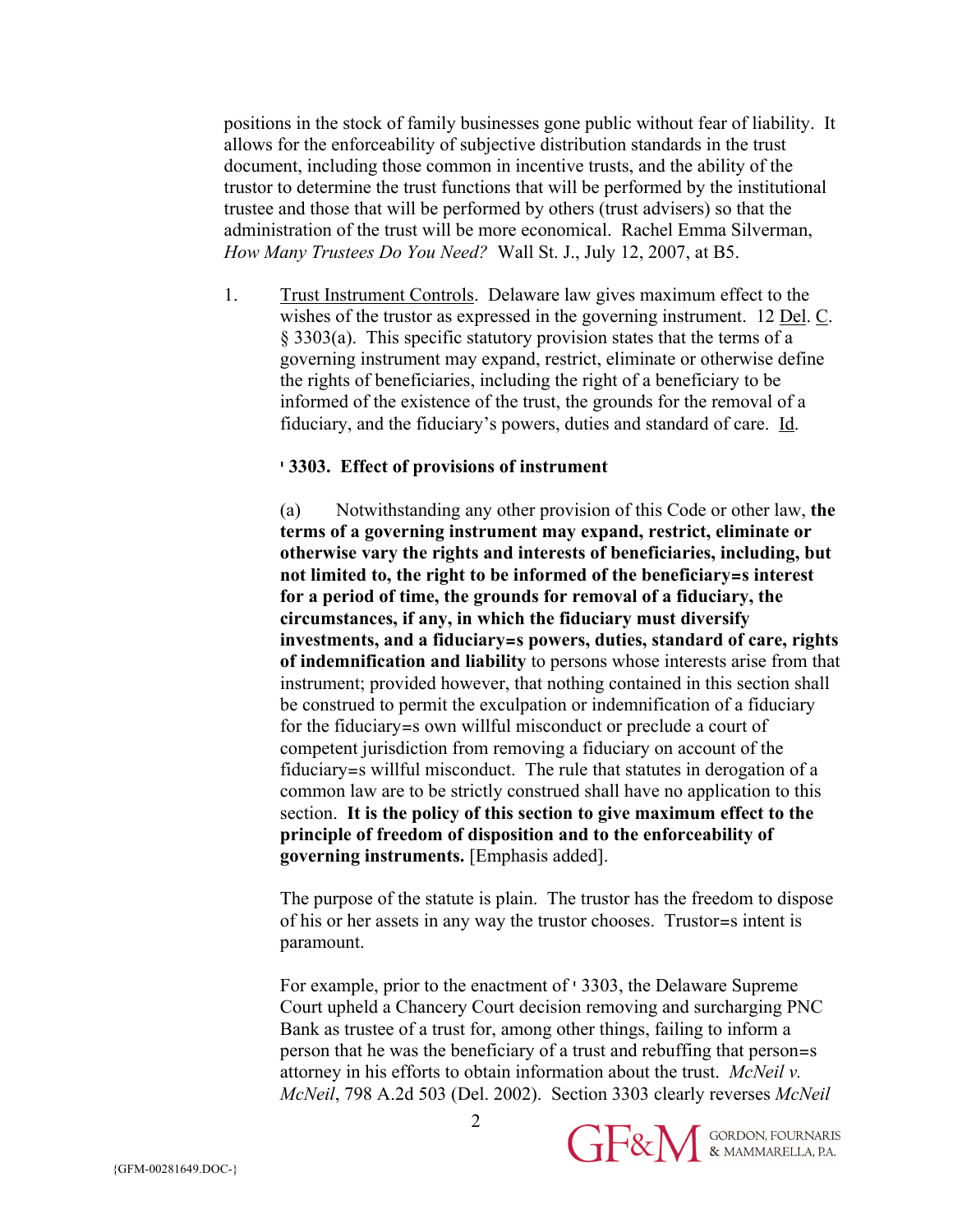positions in the stock of family businesses gone public without fear of liability. It allows for the enforceability of subjective distribution standards in the trust document, including those common in incentive trusts, and the ability of the trustor to determine the trust functions that will be performed by the institutional trustee and those that will be performed by others (trust advisers) so that the administration of the trust will be more economical. Rachel Emma Silverman, *How Many Trustees Do You Need?* Wall St. J., July 12, 2007, at B5.

1. Trust Instrument Controls. Delaware law gives maximum effect to the wishes of the trustor as expressed in the governing instrument. 12 Del. C. § 3303(a). This specific statutory provision states that the terms of a governing instrument may expand, restrict, eliminate or otherwise define the rights of beneficiaries, including the right of a beneficiary to be informed of the existence of the trust, the grounds for the removal of a fiduciary, and the fiduciary's powers, duties and standard of care. Id.

   **' 3303. Effect of provisions of instrument**

   (a) Notwithstanding any other provision of this Code or other law, **the terms of a governing instrument may expand, restrict, eliminate or otherwise vary the rights and interests of beneficiaries, including, but not limited to, the right to be informed of the beneficiary=s interest for a period of time, the grounds for removal of a fiduciary, the circumstances, if any, in which the fiduciary must diversify investments, and a fiduciary=s powers, duties, standard of care, rights of indemnification and liability** to persons whose interests arise from that instrument; provided however, that nothing contained in this section shall be construed to permit the exculpation or indemnification of a fiduciary for the fiduciary=s own willful misconduct or preclude a court of competent jurisdiction from removing a fiduciary on account of the fiduciary=s willful misconduct. The rule that statutes in derogation of a common law are to be strictly construed shall have no application to this section. **It is the policy of this section to give maximum effect to the principle of freedom of disposition and to the enforceability of governing instruments.** [Emphasis added].

   The purpose of the statute is plain. The trustor has the freedom to dispose of his or her assets in any way the trustor chooses. Trustor=s intent is paramount.

   For example, prior to the enactment of ' 3303, the Delaware Supreme Court upheld a Chancery Court decision removing and surcharging PNC Bank as trustee of a trust for, among other things, failing to inform a person that he was the beneficiary of a trust and rebuffing that person=s attorney in his efforts to obtain information about the trust. *McNeil v. McNeil*, 798 A.2d 503 (Del. 2002). Section 3303 clearly reverses *McNeil*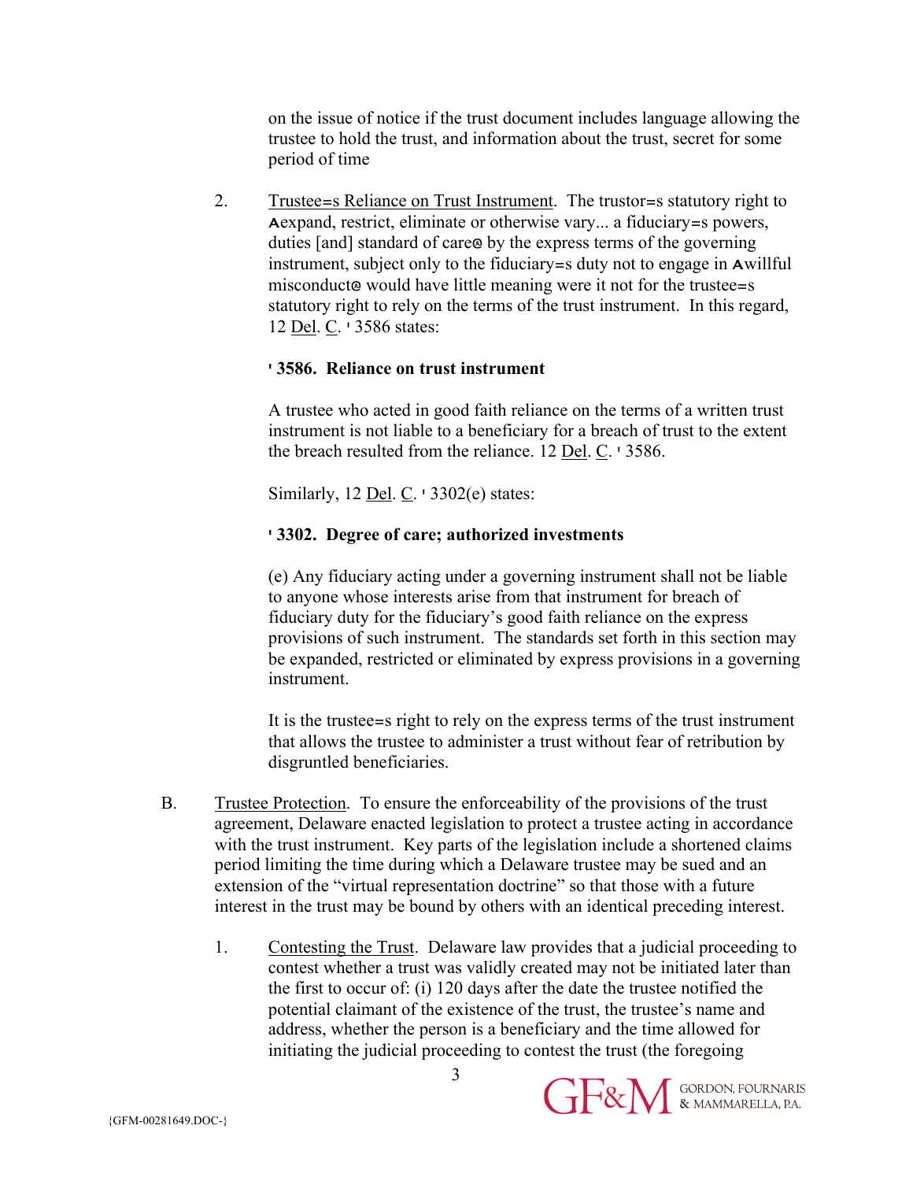on the issue of notice if the trust document includes language allowing the trustee to hold the trust, and information about the trust, secret for some period of time

2. Trustee=s Reliance on Trust Instrument. The trustor=s statutory right to Aexpand, restrict, eliminate or otherwise vary... a fiduciary=s powers, duties [and] standard of care@ by the express terms of the governing instrument, subject only to the fiduciary=s duty not to engage in Awillful misconduct@ would have little meaning were it not for the trustee=s statutory right to rely on the terms of the trust instrument. In this regard, 12 Del. C. ' 3586 states:

   **' 3586. Reliance on trust instrument**

   A trustee who acted in good faith reliance on the terms of a written trust instrument is not liable to a beneficiary for a breach of trust to the extent the breach resulted from the reliance. 12 Del. C. ' 3586.

   Similarly, 12 Del. C. ' 3302(e) states:

   **' 3302. Degree of care; authorized investments**

   (e) Any fiduciary acting under a governing instrument shall not be liable to anyone whose interests arise from that instrument for breach of fiduciary duty for the fiduciary's good faith reliance on the express provisions of such instrument. The standards set forth in this section may be expanded, restricted or eliminated by express provisions in a governing instrument.

   It is the trustee=s right to rely on the express terms of the trust instrument that allows the trustee to administer a trust without fear of retribution by disgruntled beneficiaries.

B. Trustee Protection. To ensure the enforceability of the provisions of the trust agreement, Delaware enacted legislation to protect a trustee acting in accordance with the trust instrument. Key parts of the legislation include a shortened claims period limiting the time during which a Delaware trustee may be sued and an extension of the "virtual representation doctrine" so that those with a future interest in the trust may be bound by others with an identical preceding interest.

1. Contesting the Trust. Delaware law provides that a judicial proceeding to contest whether a trust was validly created may not be initiated later than the first to occur of: (i) 120 days after the date the trustee notified the potential claimant of the existence of the trust, the trustee's name and address, whether the person is a beneficiary and the time allowed for initiating the judicial proceeding to contest the trust (the foregoing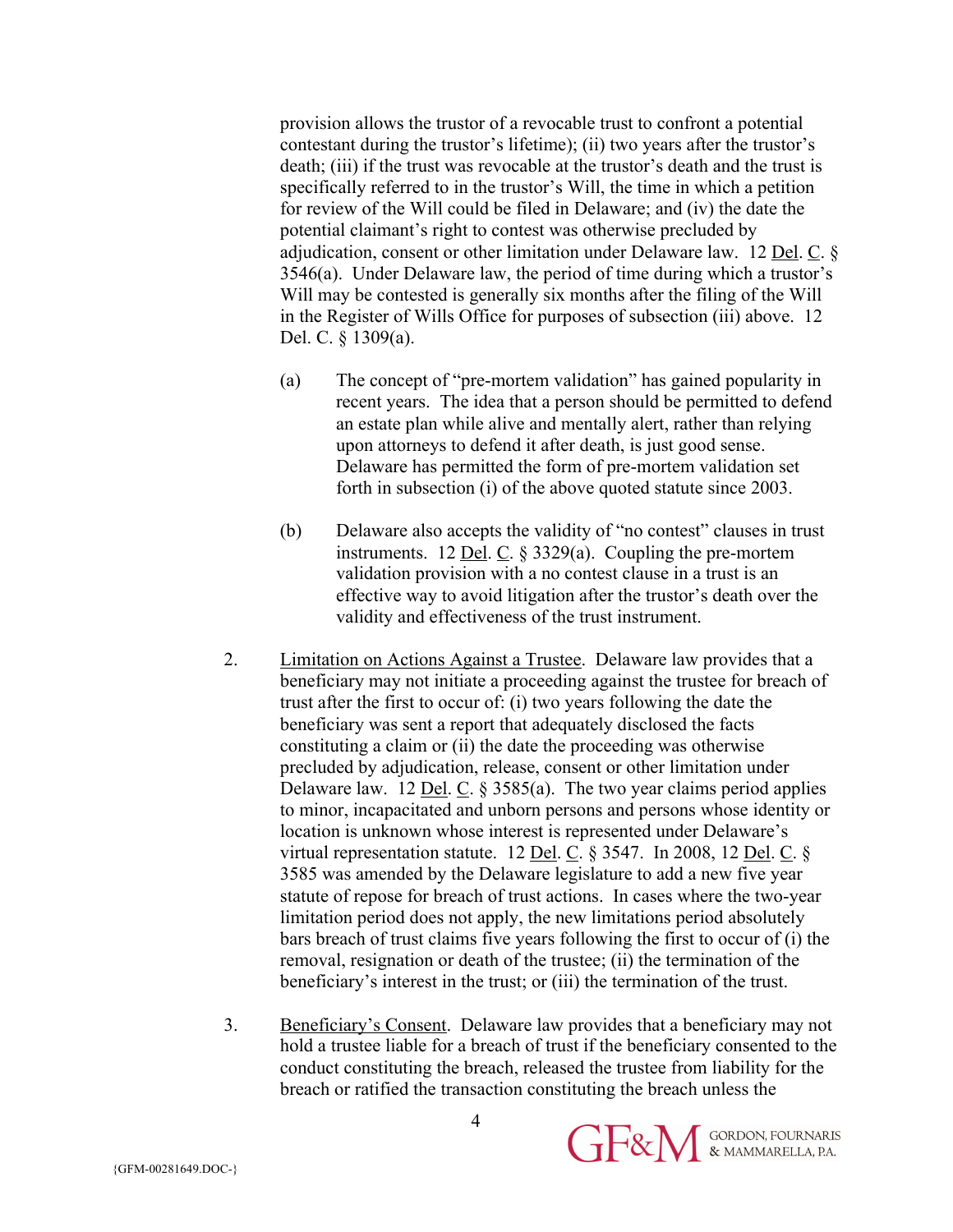provision allows the trustor of a revocable trust to confront a potential contestant during the trustor's lifetime); (ii) two years after the trustor's death; (iii) if the trust was revocable at the trustor's death and the trust is specifically referred to in the trustor's Will, the time in which a petition for review of the Will could be filed in Delaware; and (iv) the date the potential claimant's right to contest was otherwise precluded by adjudication, consent or other limitation under Delaware law. 12 Del. C. § 3546(a). Under Delaware law, the period of time during which a trustor's Will may be contested is generally six months after the filing of the Will in the Register of Wills Office for purposes of subsection (iii) above. 12 Del. C. § 1309(a).

(a) The concept of "pre-mortem validation" has gained popularity in recent years. The idea that a person should be permitted to defend an estate plan while alive and mentally alert, rather than relying upon attorneys to defend it after death, is just good sense. Delaware has permitted the form of pre-mortem validation set forth in subsection (i) of the above quoted statute since 2003.

(b) Delaware also accepts the validity of "no contest" clauses in trust instruments. 12 Del. C. § 3329(a). Coupling the pre-mortem validation provision with a no contest clause in a trust is an effective way to avoid litigation after the trustor's death over the validity and effectiveness of the trust instrument.

2. Limitation on Actions Against a Trustee. Delaware law provides that a beneficiary may not initiate a proceeding against the trustee for breach of trust after the first to occur of: (i) two years following the date the beneficiary was sent a report that adequately disclosed the facts constituting a claim or (ii) the date the proceeding was otherwise precluded by adjudication, release, consent or other limitation under Delaware law. 12 Del. C. § 3585(a). The two year claims period applies to minor, incapacitated and unborn persons and persons whose identity or location is unknown whose interest is represented under Delaware's virtual representation statute. 12 Del. C. § 3547. In 2008, 12 Del. C. § 3585 was amended by the Delaware legislature to add a new five year statute of repose for breach of trust actions. In cases where the two-year limitation period does not apply, the new limitations period absolutely bars breach of trust claims five years following the first to occur of (i) the removal, resignation or death of the trustee; (ii) the termination of the beneficiary's interest in the trust; or (iii) the termination of the trust.

3. Beneficiary's Consent. Delaware law provides that a beneficiary may not hold a trustee liable for a breach of trust if the beneficiary consented to the conduct constituting the breach, released the trustee from liability for the breach or ratified the transaction constituting the breach unless the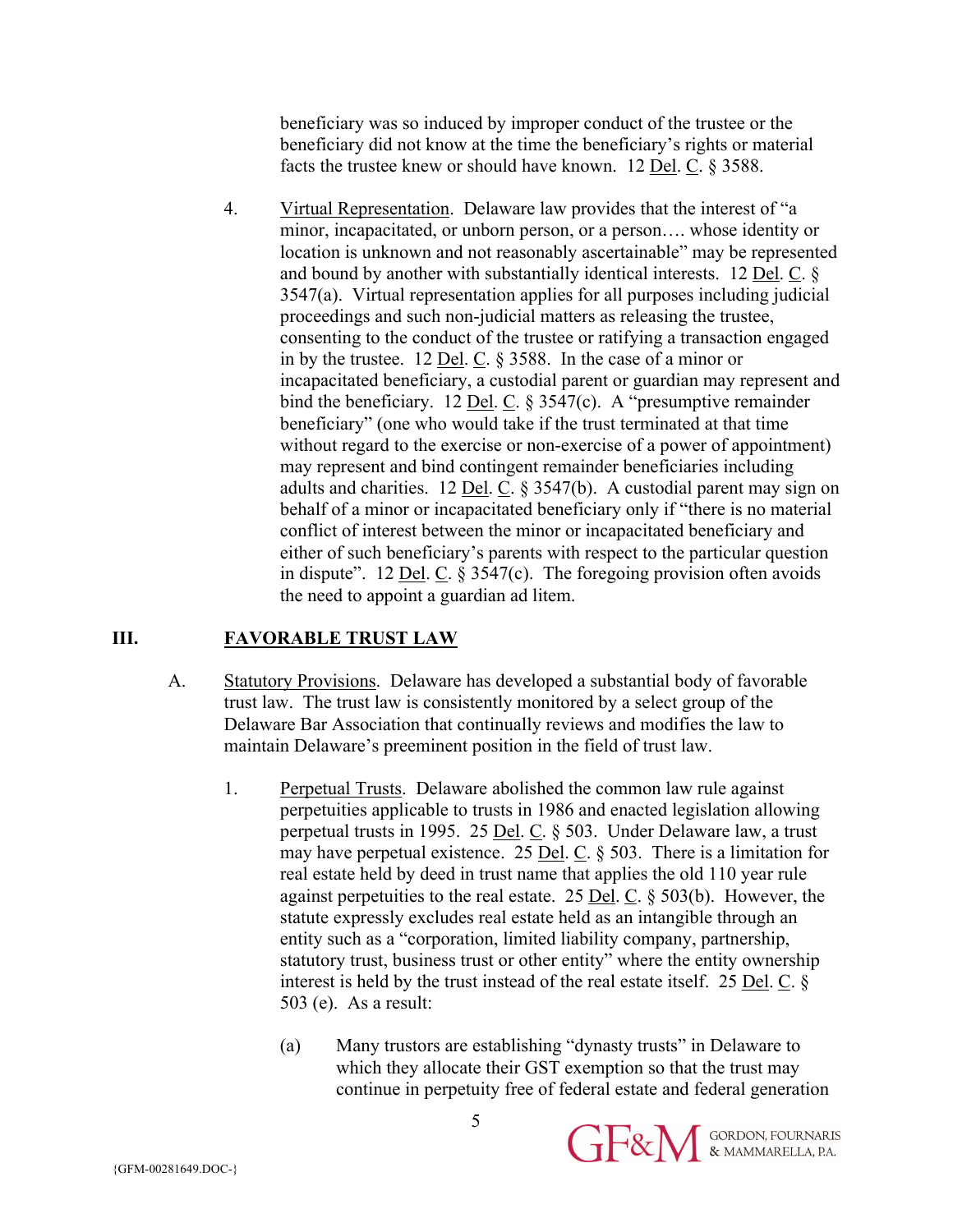beneficiary was so induced by improper conduct of the trustee or the beneficiary did not know at the time the beneficiary's rights or material facts the trustee knew or should have known. 12 Del. C. § 3588.

4. Virtual Representation. Delaware law provides that the interest of "a minor, incapacitated, or unborn person, or a person…. whose identity or location is unknown and not reasonably ascertainable" may be represented and bound by another with substantially identical interests. 12 Del. C. § 3547(a). Virtual representation applies for all purposes including judicial proceedings and such non-judicial matters as releasing the trustee, consenting to the conduct of the trustee or ratifying a transaction engaged in by the trustee. 12 Del. C. § 3588. In the case of a minor or incapacitated beneficiary, a custodial parent or guardian may represent and bind the beneficiary. 12 Del. C. § 3547(c). A "presumptive remainder beneficiary" (one who would take if the trust terminated at that time without regard to the exercise or non-exercise of a power of appointment) may represent and bind contingent remainder beneficiaries including adults and charities. 12 Del. C. § 3547(b). A custodial parent may sign on behalf of a minor or incapacitated beneficiary only if "there is no material conflict of interest between the minor or incapacitated beneficiary and either of such beneficiary's parents with respect to the particular question in dispute". 12 Del. C. § 3547(c). The foregoing provision often avoids the need to appoint a guardian ad litem.

## III. FAVORABLE TRUST LAW

A. Statutory Provisions. Delaware has developed a substantial body of favorable trust law. The trust law is consistently monitored by a select group of the Delaware Bar Association that continually reviews and modifies the law to maintain Delaware's preeminent position in the field of trust law.

1. Perpetual Trusts. Delaware abolished the common law rule against perpetuities applicable to trusts in 1986 and enacted legislation allowing perpetual trusts in 1995. 25 Del. C. § 503. Under Delaware law, a trust may have perpetual existence. 25 Del. C. § 503. There is a limitation for real estate held by deed in trust name that applies the old 110 year rule against perpetuities to the real estate. 25 Del. C. § 503(b). However, the statute expressly excludes real estate held as an intangible through an entity such as a "corporation, limited liability company, partnership, statutory trust, business trust or other entity" where the entity ownership interest is held by the trust instead of the real estate itself. 25 Del. C. § 503 (e). As a result:

(a) Many trustors are establishing "dynasty trusts" in Delaware to which they allocate their GST exemption so that the trust may continue in perpetuity free of federal estate and federal generation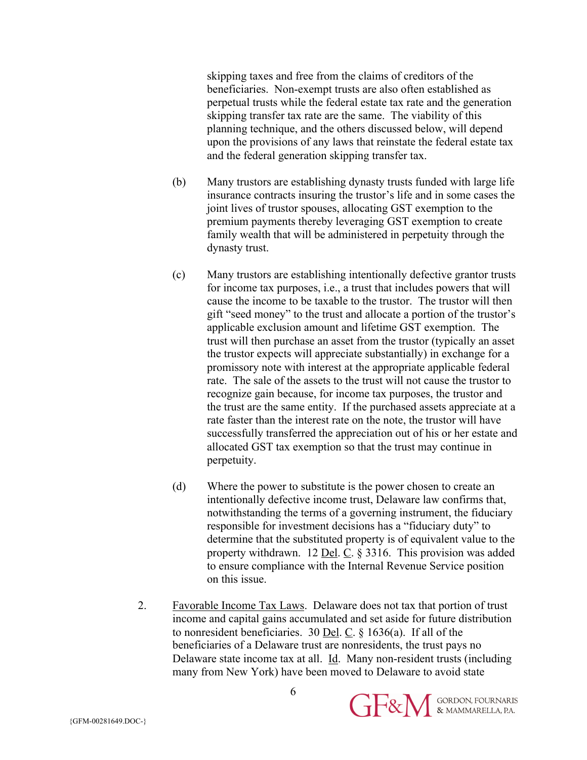skipping taxes and free from the claims of creditors of the beneficiaries. Non-exempt trusts are also often established as perpetual trusts while the federal estate tax rate and the generation skipping transfer tax rate are the same. The viability of this planning technique, and the others discussed below, will depend upon the provisions of any laws that reinstate the federal estate tax and the federal generation skipping transfer tax.

(b) Many trustors are establishing dynasty trusts funded with large life insurance contracts insuring the trustor's life and in some cases the joint lives of trustor spouses, allocating GST exemption to the premium payments thereby leveraging GST exemption to create family wealth that will be administered in perpetuity through the dynasty trust.

(c) Many trustors are establishing intentionally defective grantor trusts for income tax purposes, i.e., a trust that includes powers that will cause the income to be taxable to the trustor. The trustor will then gift "seed money" to the trust and allocate a portion of the trustor's applicable exclusion amount and lifetime GST exemption. The trust will then purchase an asset from the trustor (typically an asset the trustor expects will appreciate substantially) in exchange for a promissory note with interest at the appropriate applicable federal rate. The sale of the assets to the trust will not cause the trustor to recognize gain because, for income tax purposes, the trustor and the trust are the same entity. If the purchased assets appreciate at a rate faster than the interest rate on the note, the trustor will have successfully transferred the appreciation out of his or her estate and allocated GST tax exemption so that the trust may continue in perpetuity.

(d) Where the power to substitute is the power chosen to create an intentionally defective income trust, Delaware law confirms that, notwithstanding the terms of a governing instrument, the fiduciary responsible for investment decisions has a "fiduciary duty" to determine that the substituted property is of equivalent value to the property withdrawn. 12 Del. C. § 3316. This provision was added to ensure compliance with the Internal Revenue Service position on this issue.

2. Favorable Income Tax Laws. Delaware does not tax that portion of trust income and capital gains accumulated and set aside for future distribution to nonresident beneficiaries. 30 Del. C. § 1636(a). If all of the beneficiaries of a Delaware trust are nonresidents, the trust pays no Delaware state income tax at all. Id. Many non-resident trusts (including many from New York) have been moved to Delaware to avoid state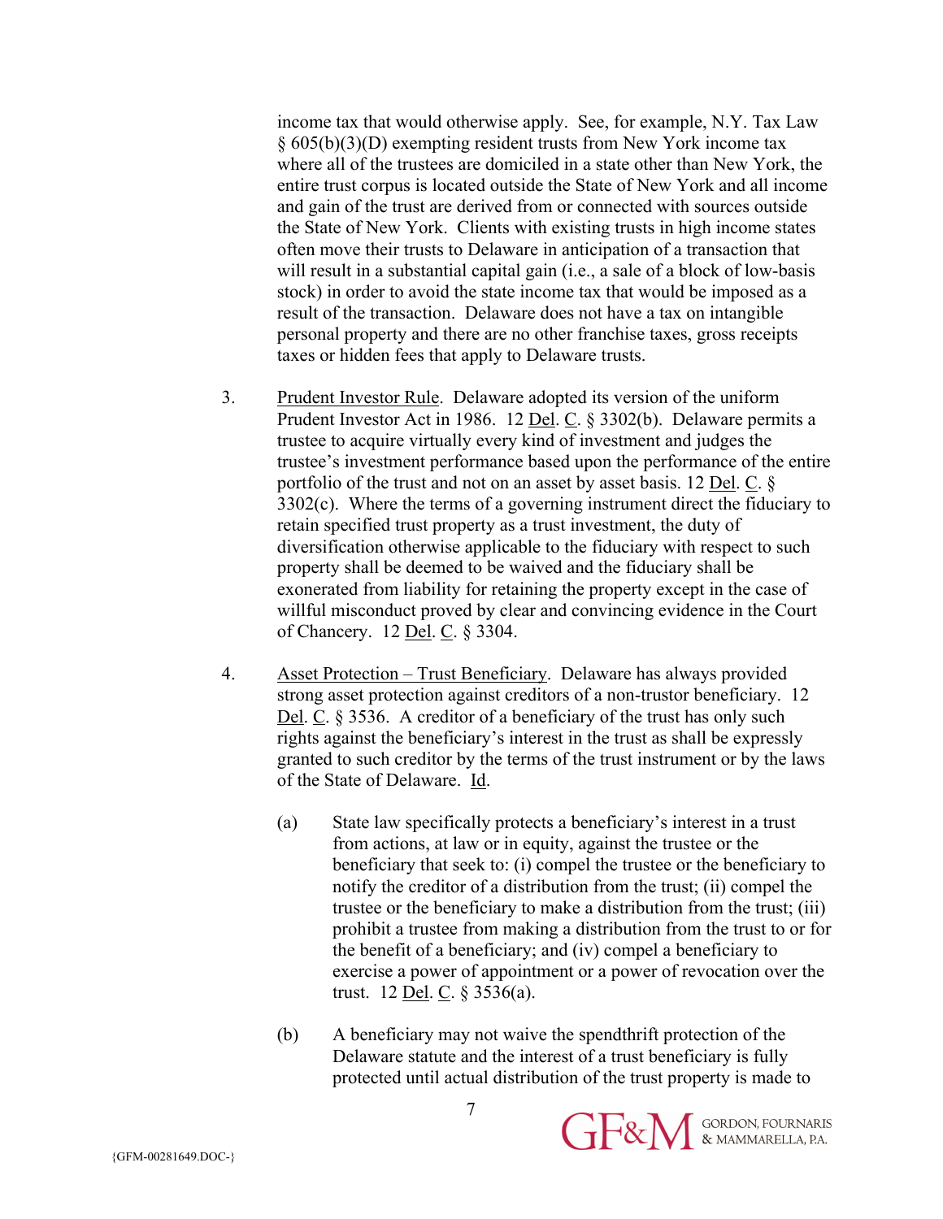income tax that would otherwise apply. See, for example, N.Y. Tax Law § 605(b)(3)(D) exempting resident trusts from New York income tax where all of the trustees are domiciled in a state other than New York, the entire trust corpus is located outside the State of New York and all income and gain of the trust are derived from or connected with sources outside the State of New York. Clients with existing trusts in high income states often move their trusts to Delaware in anticipation of a transaction that will result in a substantial capital gain (i.e., a sale of a block of low-basis stock) in order to avoid the state income tax that would be imposed as a result of the transaction. Delaware does not have a tax on intangible personal property and there are no other franchise taxes, gross receipts taxes or hidden fees that apply to Delaware trusts.

3. Prudent Investor Rule. Delaware adopted its version of the uniform Prudent Investor Act in 1986. 12 Del. C. § 3302(b). Delaware permits a trustee to acquire virtually every kind of investment and judges the trustee's investment performance based upon the performance of the entire portfolio of the trust and not on an asset by asset basis. 12 Del. C. § 3302(c). Where the terms of a governing instrument direct the fiduciary to retain specified trust property as a trust investment, the duty of diversification otherwise applicable to the fiduciary with respect to such property shall be deemed to be waived and the fiduciary shall be exonerated from liability for retaining the property except in the case of willful misconduct proved by clear and convincing evidence in the Court of Chancery. 12 Del. C. § 3304.

4. Asset Protection – Trust Beneficiary. Delaware has always provided strong asset protection against creditors of a non-trustor beneficiary. 12 Del. C. § 3536. A creditor of a beneficiary of the trust has only such rights against the beneficiary's interest in the trust as shall be expressly granted to such creditor by the terms of the trust instrument or by the laws of the State of Delaware. Id.

   (a) State law specifically protects a beneficiary's interest in a trust from actions, at law or in equity, against the trustee or the beneficiary that seek to: (i) compel the trustee or the beneficiary to notify the creditor of a distribution from the trust; (ii) compel the trustee or the beneficiary to make a distribution from the trust; (iii) prohibit a trustee from making a distribution from the trust to or for the benefit of a beneficiary; and (iv) compel a beneficiary to exercise a power of appointment or a power of revocation over the trust. 12 Del. C. § 3536(a).

   (b) A beneficiary may not waive the spendthrift protection of the Delaware statute and the interest of a trust beneficiary is fully protected until actual distribution of the trust property is made to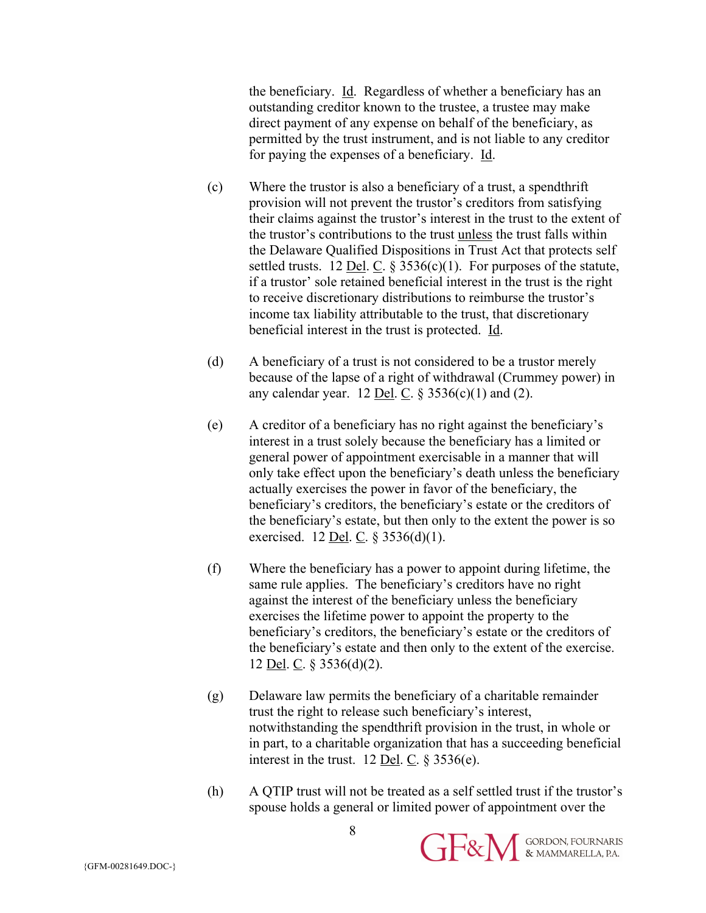the beneficiary. Id. Regardless of whether a beneficiary has an outstanding creditor known to the trustee, a trustee may make direct payment of any expense on behalf of the beneficiary, as permitted by the trust instrument, and is not liable to any creditor for paying the expenses of a beneficiary. Id.

(c) Where the trustor is also a beneficiary of a trust, a spendthrift provision will not prevent the trustor's creditors from satisfying their claims against the trustor's interest in the trust to the extent of the trustor's contributions to the trust unless the trust falls within the Delaware Qualified Dispositions in Trust Act that protects self settled trusts. 12 Del. C. § 3536(c)(1). For purposes of the statute, if a trustor' sole retained beneficial interest in the trust is the right to receive discretionary distributions to reimburse the trustor's income tax liability attributable to the trust, that discretionary beneficial interest in the trust is protected. Id.

(d) A beneficiary of a trust is not considered to be a trustor merely because of the lapse of a right of withdrawal (Crummey power) in any calendar year. 12 Del. C. § 3536(c)(1) and (2).

(e) A creditor of a beneficiary has no right against the beneficiary's interest in a trust solely because the beneficiary has a limited or general power of appointment exercisable in a manner that will only take effect upon the beneficiary's death unless the beneficiary actually exercises the power in favor of the beneficiary, the beneficiary's creditors, the beneficiary's estate or the creditors of the beneficiary's estate, but then only to the extent the power is so exercised. 12 Del. C. § 3536(d)(1).

(f) Where the beneficiary has a power to appoint during lifetime, the same rule applies. The beneficiary's creditors have no right against the interest of the beneficiary unless the beneficiary exercises the lifetime power to appoint the property to the beneficiary's creditors, the beneficiary's estate or the creditors of the beneficiary's estate and then only to the extent of the exercise. 12 Del. C. § 3536(d)(2).

(g) Delaware law permits the beneficiary of a charitable remainder trust the right to release such beneficiary's interest, notwithstanding the spendthrift provision in the trust, in whole or in part, to a charitable organization that has a succeeding beneficial interest in the trust. 12 Del. C. § 3536(e).

(h) A QTIP trust will not be treated as a self settled trust if the trustor's spouse holds a general or limited power of appointment over the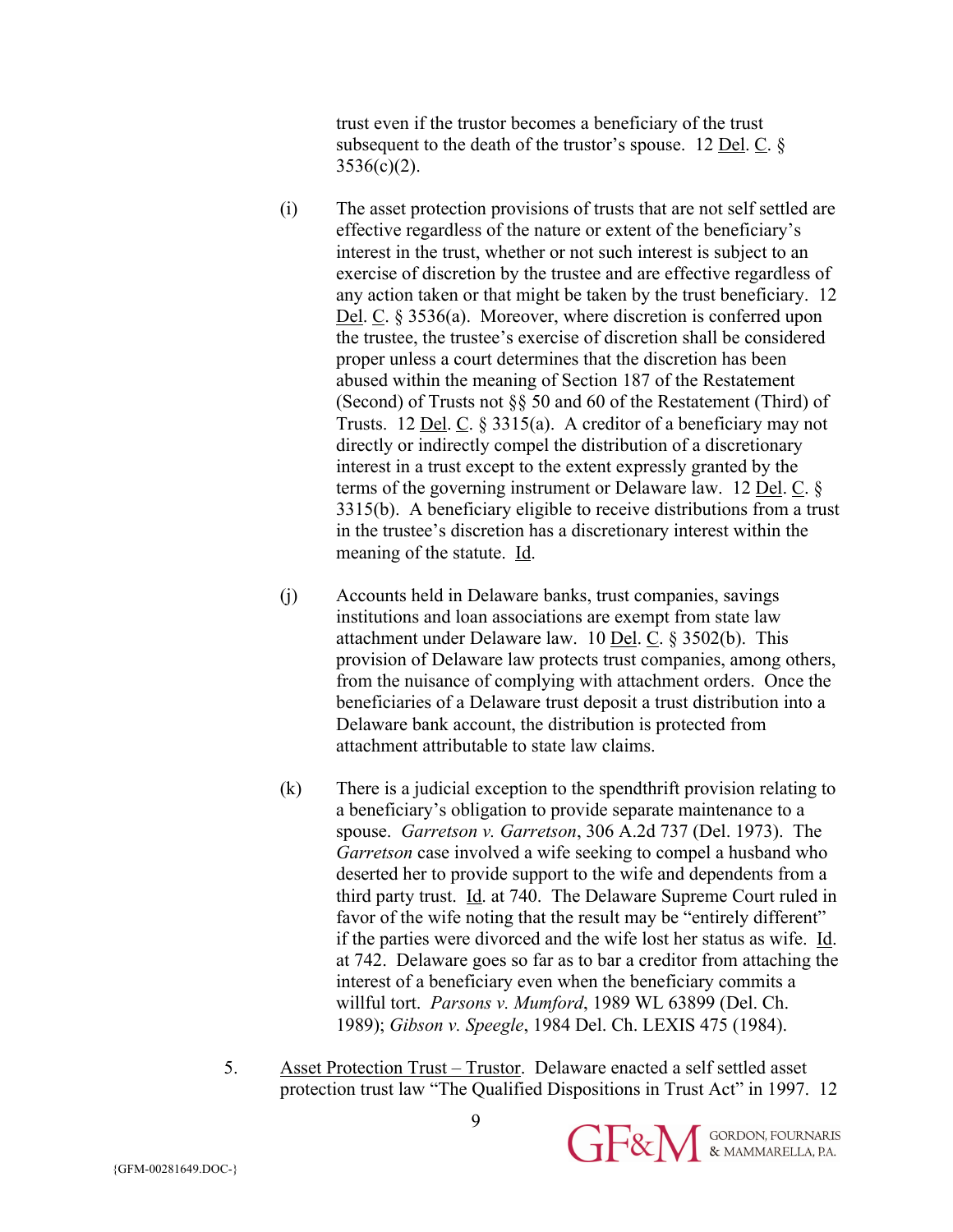trust even if the trustor becomes a beneficiary of the trust subsequent to the death of the trustor's spouse. 12 Del. C. § 3536(c)(2).

(i) The asset protection provisions of trusts that are not self settled are effective regardless of the nature or extent of the beneficiary's interest in the trust, whether or not such interest is subject to an exercise of discretion by the trustee and are effective regardless of any action taken or that might be taken by the trust beneficiary. 12 Del. C. § 3536(a). Moreover, where discretion is conferred upon the trustee, the trustee's exercise of discretion shall be considered proper unless a court determines that the discretion has been abused within the meaning of Section 187 of the Restatement (Second) of Trusts not §§ 50 and 60 of the Restatement (Third) of Trusts. 12 Del. C. § 3315(a). A creditor of a beneficiary may not directly or indirectly compel the distribution of a discretionary interest in a trust except to the extent expressly granted by the terms of the governing instrument or Delaware law. 12 Del. C. § 3315(b). A beneficiary eligible to receive distributions from a trust in the trustee's discretion has a discretionary interest within the meaning of the statute. Id.

(j) Accounts held in Delaware banks, trust companies, savings institutions and loan associations are exempt from state law attachment under Delaware law. 10 Del. C. § 3502(b). This provision of Delaware law protects trust companies, among others, from the nuisance of complying with attachment orders. Once the beneficiaries of a Delaware trust deposit a trust distribution into a Delaware bank account, the distribution is protected from attachment attributable to state law claims.

(k) There is a judicial exception to the spendthrift provision relating to a beneficiary's obligation to provide separate maintenance to a spouse. *Garretson v. Garretson*, 306 A.2d 737 (Del. 1973). The *Garretson* case involved a wife seeking to compel a husband who deserted her to provide support to the wife and dependents from a third party trust. Id. at 740. The Delaware Supreme Court ruled in favor of the wife noting that the result may be "entirely different" if the parties were divorced and the wife lost her status as wife. Id. at 742. Delaware goes so far as to bar a creditor from attaching the interest of a beneficiary even when the beneficiary commits a willful tort. *Parsons v. Mumford*, 1989 WL 63899 (Del. Ch. 1989); *Gibson v. Speegle*, 1984 Del. Ch. LEXIS 475 (1984).

5. Asset Protection Trust – Trustor. Delaware enacted a self settled asset protection trust law "The Qualified Dispositions in Trust Act" in 1997. 12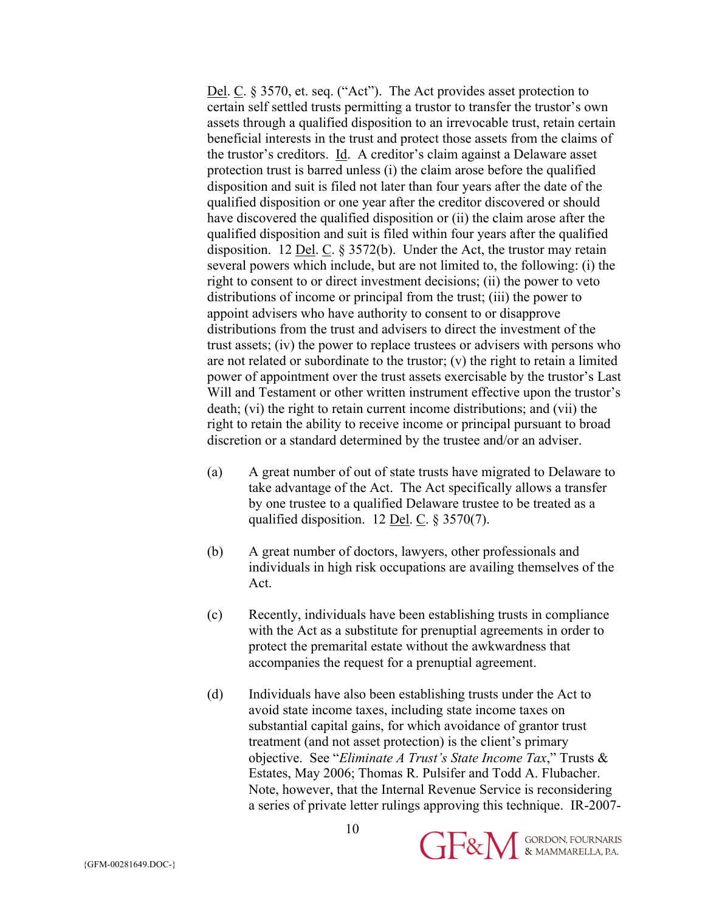Del. C. § 3570, et. seq. ("Act"). The Act provides asset protection to certain self settled trusts permitting a trustor to transfer the trustor's own assets through a qualified disposition to an irrevocable trust, retain certain beneficial interests in the trust and protect those assets from the claims of the trustor's creditors. Id. A creditor's claim against a Delaware asset protection trust is barred unless (i) the claim arose before the qualified disposition and suit is filed not later than four years after the date of the qualified disposition or one year after the creditor discovered or should have discovered the qualified disposition or (ii) the claim arose after the qualified disposition and suit is filed within four years after the qualified disposition. 12 Del. C. § 3572(b). Under the Act, the trustor may retain several powers which include, but are not limited to, the following: (i) the right to consent to or direct investment decisions; (ii) the power to veto distributions of income or principal from the trust; (iii) the power to appoint advisers who have authority to consent to or disapprove distributions from the trust and advisers to direct the investment of the trust assets; (iv) the power to replace trustees or advisers with persons who are not related or subordinate to the trustor; (v) the right to retain a limited power of appointment over the trust assets exercisable by the trustor's Last Will and Testament or other written instrument effective upon the trustor's death; (vi) the right to retain current income distributions; and (vii) the right to retain the ability to receive income or principal pursuant to broad discretion or a standard determined by the trustee and/or an adviser.

(a) A great number of out of state trusts have migrated to Delaware to take advantage of the Act. The Act specifically allows a transfer by one trustee to a qualified Delaware trustee to be treated as a qualified disposition. 12 Del. C. § 3570(7).

(b) A great number of doctors, lawyers, other professionals and individuals in high risk occupations are availing themselves of the Act.

(c) Recently, individuals have been establishing trusts in compliance with the Act as a substitute for prenuptial agreements in order to protect the premarital estate without the awkwardness that accompanies the request for a prenuptial agreement.

(d) Individuals have also been establishing trusts under the Act to avoid state income taxes, including state income taxes on substantial capital gains, for which avoidance of grantor trust treatment (and not asset protection) is the client's primary objective. See "*Eliminate A Trust's State Income Tax*," Trusts & Estates, May 2006; Thomas R. Pulsifer and Todd A. Flubacher. Note, however, that the Internal Revenue Service is reconsidering a series of private letter rulings approving this technique. IR-2007-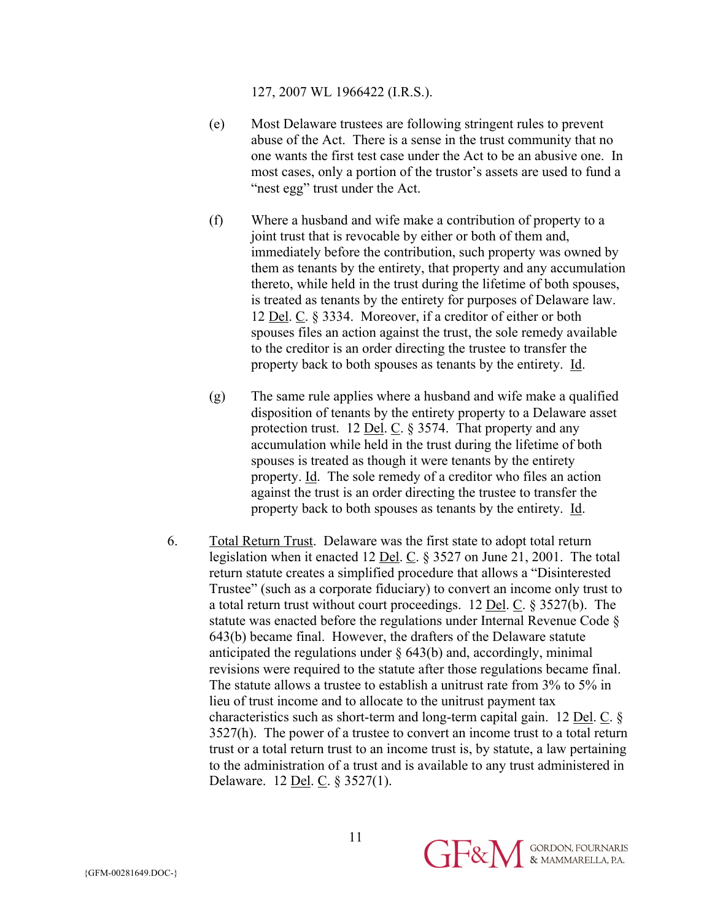127, 2007 WL 1966422 (I.R.S.).

(e) Most Delaware trustees are following stringent rules to prevent abuse of the Act. There is a sense in the trust community that no one wants the first test case under the Act to be an abusive one. In most cases, only a portion of the trustor's assets are used to fund a "nest egg" trust under the Act.

(f) Where a husband and wife make a contribution of property to a joint trust that is revocable by either or both of them and, immediately before the contribution, such property was owned by them as tenants by the entirety, that property and any accumulation thereto, while held in the trust during the lifetime of both spouses, is treated as tenants by the entirety for purposes of Delaware law. 12 Del. C. § 3334. Moreover, if a creditor of either or both spouses files an action against the trust, the sole remedy available to the creditor is an order directing the trustee to transfer the property back to both spouses as tenants by the entirety. Id.

(g) The same rule applies where a husband and wife make a qualified disposition of tenants by the entirety property to a Delaware asset protection trust. 12 Del. C. § 3574. That property and any accumulation while held in the trust during the lifetime of both spouses is treated as though it were tenants by the entirety property. Id. The sole remedy of a creditor who files an action against the trust is an order directing the trustee to transfer the property back to both spouses as tenants by the entirety. Id.

6. Total Return Trust. Delaware was the first state to adopt total return legislation when it enacted 12 Del. C. § 3527 on June 21, 2001. The total return statute creates a simplified procedure that allows a "Disinterested Trustee" (such as a corporate fiduciary) to convert an income only trust to a total return trust without court proceedings. 12 Del. C. § 3527(b). The statute was enacted before the regulations under Internal Revenue Code § 643(b) became final. However, the drafters of the Delaware statute anticipated the regulations under § 643(b) and, accordingly, minimal revisions were required to the statute after those regulations became final. The statute allows a trustee to establish a unitrust rate from 3% to 5% in lieu of trust income and to allocate to the unitrust payment tax characteristics such as short-term and long-term capital gain. 12 Del. C. § 3527(h). The power of a trustee to convert an income trust to a total return trust or a total return trust to an income trust is, by statute, a law pertaining to the administration of a trust and is available to any trust administered in Delaware. 12 Del. C. § 3527(1).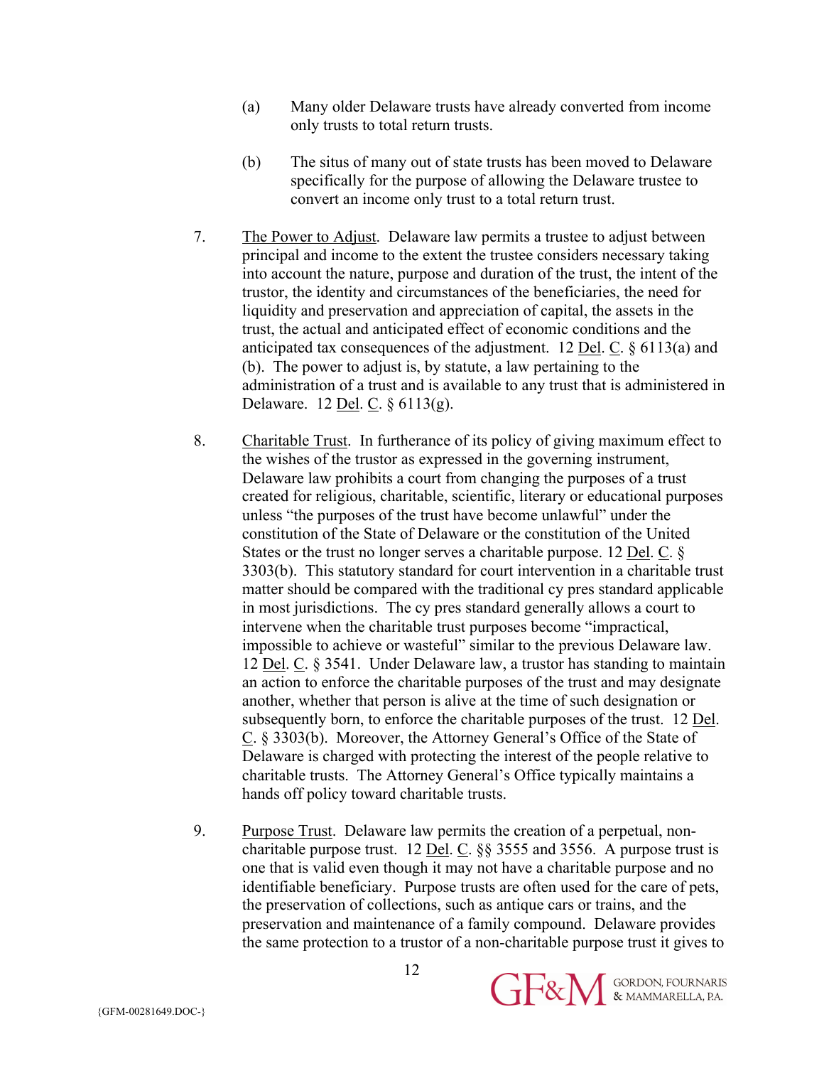(a) Many older Delaware trusts have already converted from income only trusts to total return trusts.

(b) The situs of many out of state trusts has been moved to Delaware specifically for the purpose of allowing the Delaware trustee to convert an income only trust to a total return trust.

7. The Power to Adjust. Delaware law permits a trustee to adjust between principal and income to the extent the trustee considers necessary taking into account the nature, purpose and duration of the trust, the intent of the trustor, the identity and circumstances of the beneficiaries, the need for liquidity and preservation and appreciation of capital, the assets in the trust, the actual and anticipated effect of economic conditions and the anticipated tax consequences of the adjustment. 12 Del. C. § 6113(a) and (b). The power to adjust is, by statute, a law pertaining to the administration of a trust and is available to any trust that is administered in Delaware. 12 Del. C. § 6113(g).

8. Charitable Trust. In furtherance of its policy of giving maximum effect to the wishes of the trustor as expressed in the governing instrument, Delaware law prohibits a court from changing the purposes of a trust created for religious, charitable, scientific, literary or educational purposes unless "the purposes of the trust have become unlawful" under the constitution of the State of Delaware or the constitution of the United States or the trust no longer serves a charitable purpose. 12 Del. C. § 3303(b). This statutory standard for court intervention in a charitable trust matter should be compared with the traditional cy pres standard applicable in most jurisdictions. The cy pres standard generally allows a court to intervene when the charitable trust purposes become "impractical, impossible to achieve or wasteful" similar to the previous Delaware law. 12 Del. C. § 3541. Under Delaware law, a trustor has standing to maintain an action to enforce the charitable purposes of the trust and may designate another, whether that person is alive at the time of such designation or subsequently born, to enforce the charitable purposes of the trust. 12 Del. C. § 3303(b). Moreover, the Attorney General's Office of the State of Delaware is charged with protecting the interest of the people relative to charitable trusts. The Attorney General's Office typically maintains a hands off policy toward charitable trusts.

9. Purpose Trust. Delaware law permits the creation of a perpetual, non-charitable purpose trust. 12 Del. C. §§ 3555 and 3556. A purpose trust is one that is valid even though it may not have a charitable purpose and no identifiable beneficiary. Purpose trusts are often used for the care of pets, the preservation of collections, such as antique cars or trains, and the preservation and maintenance of a family compound. Delaware provides the same protection to a trustor of a non-charitable purpose trust it gives to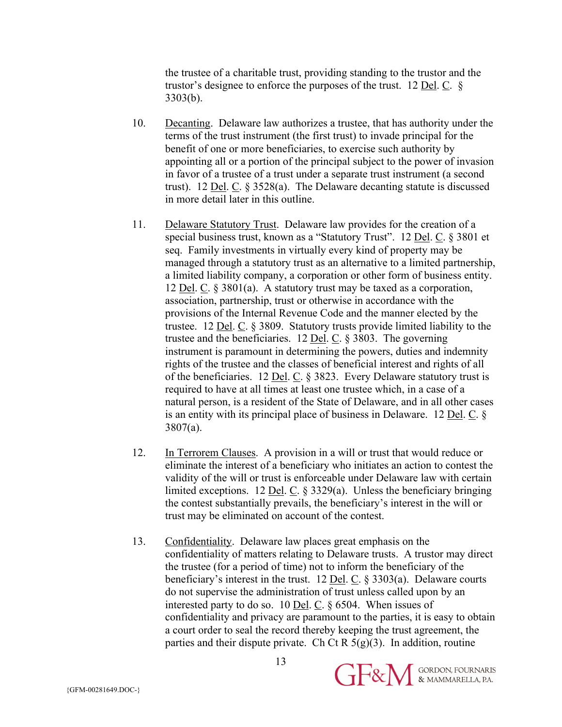the trustee of a charitable trust, providing standing to the trustor and the trustor's designee to enforce the purposes of the trust. 12 Del. C. § 3303(b).

10. Decanting. Delaware law authorizes a trustee, that has authority under the terms of the trust instrument (the first trust) to invade principal for the benefit of one or more beneficiaries, to exercise such authority by appointing all or a portion of the principal subject to the power of invasion in favor of a trustee of a trust under a separate trust instrument (a second trust). 12 Del. C. § 3528(a). The Delaware decanting statute is discussed in more detail later in this outline.

11. Delaware Statutory Trust. Delaware law provides for the creation of a special business trust, known as a "Statutory Trust". 12 Del. C. § 3801 et seq. Family investments in virtually every kind of property may be managed through a statutory trust as an alternative to a limited partnership, a limited liability company, a corporation or other form of business entity. 12 Del. C. § 3801(a). A statutory trust may be taxed as a corporation, association, partnership, trust or otherwise in accordance with the provisions of the Internal Revenue Code and the manner elected by the trustee. 12 Del. C. § 3809. Statutory trusts provide limited liability to the trustee and the beneficiaries. 12 Del. C. § 3803. The governing instrument is paramount in determining the powers, duties and indemnity rights of the trustee and the classes of beneficial interest and rights of all of the beneficiaries. 12 Del. C. § 3823. Every Delaware statutory trust is required to have at all times at least one trustee which, in a case of a natural person, is a resident of the State of Delaware, and in all other cases is an entity with its principal place of business in Delaware. 12 Del. C. § 3807(a).

12. In Terrorem Clauses. A provision in a will or trust that would reduce or eliminate the interest of a beneficiary who initiates an action to contest the validity of the will or trust is enforceable under Delaware law with certain limited exceptions. 12 Del. C. § 3329(a). Unless the beneficiary bringing the contest substantially prevails, the beneficiary's interest in the will or trust may be eliminated on account of the contest.

13. Confidentiality. Delaware law places great emphasis on the confidentiality of matters relating to Delaware trusts. A trustor may direct the trustee (for a period of time) not to inform the beneficiary of the beneficiary's interest in the trust. 12 Del. C. § 3303(a). Delaware courts do not supervise the administration of trust unless called upon by an interested party to do so. 10 Del. C. § 6504. When issues of confidentiality and privacy are paramount to the parties, it is easy to obtain a court order to seal the record thereby keeping the trust agreement, the parties and their dispute private. Ch Ct R 5(g)(3). In addition, routine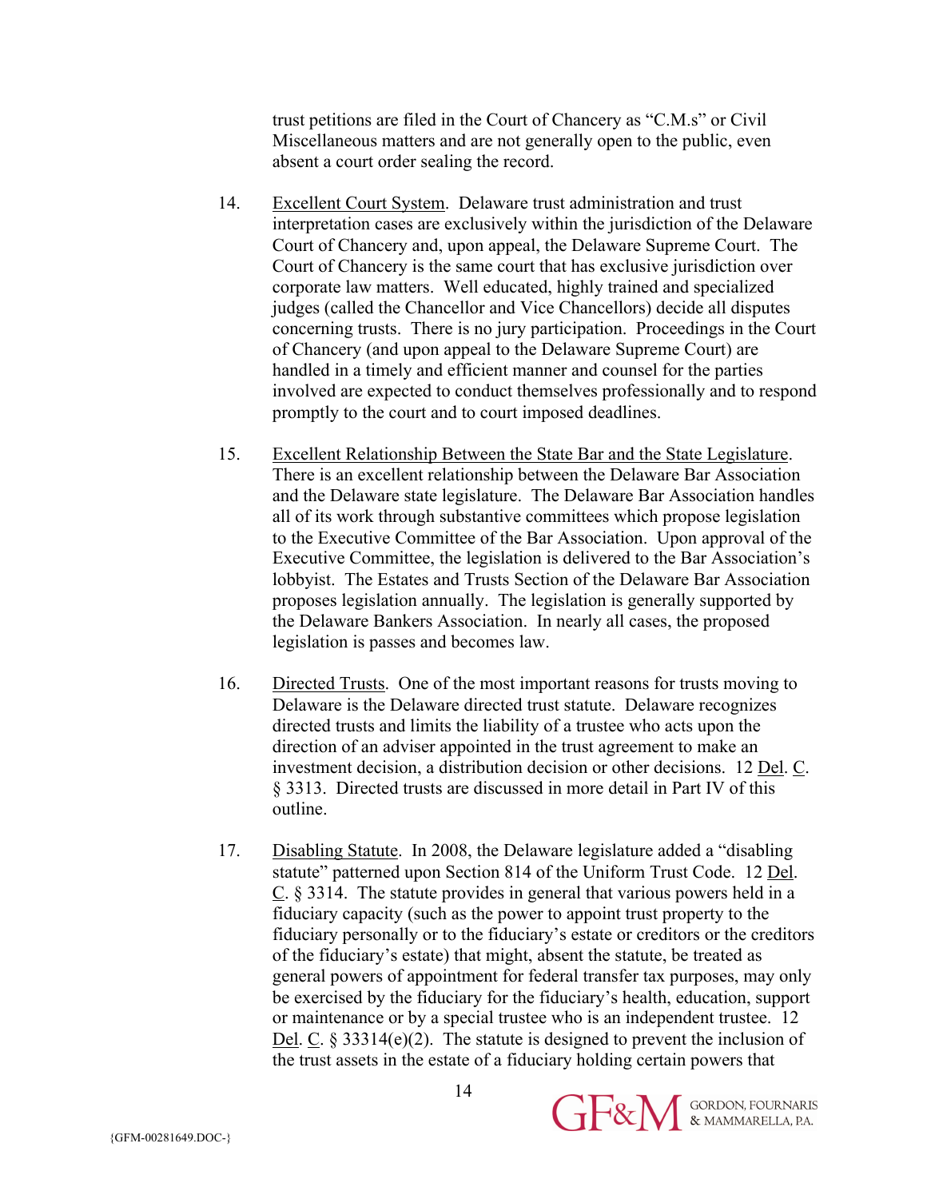trust petitions are filed in the Court of Chancery as "C.M.s" or Civil Miscellaneous matters and are not generally open to the public, even absent a court order sealing the record.

14. Excellent Court System. Delaware trust administration and trust interpretation cases are exclusively within the jurisdiction of the Delaware Court of Chancery and, upon appeal, the Delaware Supreme Court. The Court of Chancery is the same court that has exclusive jurisdiction over corporate law matters. Well educated, highly trained and specialized judges (called the Chancellor and Vice Chancellors) decide all disputes concerning trusts. There is no jury participation. Proceedings in the Court of Chancery (and upon appeal to the Delaware Supreme Court) are handled in a timely and efficient manner and counsel for the parties involved are expected to conduct themselves professionally and to respond promptly to the court and to court imposed deadlines.

15. Excellent Relationship Between the State Bar and the State Legislature. There is an excellent relationship between the Delaware Bar Association and the Delaware state legislature. The Delaware Bar Association handles all of its work through substantive committees which propose legislation to the Executive Committee of the Bar Association. Upon approval of the Executive Committee, the legislation is delivered to the Bar Association's lobbyist. The Estates and Trusts Section of the Delaware Bar Association proposes legislation annually. The legislation is generally supported by the Delaware Bankers Association. In nearly all cases, the proposed legislation is passes and becomes law.

16. Directed Trusts. One of the most important reasons for trusts moving to Delaware is the Delaware directed trust statute. Delaware recognizes directed trusts and limits the liability of a trustee who acts upon the direction of an adviser appointed in the trust agreement to make an investment decision, a distribution decision or other decisions. 12 Del. C. § 3313. Directed trusts are discussed in more detail in Part IV of this outline.

17. Disabling Statute. In 2008, the Delaware legislature added a "disabling statute" patterned upon Section 814 of the Uniform Trust Code. 12 Del. C. § 3314. The statute provides in general that various powers held in a fiduciary capacity (such as the power to appoint trust property to the fiduciary personally or to the fiduciary's estate or creditors or the creditors of the fiduciary's estate) that might, absent the statute, be treated as general powers of appointment for federal transfer tax purposes, may only be exercised by the fiduciary for the fiduciary's health, education, support or maintenance or by a special trustee who is an independent trustee. 12 Del. C. § 33314(e)(2). The statute is designed to prevent the inclusion of the trust assets in the estate of a fiduciary holding certain powers that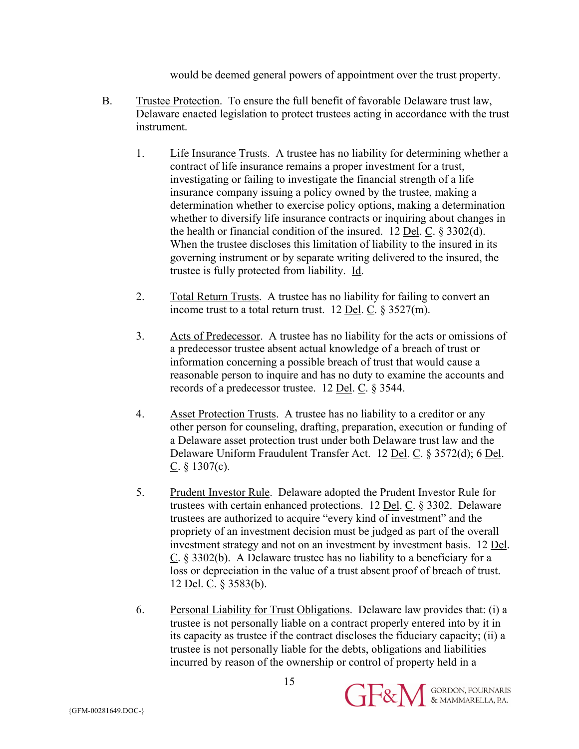would be deemed general powers of appointment over the trust property.

B. Trustee Protection. To ensure the full benefit of favorable Delaware trust law, Delaware enacted legislation to protect trustees acting in accordance with the trust instrument.

1. Life Insurance Trusts. A trustee has no liability for determining whether a contract of life insurance remains a proper investment for a trust, investigating or failing to investigate the financial strength of a life insurance company issuing a policy owned by the trustee, making a determination whether to exercise policy options, making a determination whether to diversify life insurance contracts or inquiring about changes in the health or financial condition of the insured. 12 Del. C. § 3302(d). When the trustee discloses this limitation of liability to the insured in its governing instrument or by separate writing delivered to the insured, the trustee is fully protected from liability. Id.

2. Total Return Trusts. A trustee has no liability for failing to convert an income trust to a total return trust. 12 Del. C. § 3527(m).

3. Acts of Predecessor. A trustee has no liability for the acts or omissions of a predecessor trustee absent actual knowledge of a breach of trust or information concerning a possible breach of trust that would cause a reasonable person to inquire and has no duty to examine the accounts and records of a predecessor trustee. 12 Del. C. § 3544.

4. Asset Protection Trusts. A trustee has no liability to a creditor or any other person for counseling, drafting, preparation, execution or funding of a Delaware asset protection trust under both Delaware trust law and the Delaware Uniform Fraudulent Transfer Act. 12 Del. C. § 3572(d); 6 Del. C. § 1307(c).

5. Prudent Investor Rule. Delaware adopted the Prudent Investor Rule for trustees with certain enhanced protections. 12 Del. C. § 3302. Delaware trustees are authorized to acquire "every kind of investment" and the propriety of an investment decision must be judged as part of the overall investment strategy and not on an investment by investment basis. 12 Del. C. § 3302(b). A Delaware trustee has no liability to a beneficiary for a loss or depreciation in the value of a trust absent proof of breach of trust. 12 Del. C. § 3583(b).

6. Personal Liability for Trust Obligations. Delaware law provides that: (i) a trustee is not personally liable on a contract properly entered into by it in its capacity as trustee if the contract discloses the fiduciary capacity; (ii) a trustee is not personally liable for the debts, obligations and liabilities incurred by reason of the ownership or control of property held in a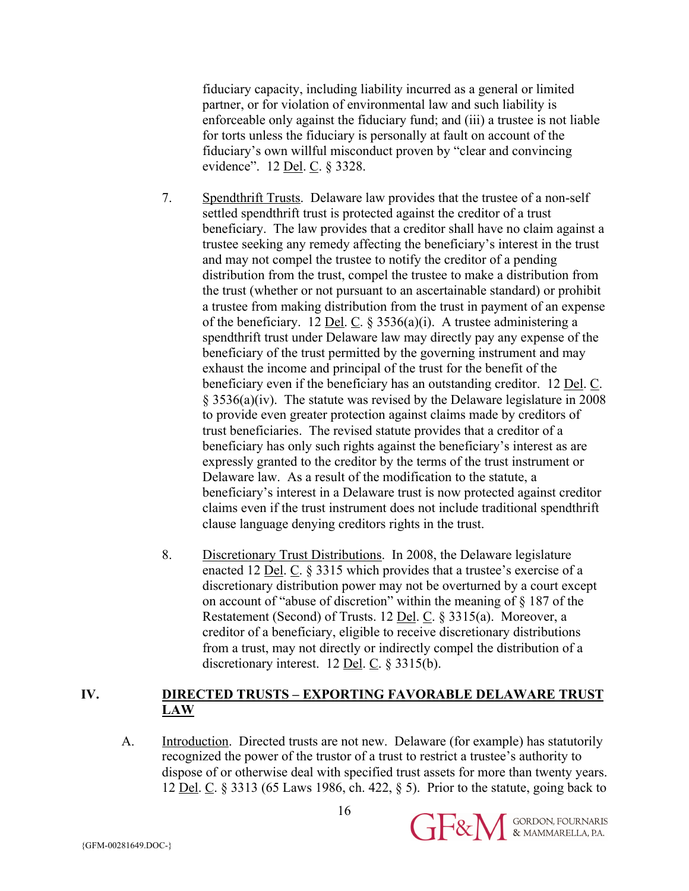fiduciary capacity, including liability incurred as a general or limited partner, or for violation of environmental law and such liability is enforceable only against the fiduciary fund; and (iii) a trustee is not liable for torts unless the fiduciary is personally at fault on account of the fiduciary's own willful misconduct proven by "clear and convincing evidence". 12 Del. C. § 3328.

7. Spendthrift Trusts. Delaware law provides that the trustee of a non-self settled spendthrift trust is protected against the creditor of a trust beneficiary. The law provides that a creditor shall have no claim against a trustee seeking any remedy affecting the beneficiary's interest in the trust and may not compel the trustee to notify the creditor of a pending distribution from the trust, compel the trustee to make a distribution from the trust (whether or not pursuant to an ascertainable standard) or prohibit a trustee from making distribution from the trust in payment of an expense of the beneficiary. 12 Del. C. § 3536(a)(i). A trustee administering a spendthrift trust under Delaware law may directly pay any expense of the beneficiary of the trust permitted by the governing instrument and may exhaust the income and principal of the trust for the benefit of the beneficiary even if the beneficiary has an outstanding creditor. 12 Del. C. § 3536(a)(iv). The statute was revised by the Delaware legislature in 2008 to provide even greater protection against claims made by creditors of trust beneficiaries. The revised statute provides that a creditor of a beneficiary has only such rights against the beneficiary's interest as are expressly granted to the creditor by the terms of the trust instrument or Delaware law. As a result of the modification to the statute, a beneficiary's interest in a Delaware trust is now protected against creditor claims even if the trust instrument does not include traditional spendthrift clause language denying creditors rights in the trust.

8. Discretionary Trust Distributions. In 2008, the Delaware legislature enacted 12 Del. C. § 3315 which provides that a trustee's exercise of a discretionary distribution power may not be overturned by a court except on account of "abuse of discretion" within the meaning of § 187 of the Restatement (Second) of Trusts. 12 Del. C. § 3315(a). Moreover, a creditor of a beneficiary, eligible to receive discretionary distributions from a trust, may not directly or indirectly compel the distribution of a discretionary interest. 12 Del. C. § 3315(b).

## IV. DIRECTED TRUSTS – EXPORTING FAVORABLE DELAWARE TRUST LAW

A. Introduction. Directed trusts are not new. Delaware (for example) has statutorily recognized the power of the trustor of a trust to restrict a trustee's authority to dispose of or otherwise deal with specified trust assets for more than twenty years. 12 Del. C. § 3313 (65 Laws 1986, ch. 422, § 5). Prior to the statute, going back to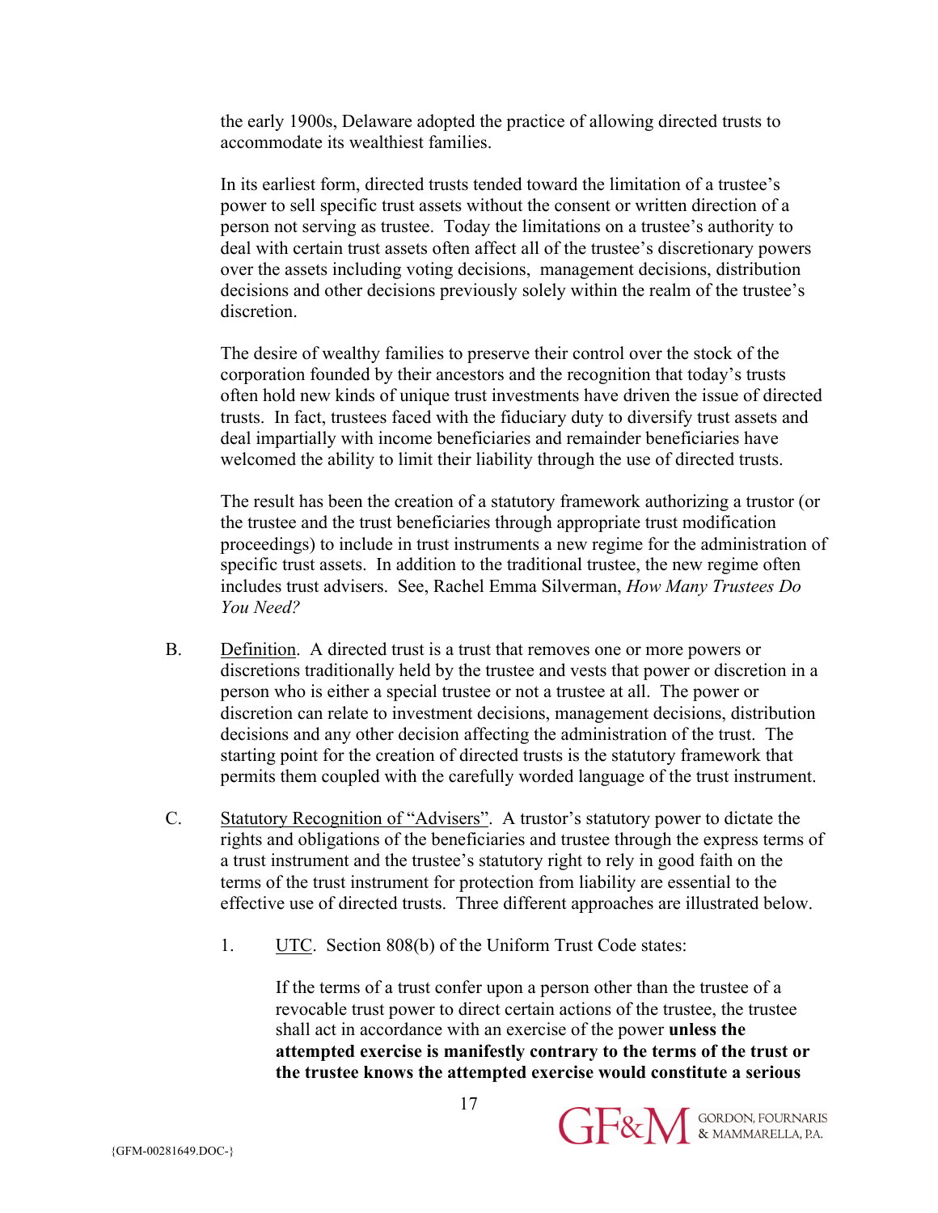the early 1900s, Delaware adopted the practice of allowing directed trusts to accommodate its wealthiest families.

In its earliest form, directed trusts tended toward the limitation of a trustee's power to sell specific trust assets without the consent or written direction of a person not serving as trustee. Today the limitations on a trustee's authority to deal with certain trust assets often affect all of the trustee's discretionary powers over the assets including voting decisions, management decisions, distribution decisions and other decisions previously solely within the realm of the trustee's discretion.

The desire of wealthy families to preserve their control over the stock of the corporation founded by their ancestors and the recognition that today's trusts often hold new kinds of unique trust investments have driven the issue of directed trusts. In fact, trustees faced with the fiduciary duty to diversify trust assets and deal impartially with income beneficiaries and remainder beneficiaries have welcomed the ability to limit their liability through the use of directed trusts.

The result has been the creation of a statutory framework authorizing a trustor (or the trustee and the trust beneficiaries through appropriate trust modification proceedings) to include in trust instruments a new regime for the administration of specific trust assets. In addition to the traditional trustee, the new regime often includes trust advisers. See, Rachel Emma Silverman, *How Many Trustees Do You Need?*

B. Definition. A directed trust is a trust that removes one or more powers or discretions traditionally held by the trustee and vests that power or discretion in a person who is either a special trustee or not a trustee at all. The power or discretion can relate to investment decisions, management decisions, distribution decisions and any other decision affecting the administration of the trust. The starting point for the creation of directed trusts is the statutory framework that permits them coupled with the carefully worded language of the trust instrument.

C. Statutory Recognition of "Advisers". A trustor's statutory power to dictate the rights and obligations of the beneficiaries and trustee through the express terms of a trust instrument and the trustee's statutory right to rely in good faith on the terms of the trust instrument for protection from liability are essential to the effective use of directed trusts. Three different approaches are illustrated below.

1. UTC. Section 808(b) of the Uniform Trust Code states:

> If the terms of a trust confer upon a person other than the trustee of a revocable trust power to direct certain actions of the trustee, the trustee shall act in accordance with an exercise of the power **unless the attempted exercise is manifestly contrary to the terms of the trust or the trustee knows the attempted exercise would constitute a serious**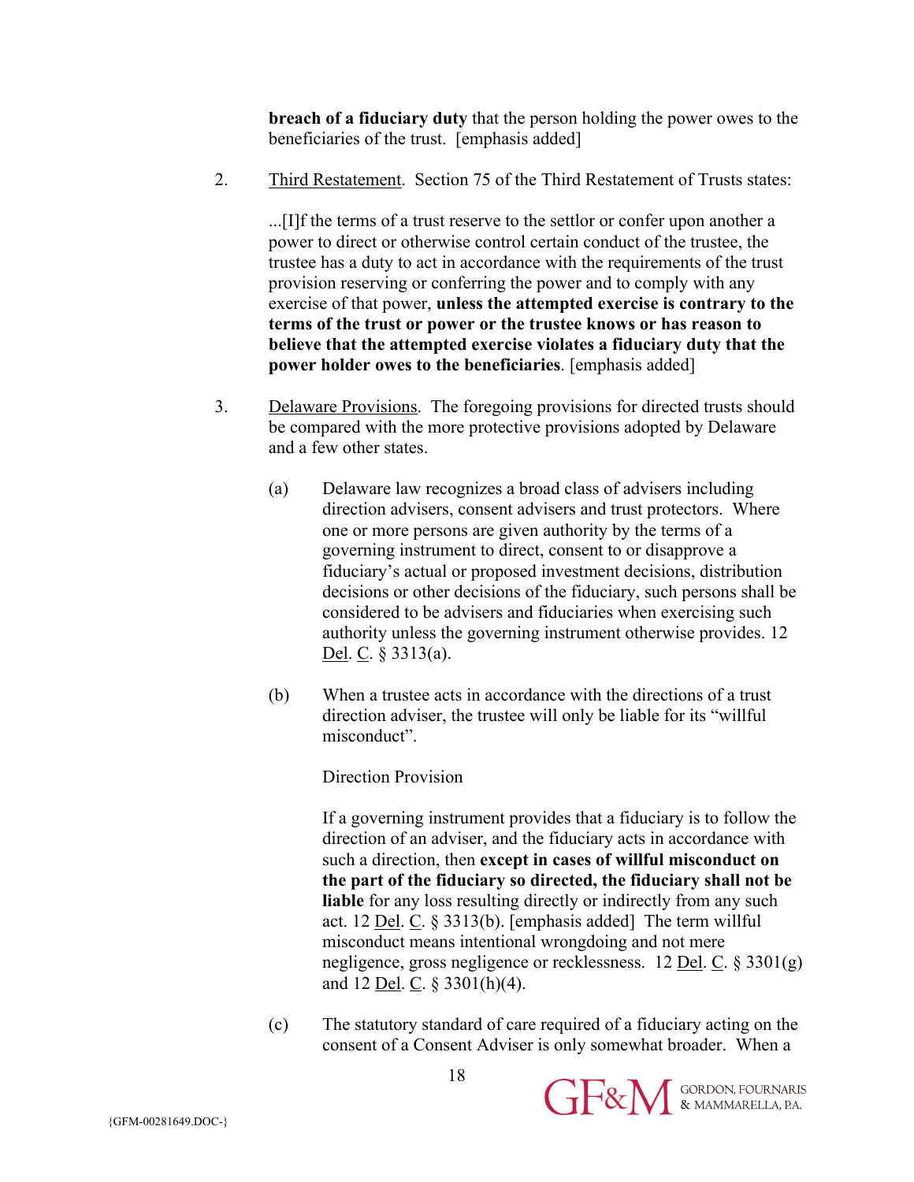> **breach of a fiduciary duty** that the person holding the power owes to the beneficiaries of the trust. [emphasis added]

2. Third Restatement. Section 75 of the Third Restatement of Trusts states:

   > ...[I]f the terms of a trust reserve to the settlor or confer upon another a power to direct or otherwise control certain conduct of the trustee, the trustee has a duty to act in accordance with the requirements of the trust provision reserving or conferring the power and to comply with any exercise of that power, **unless the attempted exercise is contrary to the terms of the trust or power or the trustee knows or has reason to believe that the attempted exercise violates a fiduciary duty that the power holder owes to the beneficiaries**. [emphasis added]

3. Delaware Provisions. The foregoing provisions for directed trusts should be compared with the more protective provisions adopted by Delaware and a few other states.

   (a) Delaware law recognizes a broad class of advisers including direction advisers, consent advisers and trust protectors. Where one or more persons are given authority by the terms of a governing instrument to direct, consent to or disapprove a fiduciary's actual or proposed investment decisions, distribution decisions or other decisions of the fiduciary, such persons shall be considered to be advisers and fiduciaries when exercising such authority unless the governing instrument otherwise provides. 12 Del. C. § 3313(a).

   (b) When a trustee acts in accordance with the directions of a trust direction adviser, the trustee will only be liable for its "willful misconduct".

   Direction Provision

   If a governing instrument provides that a fiduciary is to follow the direction of an adviser, and the fiduciary acts in accordance with such a direction, then **except in cases of willful misconduct on the part of the fiduciary so directed, the fiduciary shall not be liable** for any loss resulting directly or indirectly from any such act. 12 Del. C. § 3313(b). [emphasis added] The term willful misconduct means intentional wrongdoing and not mere negligence, gross negligence or recklessness. 12 Del. C. § 3301(g) and 12 Del. C. § 3301(h)(4).

   (c) The statutory standard of care required of a fiduciary acting on the consent of a Consent Adviser is only somewhat broader. When a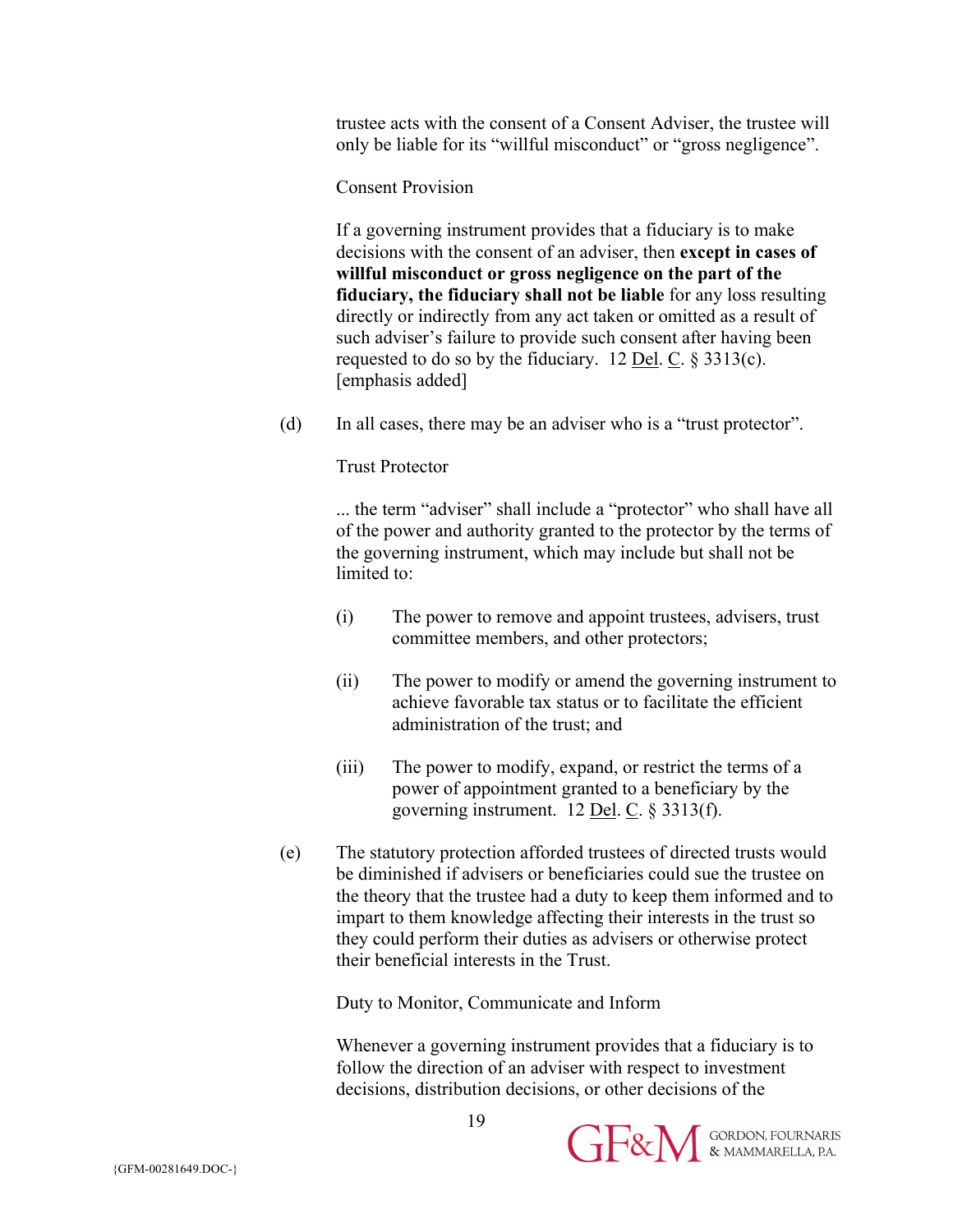trustee acts with the consent of a Consent Adviser, the trustee will only be liable for its "willful misconduct" or "gross negligence".

Consent Provision

If a governing instrument provides that a fiduciary is to make decisions with the consent of an adviser, then **except in cases of willful misconduct or gross negligence on the part of the fiduciary, the fiduciary shall not be liable** for any loss resulting directly or indirectly from any act taken or omitted as a result of such adviser's failure to provide such consent after having been requested to do so by the fiduciary. 12 Del. C. § 3313(c). [emphasis added]

(d) In all cases, there may be an adviser who is a "trust protector".

Trust Protector

... the term "adviser" shall include a "protector" who shall have all of the power and authority granted to the protector by the terms of the governing instrument, which may include but shall not be limited to:

(i) The power to remove and appoint trustees, advisers, trust committee members, and other protectors;

(ii) The power to modify or amend the governing instrument to achieve favorable tax status or to facilitate the efficient administration of the trust; and

(iii) The power to modify, expand, or restrict the terms of a power of appointment granted to a beneficiary by the governing instrument. 12 Del. C. § 3313(f).

(e) The statutory protection afforded trustees of directed trusts would be diminished if advisers or beneficiaries could sue the trustee on the theory that the trustee had a duty to keep them informed and to impart to them knowledge affecting their interests in the trust so they could perform their duties as advisers or otherwise protect their beneficial interests in the Trust.

Duty to Monitor, Communicate and Inform

Whenever a governing instrument provides that a fiduciary is to follow the direction of an adviser with respect to investment decisions, distribution decisions, or other decisions of the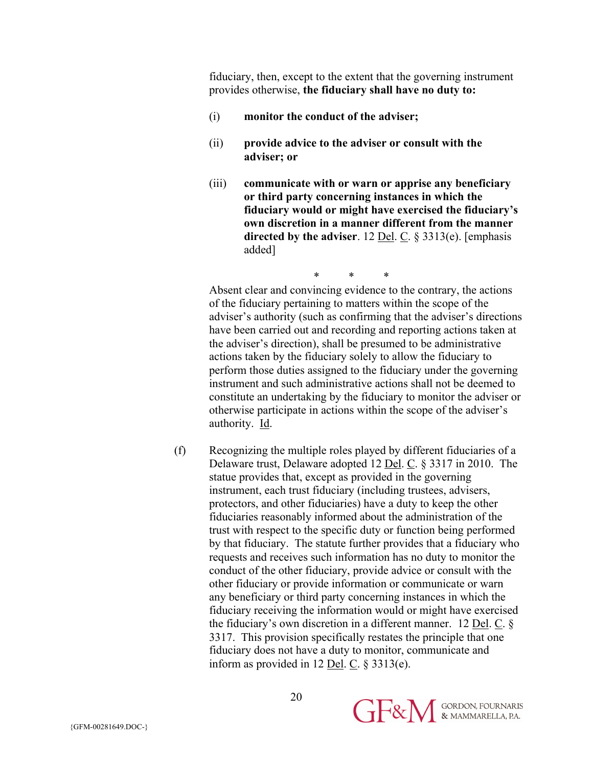fiduciary, then, except to the extent that the governing instrument provides otherwise, **the fiduciary shall have no duty to:**

(i) **monitor the conduct of the adviser;**

(ii) **provide advice to the adviser or consult with the adviser; or**

(iii) **communicate with or warn or apprise any beneficiary or third party concerning instances in which the fiduciary would or might have exercised the fiduciary's own discretion in a manner different from the manner directed by the adviser**. 12 Del. C. § 3313(e). [emphasis added]

\* \* \*

Absent clear and convincing evidence to the contrary, the actions of the fiduciary pertaining to matters within the scope of the adviser's authority (such as confirming that the adviser's directions have been carried out and recording and reporting actions taken at the adviser's direction), shall be presumed to be administrative actions taken by the fiduciary solely to allow the fiduciary to perform those duties assigned to the fiduciary under the governing instrument and such administrative actions shall not be deemed to constitute an undertaking by the fiduciary to monitor the adviser or otherwise participate in actions within the scope of the adviser's authority. Id.

(f) Recognizing the multiple roles played by different fiduciaries of a Delaware trust, Delaware adopted 12 Del. C. § 3317 in 2010. The statue provides that, except as provided in the governing instrument, each trust fiduciary (including trustees, advisers, protectors, and other fiduciaries) have a duty to keep the other fiduciaries reasonably informed about the administration of the trust with respect to the specific duty or function being performed by that fiduciary. The statute further provides that a fiduciary who requests and receives such information has no duty to monitor the conduct of the other fiduciary, provide advice or consult with the other fiduciary or provide information or communicate or warn any beneficiary or third party concerning instances in which the fiduciary receiving the information would or might have exercised the fiduciary's own discretion in a different manner. 12 Del. C. § 3317. This provision specifically restates the principle that one fiduciary does not have a duty to monitor, communicate and inform as provided in 12 Del. C. § 3313(e).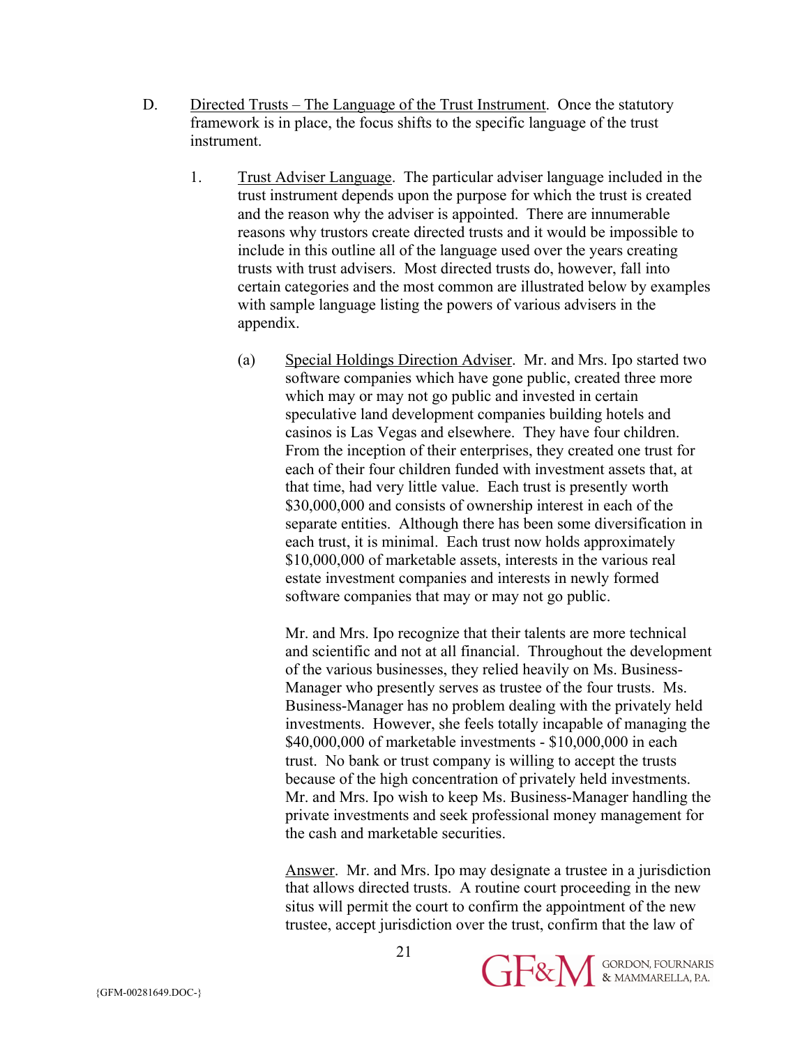D. <u>Directed Trusts – The Language of the Trust Instrument</u>. Once the statutory framework is in place, the focus shifts to the specific language of the trust instrument.

1. <u>Trust Adviser Language</u>. The particular adviser language included in the trust instrument depends upon the purpose for which the trust is created and the reason why the adviser is appointed. There are innumerable reasons why trustors create directed trusts and it would be impossible to include in this outline all of the language used over the years creating trusts with trust advisers. Most directed trusts do, however, fall into certain categories and the most common are illustrated below by examples with sample language listing the powers of various advisers in the appendix.

   (a) <u>Special Holdings Direction Adviser</u>. Mr. and Mrs. Ipo started two software companies which have gone public, created three more which may or may not go public and invested in certain speculative land development companies building hotels and casinos is Las Vegas and elsewhere. They have four children. From the inception of their enterprises, they created one trust for each of their four children funded with investment assets that, at that time, had very little value. Each trust is presently worth $30,000,000 and consists of ownership interest in each of the separate entities. Although there has been some diversification in each trust, it is minimal. Each trust now holds approximately $10,000,000 of marketable assets, interests in the various real estate investment companies and interests in newly formed software companies that may or may not go public.

   Mr. and Mrs. Ipo recognize that their talents are more technical and scientific and not at all financial. Throughout the development of the various businesses, they relied heavily on Ms. Business-Manager who presently serves as trustee of the four trusts. Ms. Business-Manager has no problem dealing with the privately held investments. However, she feels totally incapable of managing the $40,000,000 of marketable investments - $10,000,000 in each trust. No bank or trust company is willing to accept the trusts because of the high concentration of privately held investments. Mr. and Mrs. Ipo wish to keep Ms. Business-Manager handling the private investments and seek professional money management for the cash and marketable securities.

   <u>Answer</u>. Mr. and Mrs. Ipo may designate a trustee in a jurisdiction that allows directed trusts. A routine court proceeding in the new situs will permit the court to confirm the appointment of the new trustee, accept jurisdiction over the trust, confirm that the law of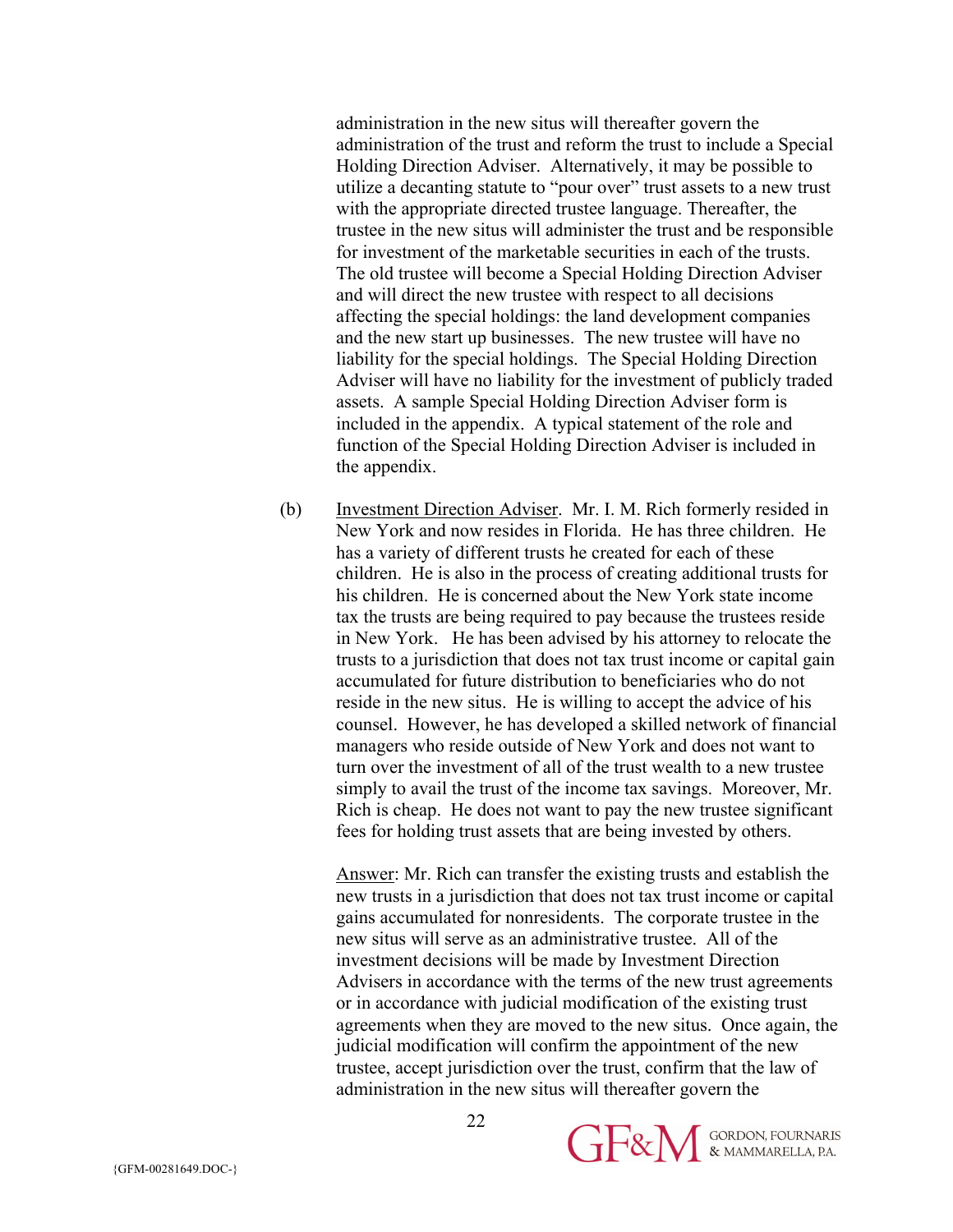administration in the new situs will thereafter govern the administration of the trust and reform the trust to include a Special Holding Direction Adviser. Alternatively, it may be possible to utilize a decanting statute to "pour over" trust assets to a new trust with the appropriate directed trustee language. Thereafter, the trustee in the new situs will administer the trust and be responsible for investment of the marketable securities in each of the trusts. The old trustee will become a Special Holding Direction Adviser and will direct the new trustee with respect to all decisions affecting the special holdings: the land development companies and the new start up businesses. The new trustee will have no liability for the special holdings. The Special Holding Direction Adviser will have no liability for the investment of publicly traded assets. A sample Special Holding Direction Adviser form is included in the appendix. A typical statement of the role and function of the Special Holding Direction Adviser is included in the appendix.

(b) Investment Direction Adviser. Mr. I. M. Rich formerly resided in New York and now resides in Florida. He has three children. He has a variety of different trusts he created for each of these children. He is also in the process of creating additional trusts for his children. He is concerned about the New York state income tax the trusts are being required to pay because the trustees reside in New York. He has been advised by his attorney to relocate the trusts to a jurisdiction that does not tax trust income or capital gain accumulated for future distribution to beneficiaries who do not reside in the new situs. He is willing to accept the advice of his counsel. However, he has developed a skilled network of financial managers who reside outside of New York and does not want to turn over the investment of all of the trust wealth to a new trustee simply to avail the trust of the income tax savings. Moreover, Mr. Rich is cheap. He does not want to pay the new trustee significant fees for holding trust assets that are being invested by others.

Answer: Mr. Rich can transfer the existing trusts and establish the new trusts in a jurisdiction that does not tax trust income or capital gains accumulated for nonresidents. The corporate trustee in the new situs will serve as an administrative trustee. All of the investment decisions will be made by Investment Direction Advisers in accordance with the terms of the new trust agreements or in accordance with judicial modification of the existing trust agreements when they are moved to the new situs. Once again, the judicial modification will confirm the appointment of the new trustee, accept jurisdiction over the trust, confirm that the law of administration in the new situs will thereafter govern the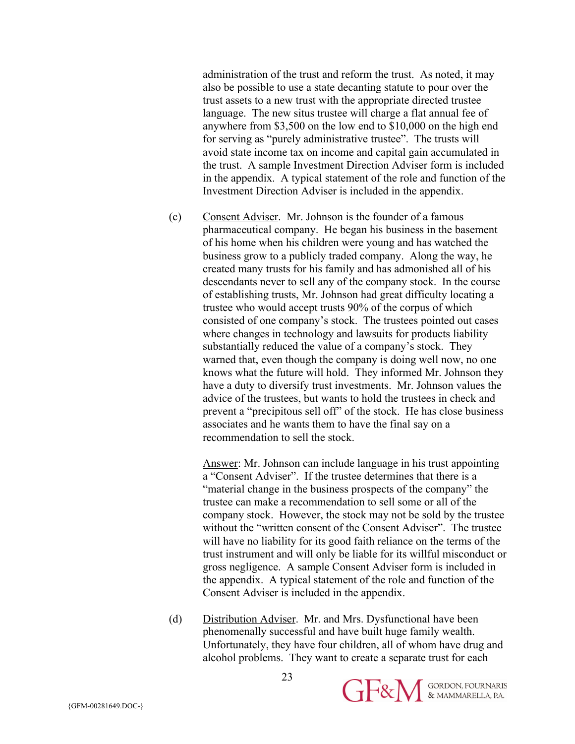administration of the trust and reform the trust. As noted, it may also be possible to use a state decanting statute to pour over the trust assets to a new trust with the appropriate directed trustee language. The new situs trustee will charge a flat annual fee of anywhere from $3,500 on the low end to $10,000 on the high end for serving as "purely administrative trustee". The trusts will avoid state income tax on income and capital gain accumulated in the trust. A sample Investment Direction Adviser form is included in the appendix. A typical statement of the role and function of the Investment Direction Adviser is included in the appendix.

(c) <u>Consent Adviser</u>. Mr. Johnson is the founder of a famous pharmaceutical company. He began his business in the basement of his home when his children were young and has watched the business grow to a publicly traded company. Along the way, he created many trusts for his family and has admonished all of his descendants never to sell any of the company stock. In the course of establishing trusts, Mr. Johnson had great difficulty locating a trustee who would accept trusts 90% of the corpus of which consisted of one company's stock. The trustees pointed out cases where changes in technology and lawsuits for products liability substantially reduced the value of a company's stock. They warned that, even though the company is doing well now, no one knows what the future will hold. They informed Mr. Johnson they have a duty to diversify trust investments. Mr. Johnson values the advice of the trustees, but wants to hold the trustees in check and prevent a "precipitous sell off" of the stock. He has close business associates and he wants them to have the final say on a recommendation to sell the stock.

<u>Answer</u>: Mr. Johnson can include language in his trust appointing a "Consent Adviser". If the trustee determines that there is a "material change in the business prospects of the company" the trustee can make a recommendation to sell some or all of the company stock. However, the stock may not be sold by the trustee without the "written consent of the Consent Adviser". The trustee will have no liability for its good faith reliance on the terms of the trust instrument and will only be liable for its willful misconduct or gross negligence. A sample Consent Adviser form is included in the appendix. A typical statement of the role and function of the Consent Adviser is included in the appendix.

(d) <u>Distribution Adviser</u>. Mr. and Mrs. Dysfunctional have been phenomenally successful and have built huge family wealth. Unfortunately, they have four children, all of whom have drug and alcohol problems. They want to create a separate trust for each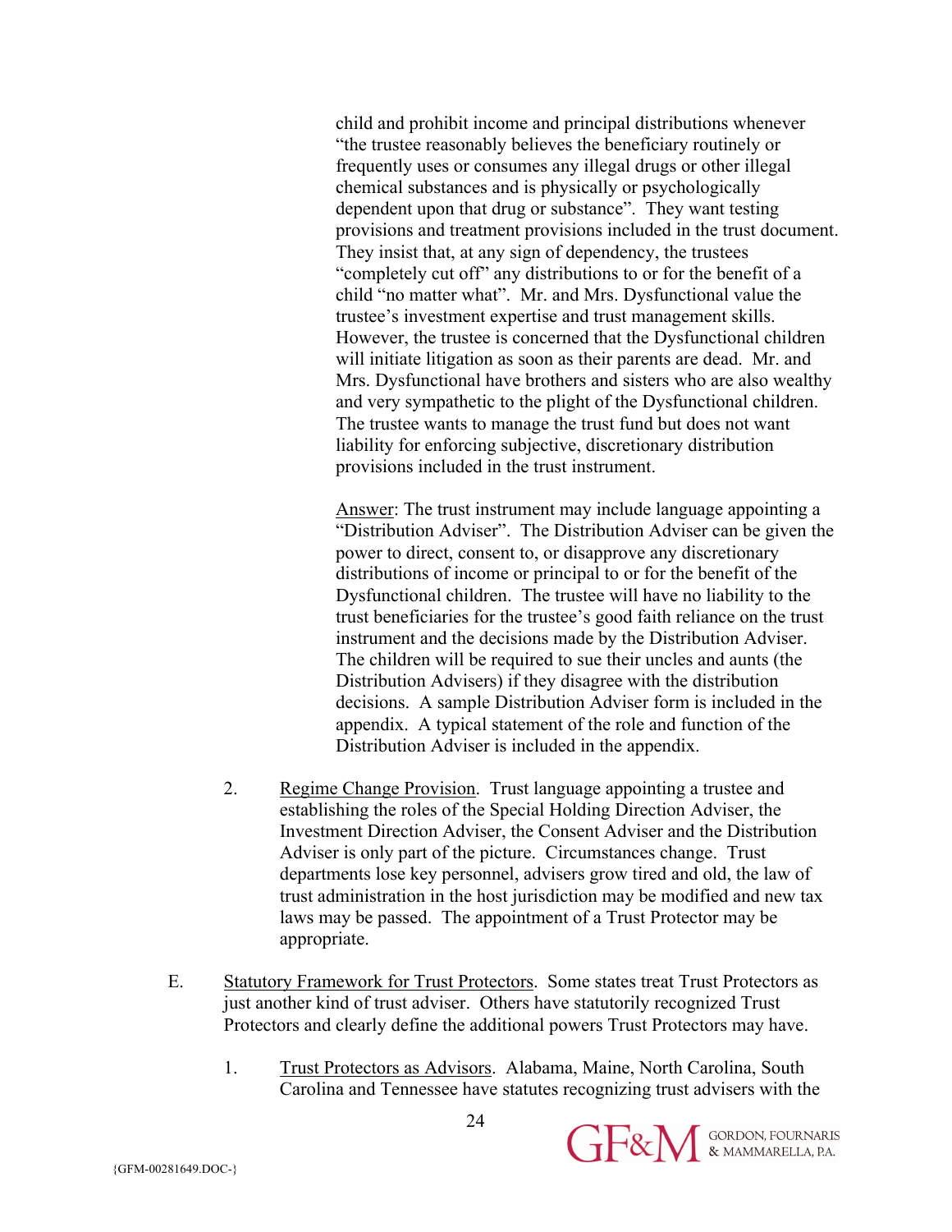child and prohibit income and principal distributions whenever "the trustee reasonably believes the beneficiary routinely or frequently uses or consumes any illegal drugs or other illegal chemical substances and is physically or psychologically dependent upon that drug or substance". They want testing provisions and treatment provisions included in the trust document. They insist that, at any sign of dependency, the trustees "completely cut off" any distributions to or for the benefit of a child "no matter what". Mr. and Mrs. Dysfunctional value the trustee's investment expertise and trust management skills. However, the trustee is concerned that the Dysfunctional children will initiate litigation as soon as their parents are dead. Mr. and Mrs. Dysfunctional have brothers and sisters who are also wealthy and very sympathetic to the plight of the Dysfunctional children. The trustee wants to manage the trust fund but does not want liability for enforcing subjective, discretionary distribution provisions included in the trust instrument.

Answer: The trust instrument may include language appointing a "Distribution Adviser". The Distribution Adviser can be given the power to direct, consent to, or disapprove any discretionary distributions of income or principal to or for the benefit of the Dysfunctional children. The trustee will have no liability to the trust beneficiaries for the trustee's good faith reliance on the trust instrument and the decisions made by the Distribution Adviser. The children will be required to sue their uncles and aunts (the Distribution Advisers) if they disagree with the distribution decisions. A sample Distribution Adviser form is included in the appendix. A typical statement of the role and function of the Distribution Adviser is included in the appendix.

2. Regime Change Provision. Trust language appointing a trustee and establishing the roles of the Special Holding Direction Adviser, the Investment Direction Adviser, the Consent Adviser and the Distribution Adviser is only part of the picture. Circumstances change. Trust departments lose key personnel, advisers grow tired and old, the law of trust administration in the host jurisdiction may be modified and new tax laws may be passed. The appointment of a Trust Protector may be appropriate.

E. Statutory Framework for Trust Protectors. Some states treat Trust Protectors as just another kind of trust adviser. Others have statutorily recognized Trust Protectors and clearly define the additional powers Trust Protectors may have.

1. Trust Protectors as Advisors. Alabama, Maine, North Carolina, South Carolina and Tennessee have statutes recognizing trust advisers with the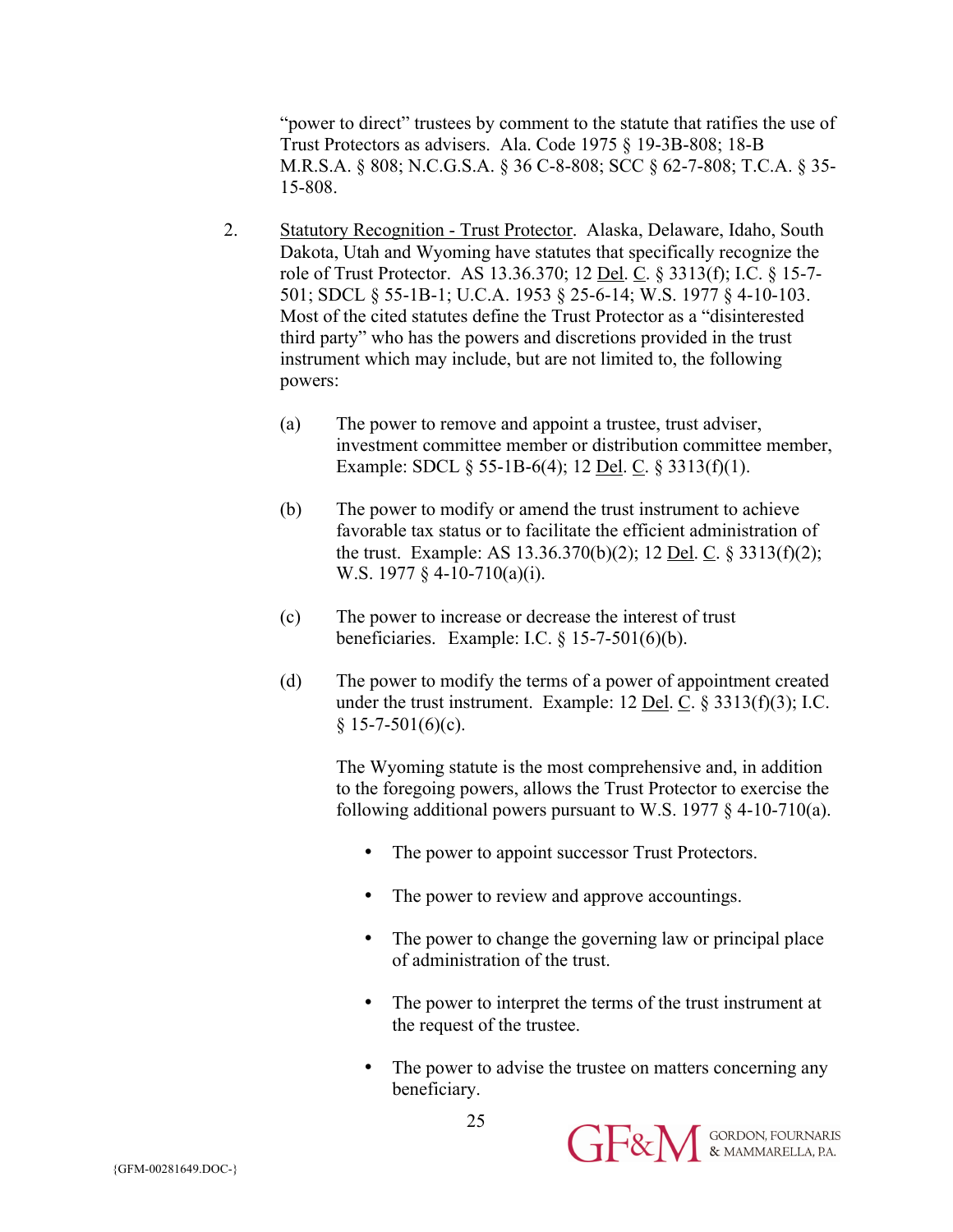"power to direct" trustees by comment to the statute that ratifies the use of Trust Protectors as advisers. Ala. Code 1975 § 19-3B-808; 18-B M.R.S.A. § 808; N.C.G.S.A. § 36 C-8-808; SCC § 62-7-808; T.C.A. § 35-15-808.

2. Statutory Recognition - Trust Protector. Alaska, Delaware, Idaho, South Dakota, Utah and Wyoming have statutes that specifically recognize the role of Trust Protector. AS 13.36.370; 12 Del. C. § 3313(f); I.C. § 15-7-501; SDCL § 55-1B-1; U.C.A. 1953 § 25-6-14; W.S. 1977 § 4-10-103. Most of the cited statutes define the Trust Protector as a "disinterested third party" who has the powers and discretions provided in the trust instrument which may include, but are not limited to, the following powers:

   (a) The power to remove and appoint a trustee, trust adviser, investment committee member or distribution committee member, Example: SDCL § 55-1B-6(4); 12 Del. C. § 3313(f)(1).

   (b) The power to modify or amend the trust instrument to achieve favorable tax status or to facilitate the efficient administration of the trust. Example: AS 13.36.370(b)(2); 12 Del. C. § 3313(f)(2); W.S. 1977 § 4-10-710(a)(i).

   (c) The power to increase or decrease the interest of trust beneficiaries. Example: I.C. § 15-7-501(6)(b).

   (d) The power to modify the terms of a power of appointment created under the trust instrument. Example: 12 Del. C. § 3313(f)(3); I.C. § 15-7-501(6)(c).

   The Wyoming statute is the most comprehensive and, in addition to the foregoing powers, allows the Trust Protector to exercise the following additional powers pursuant to W.S. 1977 § 4-10-710(a).

   - The power to appoint successor Trust Protectors.
   - The power to review and approve accountings.
   - The power to change the governing law or principal place of administration of the trust.
   - The power to interpret the terms of the trust instrument at the request of the trustee.
   - The power to advise the trustee on matters concerning any beneficiary.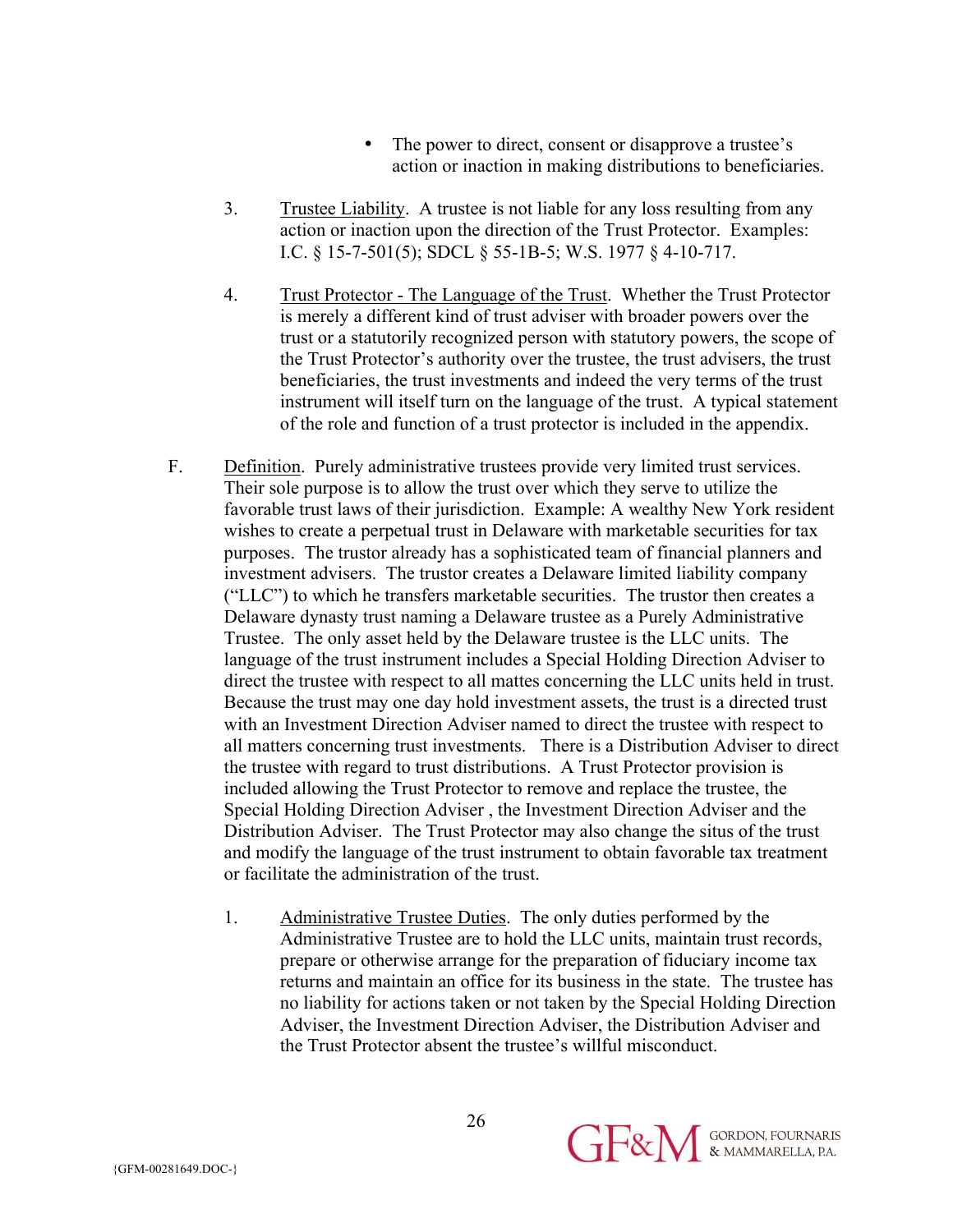- The power to direct, consent or disapprove a trustee's action or inaction in making distributions to beneficiaries.

3. Trustee Liability. A trustee is not liable for any loss resulting from any action or inaction upon the direction of the Trust Protector. Examples: I.C. § 15-7-501(5); SDCL § 55-1B-5; W.S. 1977 § 4-10-717.

4. Trust Protector - The Language of the Trust. Whether the Trust Protector is merely a different kind of trust adviser with broader powers over the trust or a statutorily recognized person with statutory powers, the scope of the Trust Protector's authority over the trustee, the trust advisers, the trust beneficiaries, the trust investments and indeed the very terms of the trust instrument will itself turn on the language of the trust. A typical statement of the role and function of a trust protector is included in the appendix.

F. Definition. Purely administrative trustees provide very limited trust services. Their sole purpose is to allow the trust over which they serve to utilize the favorable trust laws of their jurisdiction. Example: A wealthy New York resident wishes to create a perpetual trust in Delaware with marketable securities for tax purposes. The trustor already has a sophisticated team of financial planners and investment advisers. The trustor creates a Delaware limited liability company ("LLC") to which he transfers marketable securities. The trustor then creates a Delaware dynasty trust naming a Delaware trustee as a Purely Administrative Trustee. The only asset held by the Delaware trustee is the LLC units. The language of the trust instrument includes a Special Holding Direction Adviser to direct the trustee with respect to all mattes concerning the LLC units held in trust. Because the trust may one day hold investment assets, the trust is a directed trust with an Investment Direction Adviser named to direct the trustee with respect to all matters concerning trust investments. There is a Distribution Adviser to direct the trustee with regard to trust distributions. A Trust Protector provision is included allowing the Trust Protector to remove and replace the trustee, the Special Holding Direction Adviser , the Investment Direction Adviser and the Distribution Adviser. The Trust Protector may also change the situs of the trust and modify the language of the trust instrument to obtain favorable tax treatment or facilitate the administration of the trust.

1. Administrative Trustee Duties. The only duties performed by the Administrative Trustee are to hold the LLC units, maintain trust records, prepare or otherwise arrange for the preparation of fiduciary income tax returns and maintain an office for its business in the state. The trustee has no liability for actions taken or not taken by the Special Holding Direction Adviser, the Investment Direction Adviser, the Distribution Adviser and the Trust Protector absent the trustee's willful misconduct.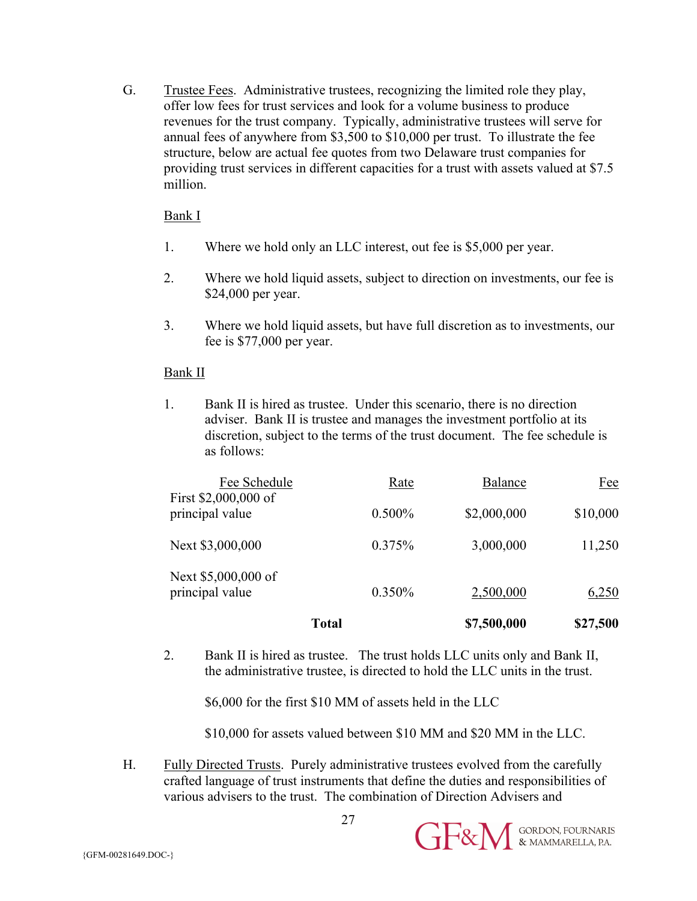G. Trustee Fees. Administrative trustees, recognizing the limited role they play, offer low fees for trust services and look for a volume business to produce revenues for the trust company. Typically, administrative trustees will serve for annual fees of anywhere from $3,500 to $10,000 per trust. To illustrate the fee structure, below are actual fee quotes from two Delaware trust companies for providing trust services in different capacities for a trust with assets valued at $7.5 million.

Bank I

1. Where we hold only an LLC interest, out fee is $5,000 per year.

2. Where we hold liquid assets, subject to direction on investments, our fee is $24,000 per year.

3. Where we hold liquid assets, but have full discretion as to investments, our fee is $77,000 per year.

Bank II

1. Bank II is hired as trustee. Under this scenario, there is no direction adviser. Bank II is trustee and manages the investment portfolio at its discretion, subject to the terms of the trust document. The fee schedule is as follows:

| Fee Schedule | Rate | Balance | Fee |
|---|---|---|---|
| First $2,000,000 of principal value | 0.500% | $2,000,000 | $10,000 |
| Next $3,000,000 | 0.375% | 3,000,000 | 11,250 |
| Next $5,000,000 of principal value | 0.350% | 2,500,000 | 6,250 |
| **Total** | | **$7,500,000** | **$27,500** |

2. Bank II is hired as trustee. The trust holds LLC units only and Bank II, the administrative trustee, is directed to hold the LLC units in the trust.

   $6,000 for the first $10 MM of assets held in the LLC

   $10,000 for assets valued between $10 MM and $20 MM in the LLC.

H. Fully Directed Trusts. Purely administrative trustees evolved from the carefully crafted language of trust instruments that define the duties and responsibilities of various advisers to the trust. The combination of Direction Advisers and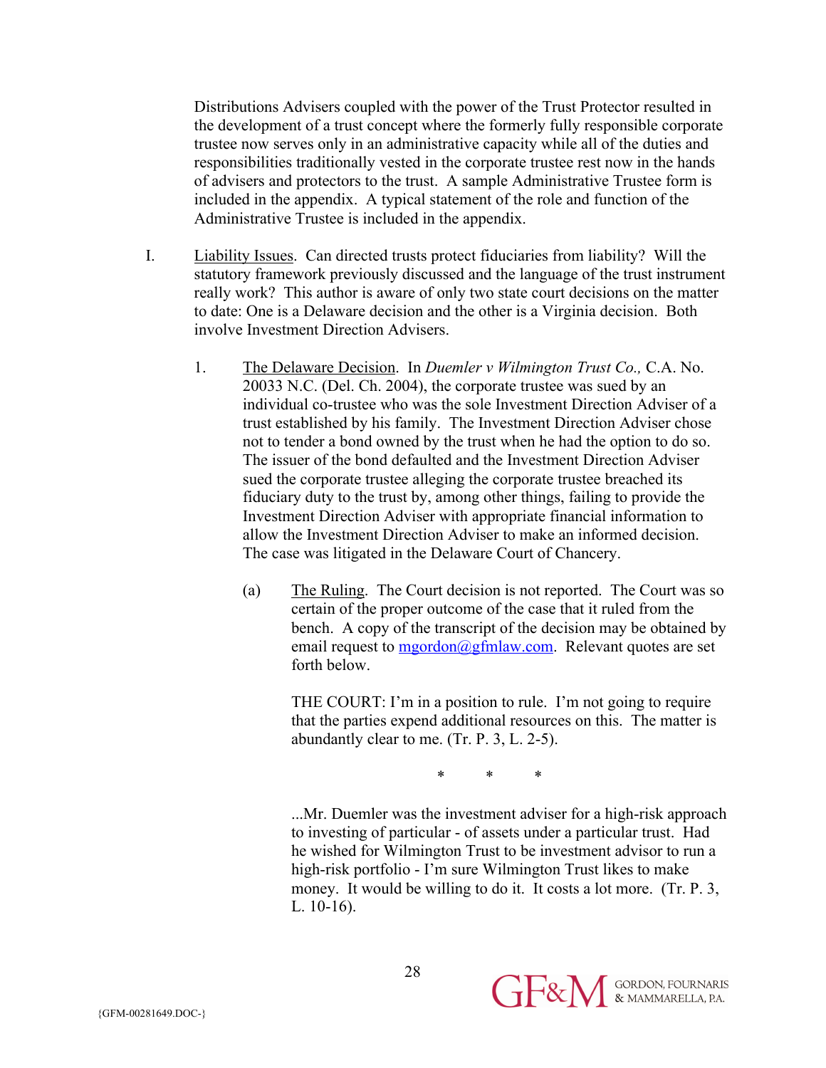Distributions Advisers coupled with the power of the Trust Protector resulted in the development of a trust concept where the formerly fully responsible corporate trustee now serves only in an administrative capacity while all of the duties and responsibilities traditionally vested in the corporate trustee rest now in the hands of advisers and protectors to the trust. A sample Administrative Trustee form is included in the appendix. A typical statement of the role and function of the Administrative Trustee is included in the appendix.

I. <u>Liability Issues</u>. Can directed trusts protect fiduciaries from liability? Will the statutory framework previously discussed and the language of the trust instrument really work? This author is aware of only two state court decisions on the matter to date: One is a Delaware decision and the other is a Virginia decision. Both involve Investment Direction Advisers.

1. <u>The Delaware Decision</u>. In *Duemler v Wilmington Trust Co.,* C.A. No. 20033 N.C. (Del. Ch. 2004), the corporate trustee was sued by an individual co-trustee who was the sole Investment Direction Adviser of a trust established by his family. The Investment Direction Adviser chose not to tender a bond owned by the trust when he had the option to do so. The issuer of the bond defaulted and the Investment Direction Adviser sued the corporate trustee alleging the corporate trustee breached its fiduciary duty to the trust by, among other things, failing to provide the Investment Direction Adviser with appropriate financial information to allow the Investment Direction Adviser to make an informed decision. The case was litigated in the Delaware Court of Chancery.

(a) <u>The Ruling</u>. The Court decision is not reported. The Court was so certain of the proper outcome of the case that it ruled from the bench. A copy of the transcript of the decision may be obtained by email request to mgordon@gfmlaw.com. Relevant quotes are set forth below.

THE COURT: I'm in a position to rule. I'm not going to require that the parties expend additional resources on this. The matter is abundantly clear to me. (Tr. P. 3, L. 2-5).

\*  \*  \*

...Mr. Duemler was the investment adviser for a high-risk approach to investing of particular - of assets under a particular trust. Had he wished for Wilmington Trust to be investment advisor to run a high-risk portfolio - I'm sure Wilmington Trust likes to make money. It would be willing to do it. It costs a lot more. (Tr. P. 3, L. 10-16).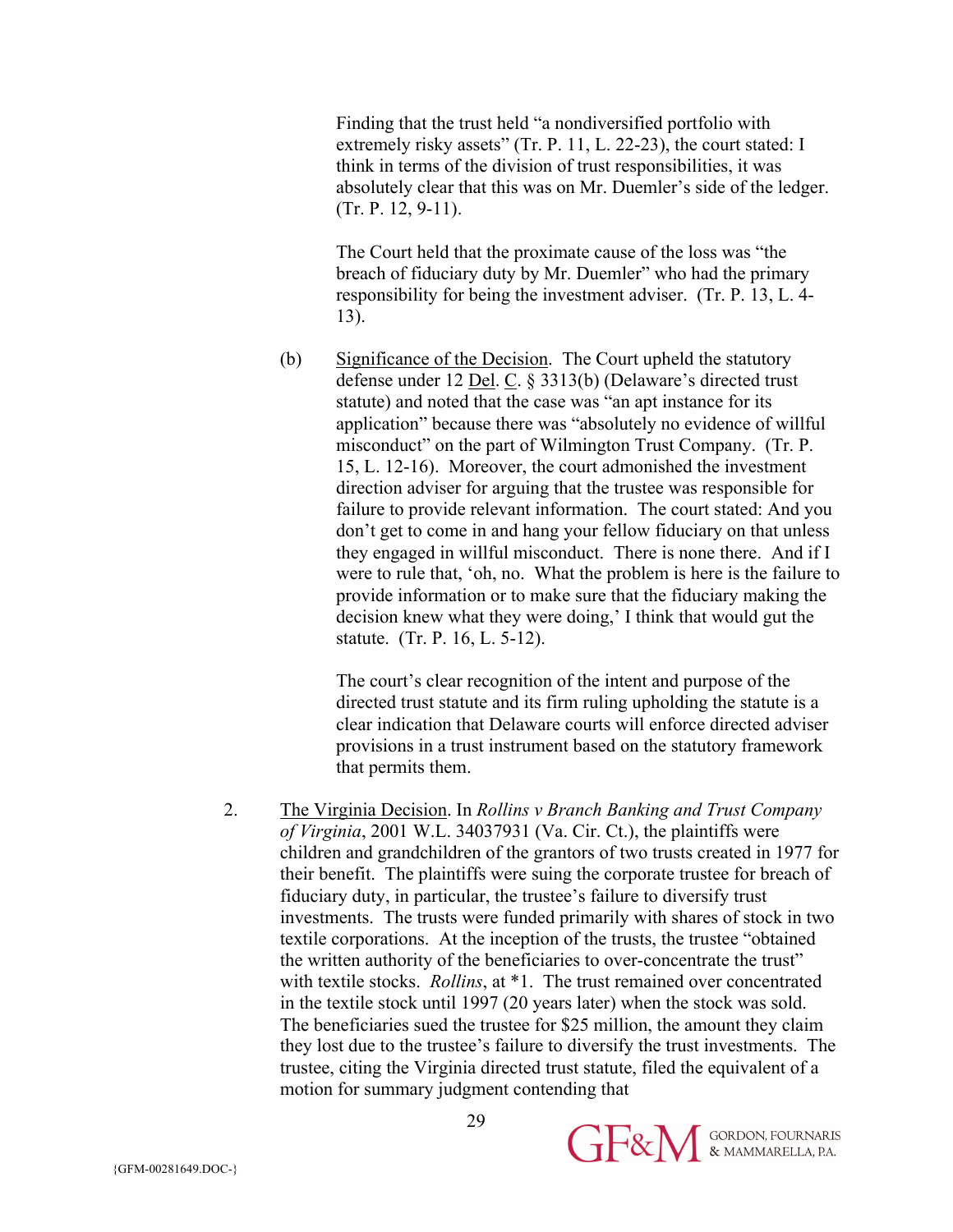Finding that the trust held "a nondiversified portfolio with extremely risky assets" (Tr. P. 11, L. 22-23), the court stated: I think in terms of the division of trust responsibilities, it was absolutely clear that this was on Mr. Duemler's side of the ledger. (Tr. P. 12, 9-11).

The Court held that the proximate cause of the loss was "the breach of fiduciary duty by Mr. Duemler" who had the primary responsibility for being the investment adviser. (Tr. P. 13, L. 4-13).

(b) Significance of the Decision. The Court upheld the statutory defense under 12 Del. C. § 3313(b) (Delaware's directed trust statute) and noted that the case was "an apt instance for its application" because there was "absolutely no evidence of willful misconduct" on the part of Wilmington Trust Company. (Tr. P. 15, L. 12-16). Moreover, the court admonished the investment direction adviser for arguing that the trustee was responsible for failure to provide relevant information. The court stated: And you don't get to come in and hang your fellow fiduciary on that unless they engaged in willful misconduct. There is none there. And if I were to rule that, 'oh, no. What the problem is here is the failure to provide information or to make sure that the fiduciary making the decision knew what they were doing,' I think that would gut the statute. (Tr. P. 16, L. 5-12).

The court's clear recognition of the intent and purpose of the directed trust statute and its firm ruling upholding the statute is a clear indication that Delaware courts will enforce directed adviser provisions in a trust instrument based on the statutory framework that permits them.

2. The Virginia Decision. In *Rollins v Branch Banking and Trust Company of Virginia*, 2001 W.L. 34037931 (Va. Cir. Ct.), the plaintiffs were children and grandchildren of the grantors of two trusts created in 1977 for their benefit. The plaintiffs were suing the corporate trustee for breach of fiduciary duty, in particular, the trustee's failure to diversify trust investments. The trusts were funded primarily with shares of stock in two textile corporations. At the inception of the trusts, the trustee "obtained the written authority of the beneficiaries to over-concentrate the trust" with textile stocks. *Rollins*, at *1. The trust remained over concentrated in the textile stock until 1997 (20 years later) when the stock was sold. The beneficiaries sued the trustee for $25 million, the amount they claim they lost due to the trustee's failure to diversify the trust investments. The trustee, citing the Virginia directed trust statute, filed the equivalent of a motion for summary judgment contending that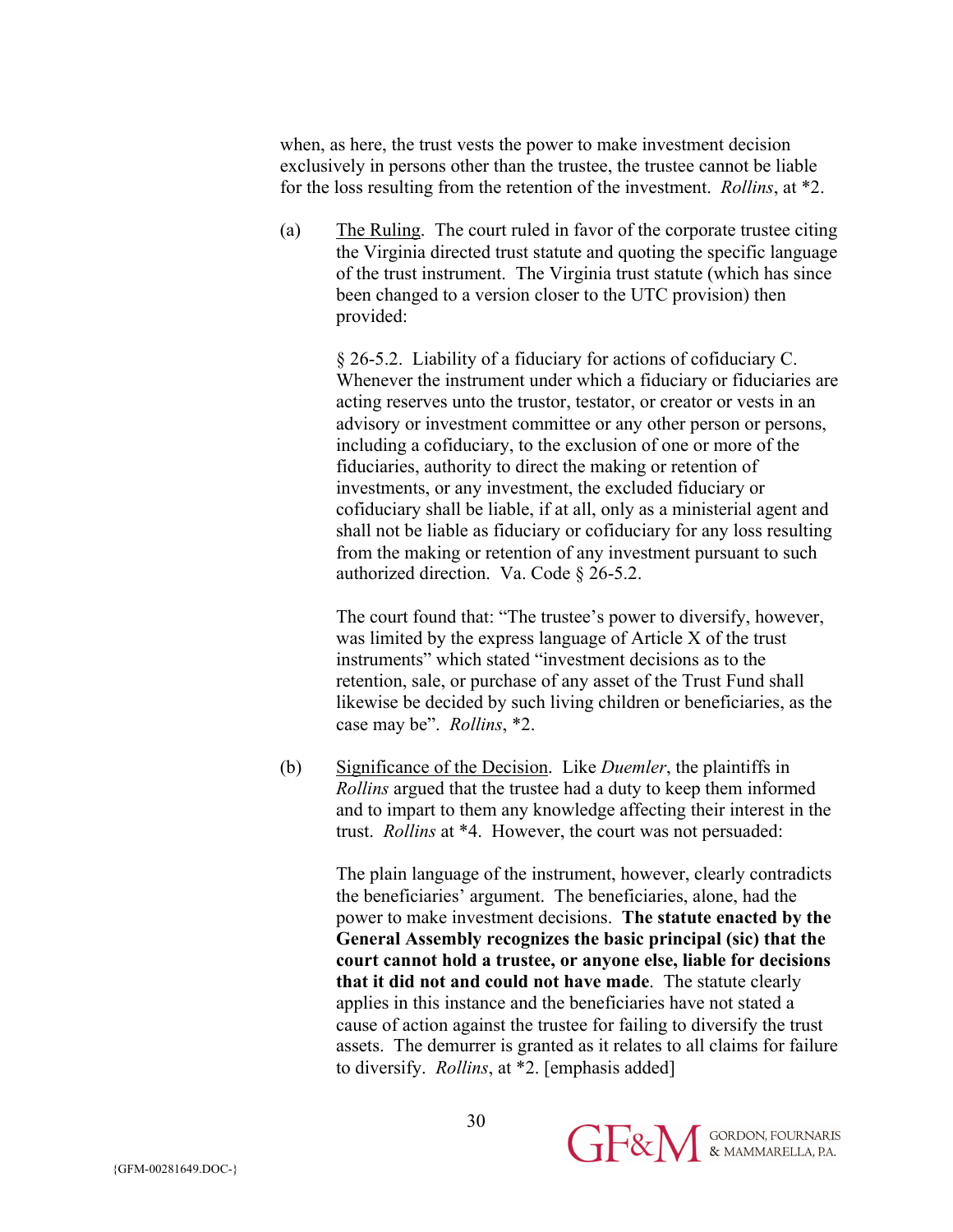when, as here, the trust vests the power to make investment decision exclusively in persons other than the trustee, the trustee cannot be liable for the loss resulting from the retention of the investment. *Rollins*, at *2.

(a) The Ruling. The court ruled in favor of the corporate trustee citing the Virginia directed trust statute and quoting the specific language of the trust instrument. The Virginia trust statute (which has since been changed to a version closer to the UTC provision) then provided:

> § 26-5.2. Liability of a fiduciary for actions of cofiduciary C. Whenever the instrument under which a fiduciary or fiduciaries are acting reserves unto the trustor, testator, or creator or vests in an advisory or investment committee or any other person or persons, including a cofiduciary, to the exclusion of one or more of the fiduciaries, authority to direct the making or retention of investments, or any investment, the excluded fiduciary or cofiduciary shall be liable, if at all, only as a ministerial agent and shall not be liable as fiduciary or cofiduciary for any loss resulting from the making or retention of any investment pursuant to such authorized direction. Va. Code § 26-5.2.

The court found that: "The trustee's power to diversify, however, was limited by the express language of Article X of the trust instruments" which stated "investment decisions as to the retention, sale, or purchase of any asset of the Trust Fund shall likewise be decided by such living children or beneficiaries, as the case may be". *Rollins*, *2.

(b) Significance of the Decision. Like *Duemler*, the plaintiffs in *Rollins* argued that the trustee had a duty to keep them informed and to impart to them any knowledge affecting their interest in the trust. *Rollins* at *4. However, the court was not persuaded:

> The plain language of the instrument, however, clearly contradicts the beneficiaries' argument. The beneficiaries, alone, had the power to make investment decisions. **The statute enacted by the General Assembly recognizes the basic principal (sic) that the court cannot hold a trustee, or anyone else, liable for decisions that it did not and could not have made**. The statute clearly applies in this instance and the beneficiaries have not stated a cause of action against the trustee for failing to diversify the trust assets. The demurrer is granted as it relates to all claims for failure to diversify. *Rollins*, at *2. [emphasis added]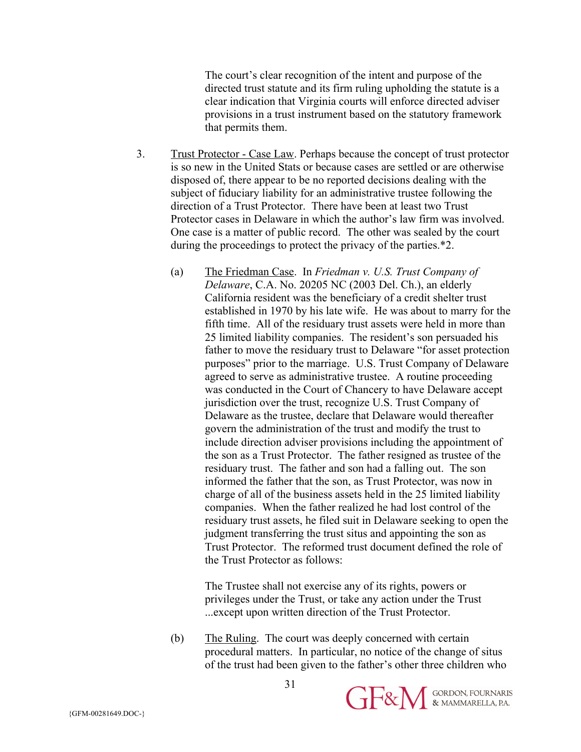The court's clear recognition of the intent and purpose of the directed trust statute and its firm ruling upholding the statute is a clear indication that Virginia courts will enforce directed adviser provisions in a trust instrument based on the statutory framework that permits them.

3. <u>Trust Protector - Case Law</u>. Perhaps because the concept of trust protector is so new in the United Stats or because cases are settled or are otherwise disposed of, there appear to be no reported decisions dealing with the subject of fiduciary liability for an administrative trustee following the direction of a Trust Protector. There have been at least two Trust Protector cases in Delaware in which the author's law firm was involved. One case is a matter of public record. The other was sealed by the court during the proceedings to protect the privacy of the parties.*2.

   (a) <u>The Friedman Case</u>. In *Friedman v. U.S. Trust Company of Delaware*, C.A. No. 20205 NC (2003 Del. Ch.), an elderly California resident was the beneficiary of a credit shelter trust established in 1970 by his late wife. He was about to marry for the fifth time. All of the residuary trust assets were held in more than 25 limited liability companies. The resident's son persuaded his father to move the residuary trust to Delaware "for asset protection purposes" prior to the marriage. U.S. Trust Company of Delaware agreed to serve as administrative trustee. A routine proceeding was conducted in the Court of Chancery to have Delaware accept jurisdiction over the trust, recognize U.S. Trust Company of Delaware as the trustee, declare that Delaware would thereafter govern the administration of the trust and modify the trust to include direction adviser provisions including the appointment of the son as a Trust Protector. The father resigned as trustee of the residuary trust. The father and son had a falling out. The son informed the father that the son, as Trust Protector, was now in charge of all of the business assets held in the 25 limited liability companies. When the father realized he had lost control of the residuary trust assets, he filed suit in Delaware seeking to open the judgment transferring the trust situs and appointing the son as Trust Protector. The reformed trust document defined the role of the Trust Protector as follows:

   The Trustee shall not exercise any of its rights, powers or privileges under the Trust, or take any action under the Trust ...except upon written direction of the Trust Protector.

   (b) <u>The Ruling</u>. The court was deeply concerned with certain procedural matters. In particular, no notice of the change of situs of the trust had been given to the father's other three children who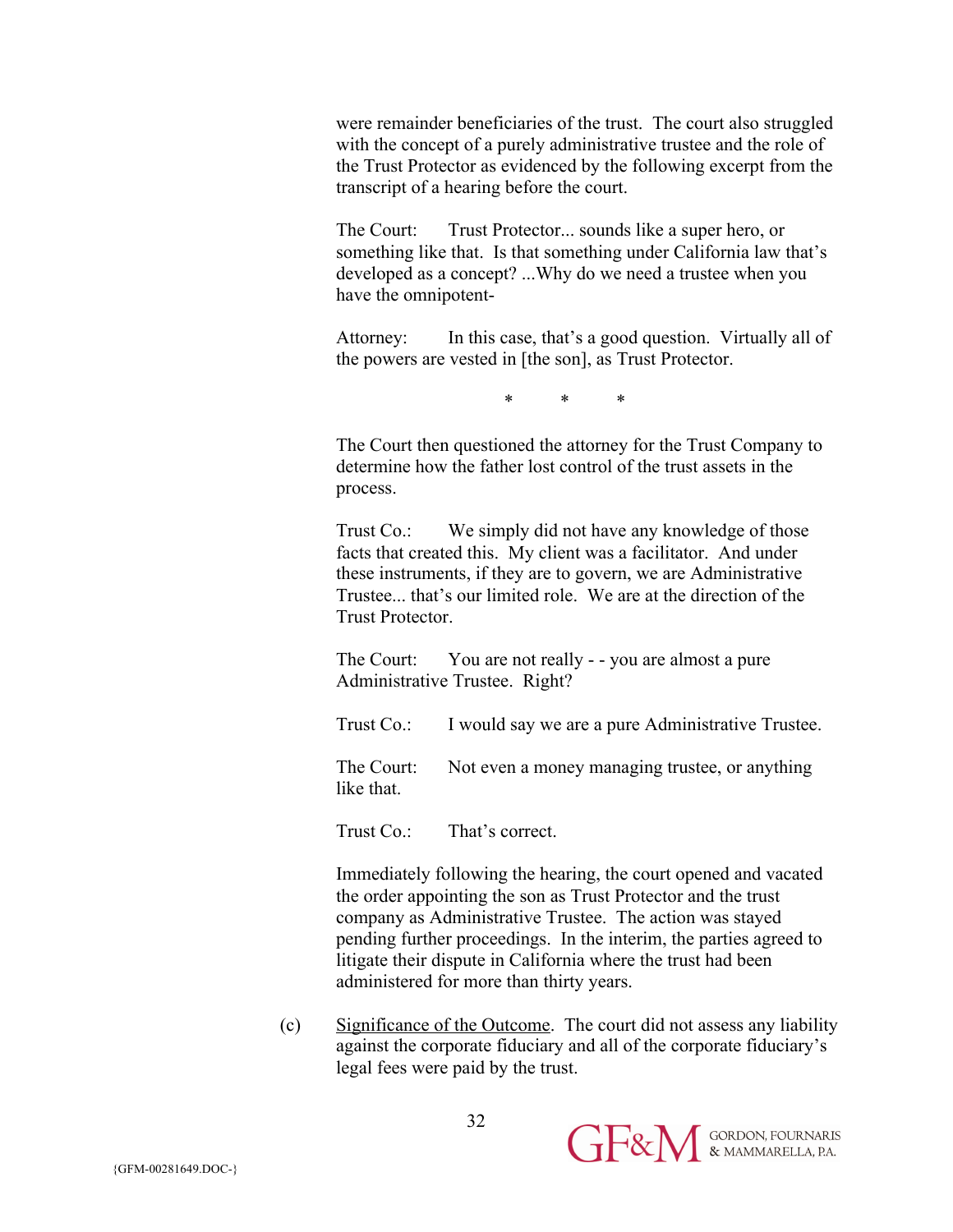were remainder beneficiaries of the trust. The court also struggled with the concept of a purely administrative trustee and the role of the Trust Protector as evidenced by the following excerpt from the transcript of a hearing before the court.

The Court: Trust Protector... sounds like a super hero, or something like that. Is that something under California law that's developed as a concept? ...Why do we need a trustee when you have the omnipotent-

Attorney: In this case, that's a good question. Virtually all of the powers are vested in [the son], as Trust Protector.

\* \* \*

The Court then questioned the attorney for the Trust Company to determine how the father lost control of the trust assets in the process.

Trust Co.: We simply did not have any knowledge of those facts that created this. My client was a facilitator. And under these instruments, if they are to govern, we are Administrative Trustee... that's our limited role. We are at the direction of the Trust Protector.

The Court: You are not really - - you are almost a pure Administrative Trustee. Right?

Trust Co.: I would say we are a pure Administrative Trustee.

The Court: Not even a money managing trustee, or anything like that.

Trust Co.: That's correct.

Immediately following the hearing, the court opened and vacated the order appointing the son as Trust Protector and the trust company as Administrative Trustee. The action was stayed pending further proceedings. In the interim, the parties agreed to litigate their dispute in California where the trust had been administered for more than thirty years.

(c) Significance of the Outcome. The court did not assess any liability against the corporate fiduciary and all of the corporate fiduciary's legal fees were paid by the trust.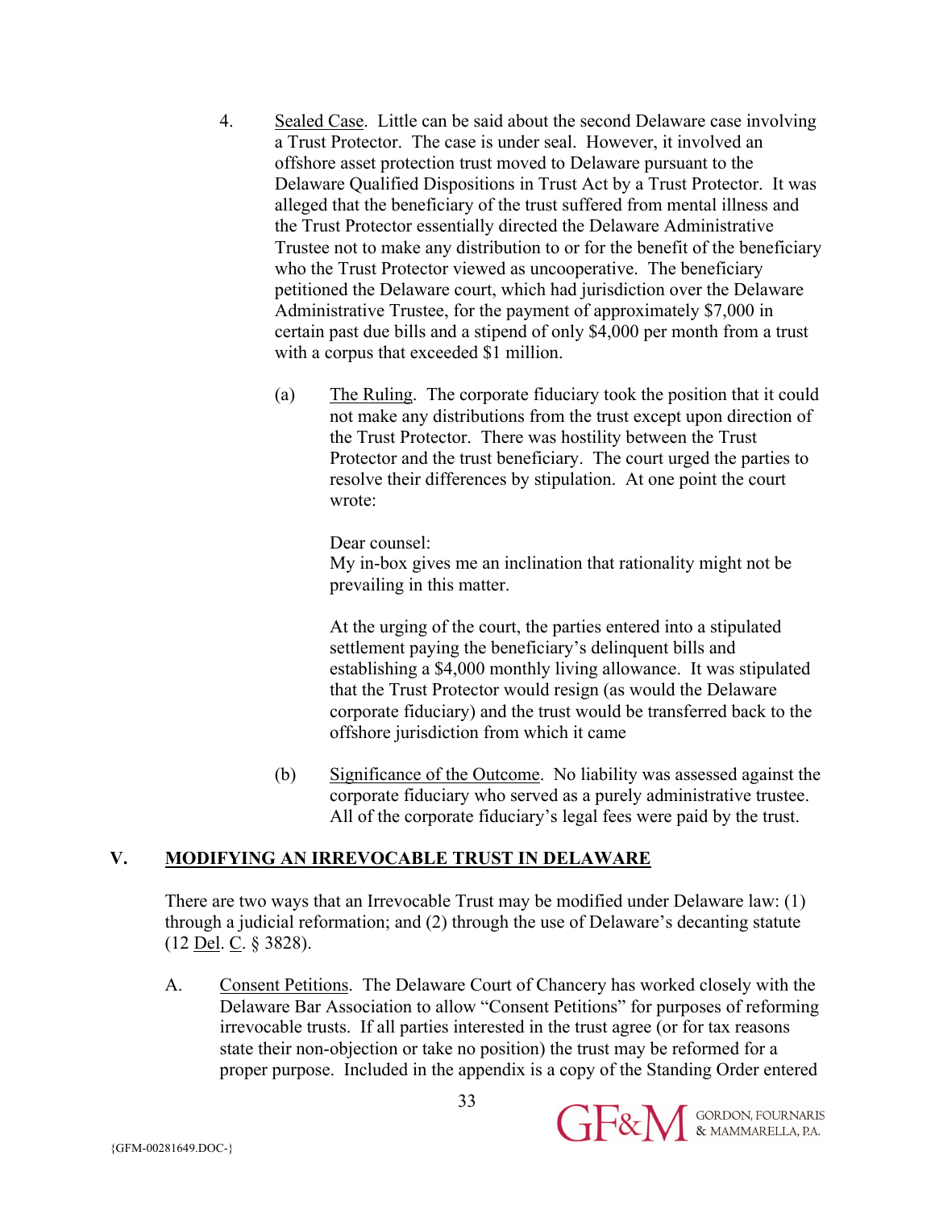4. Sealed Case. Little can be said about the second Delaware case involving a Trust Protector. The case is under seal. However, it involved an offshore asset protection trust moved to Delaware pursuant to the Delaware Qualified Dispositions in Trust Act by a Trust Protector. It was alleged that the beneficiary of the trust suffered from mental illness and the Trust Protector essentially directed the Delaware Administrative Trustee not to make any distribution to or for the benefit of the beneficiary who the Trust Protector viewed as uncooperative. The beneficiary petitioned the Delaware court, which had jurisdiction over the Delaware Administrative Trustee, for the payment of approximately $7,000 in certain past due bills and a stipend of only $4,000 per month from a trust with a corpus that exceeded $1 million.

   (a) The Ruling. The corporate fiduciary took the position that it could not make any distributions from the trust except upon direction of the Trust Protector. There was hostility between the Trust Protector and the trust beneficiary. The court urged the parties to resolve their differences by stipulation. At one point the court wrote:

   Dear counsel:
   My in-box gives me an inclination that rationality might not be prevailing in this matter.

   At the urging of the court, the parties entered into a stipulated settlement paying the beneficiary's delinquent bills and establishing a $4,000 monthly living allowance. It was stipulated that the Trust Protector would resign (as would the Delaware corporate fiduciary) and the trust would be transferred back to the offshore jurisdiction from which it came

   (b) Significance of the Outcome. No liability was assessed against the corporate fiduciary who served as a purely administrative trustee. All of the corporate fiduciary's legal fees were paid by the trust.

## V. MODIFYING AN IRREVOCABLE TRUST IN DELAWARE

There are two ways that an Irrevocable Trust may be modified under Delaware law: (1) through a judicial reformation; and (2) through the use of Delaware's decanting statute (12 Del. C. § 3828).

A. Consent Petitions. The Delaware Court of Chancery has worked closely with the Delaware Bar Association to allow "Consent Petitions" for purposes of reforming irrevocable trusts. If all parties interested in the trust agree (or for tax reasons state their non-objection or take no position) the trust may be reformed for a proper purpose. Included in the appendix is a copy of the Standing Order entered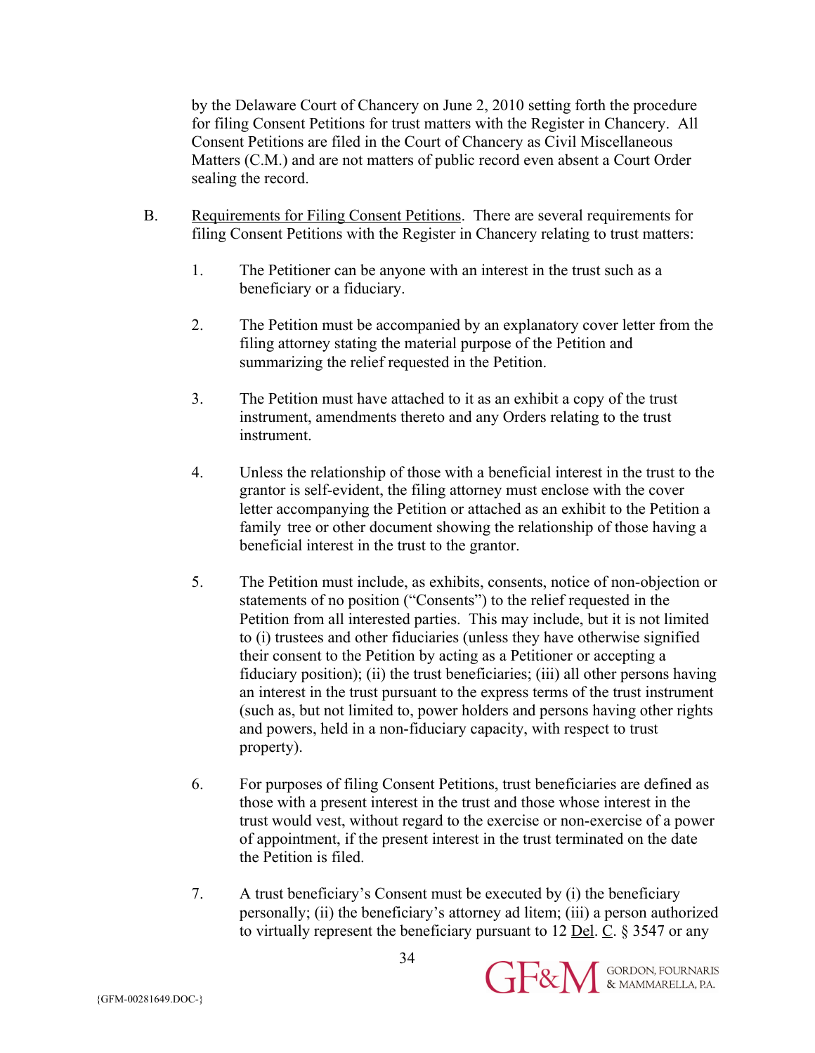by the Delaware Court of Chancery on June 2, 2010 setting forth the procedure for filing Consent Petitions for trust matters with the Register in Chancery. All Consent Petitions are filed in the Court of Chancery as Civil Miscellaneous Matters (C.M.) and are not matters of public record even absent a Court Order sealing the record.

B. Requirements for Filing Consent Petitions. There are several requirements for filing Consent Petitions with the Register in Chancery relating to trust matters:

1. The Petitioner can be anyone with an interest in the trust such as a beneficiary or a fiduciary.

2. The Petition must be accompanied by an explanatory cover letter from the filing attorney stating the material purpose of the Petition and summarizing the relief requested in the Petition.

3. The Petition must have attached to it as an exhibit a copy of the trust instrument, amendments thereto and any Orders relating to the trust instrument.

4. Unless the relationship of those with a beneficial interest in the trust to the grantor is self-evident, the filing attorney must enclose with the cover letter accompanying the Petition or attached as an exhibit to the Petition a family tree or other document showing the relationship of those having a beneficial interest in the trust to the grantor.

5. The Petition must include, as exhibits, consents, notice of non-objection or statements of no position ("Consents") to the relief requested in the Petition from all interested parties. This may include, but it is not limited to (i) trustees and other fiduciaries (unless they have otherwise signified their consent to the Petition by acting as a Petitioner or accepting a fiduciary position); (ii) the trust beneficiaries; (iii) all other persons having an interest in the trust pursuant to the express terms of the trust instrument (such as, but not limited to, power holders and persons having other rights and powers, held in a non-fiduciary capacity, with respect to trust property).

6. For purposes of filing Consent Petitions, trust beneficiaries are defined as those with a present interest in the trust and those whose interest in the trust would vest, without regard to the exercise or non-exercise of a power of appointment, if the present interest in the trust terminated on the date the Petition is filed.

7. A trust beneficiary's Consent must be executed by (i) the beneficiary personally; (ii) the beneficiary's attorney ad litem; (iii) a person authorized to virtually represent the beneficiary pursuant to 12 Del. C. § 3547 or any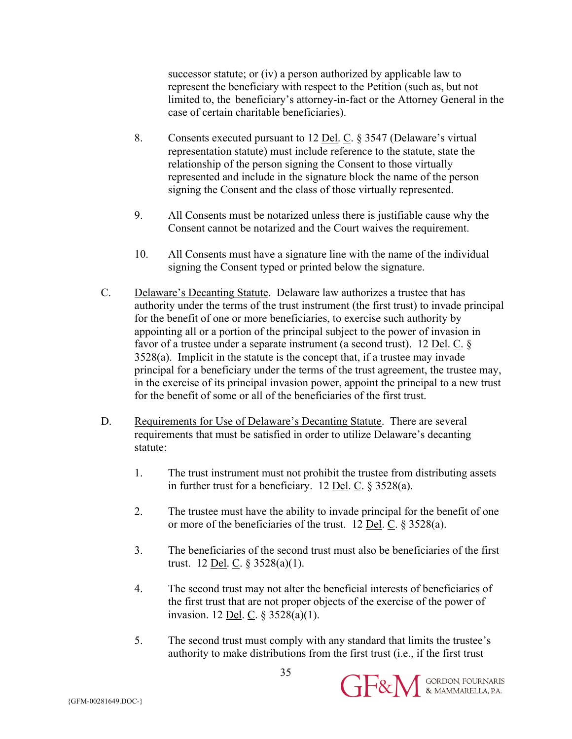successor statute; or (iv) a person authorized by applicable law to represent the beneficiary with respect to the Petition (such as, but not limited to, the beneficiary's attorney-in-fact or the Attorney General in the case of certain charitable beneficiaries).

8. Consents executed pursuant to 12 Del. C. § 3547 (Delaware's virtual representation statute) must include reference to the statute, state the relationship of the person signing the Consent to those virtually represented and include in the signature block the name of the person signing the Consent and the class of those virtually represented.

9. All Consents must be notarized unless there is justifiable cause why the Consent cannot be notarized and the Court waives the requirement.

10. All Consents must have a signature line with the name of the individual signing the Consent typed or printed below the signature.

C. Delaware's Decanting Statute. Delaware law authorizes a trustee that has authority under the terms of the trust instrument (the first trust) to invade principal for the benefit of one or more beneficiaries, to exercise such authority by appointing all or a portion of the principal subject to the power of invasion in favor of a trustee under a separate instrument (a second trust). 12 Del. C. § 3528(a). Implicit in the statute is the concept that, if a trustee may invade principal for a beneficiary under the terms of the trust agreement, the trustee may, in the exercise of its principal invasion power, appoint the principal to a new trust for the benefit of some or all of the beneficiaries of the first trust.

D. Requirements for Use of Delaware's Decanting Statute. There are several requirements that must be satisfied in order to utilize Delaware's decanting statute:

1. The trust instrument must not prohibit the trustee from distributing assets in further trust for a beneficiary. 12 Del. C. § 3528(a).

2. The trustee must have the ability to invade principal for the benefit of one or more of the beneficiaries of the trust. 12 Del. C. § 3528(a).

3. The beneficiaries of the second trust must also be beneficiaries of the first trust. 12 Del. C. § 3528(a)(1).

4. The second trust may not alter the beneficial interests of beneficiaries of the first trust that are not proper objects of the exercise of the power of invasion. 12 Del. C. § 3528(a)(1).

5. The second trust must comply with any standard that limits the trustee's authority to make distributions from the first trust (i.e., if the first trust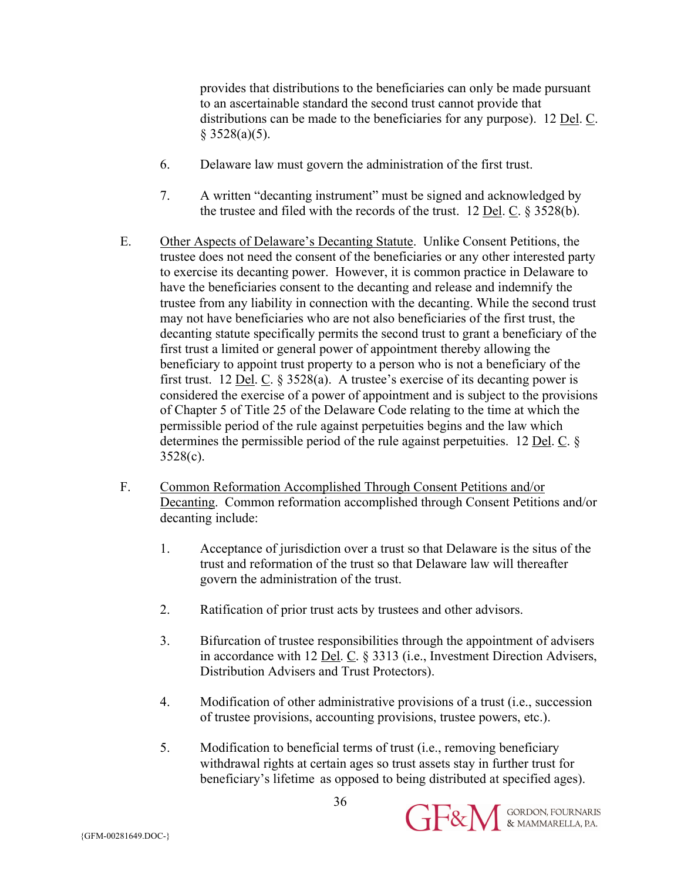provides that distributions to the beneficiaries can only be made pursuant to an ascertainable standard the second trust cannot provide that distributions can be made to the beneficiaries for any purpose). 12 Del. C. § 3528(a)(5).

6. Delaware law must govern the administration of the first trust.

7. A written "decanting instrument" must be signed and acknowledged by the trustee and filed with the records of the trust. 12 Del. C. § 3528(b).

E. Other Aspects of Delaware's Decanting Statute. Unlike Consent Petitions, the trustee does not need the consent of the beneficiaries or any other interested party to exercise its decanting power. However, it is common practice in Delaware to have the beneficiaries consent to the decanting and release and indemnify the trustee from any liability in connection with the decanting. While the second trust may not have beneficiaries who are not also beneficiaries of the first trust, the decanting statute specifically permits the second trust to grant a beneficiary of the first trust a limited or general power of appointment thereby allowing the beneficiary to appoint trust property to a person who is not a beneficiary of the first trust. 12 Del. C. § 3528(a). A trustee's exercise of its decanting power is considered the exercise of a power of appointment and is subject to the provisions of Chapter 5 of Title 25 of the Delaware Code relating to the time at which the permissible period of the rule against perpetuities begins and the law which determines the permissible period of the rule against perpetuities. 12 Del. C. § 3528(c).

F. Common Reformation Accomplished Through Consent Petitions and/or Decanting. Common reformation accomplished through Consent Petitions and/or decanting include:

1. Acceptance of jurisdiction over a trust so that Delaware is the situs of the trust and reformation of the trust so that Delaware law will thereafter govern the administration of the trust.

2. Ratification of prior trust acts by trustees and other advisors.

3. Bifurcation of trustee responsibilities through the appointment of advisers in accordance with 12 Del. C. § 3313 (i.e., Investment Direction Advisers, Distribution Advisers and Trust Protectors).

4. Modification of other administrative provisions of a trust (i.e., succession of trustee provisions, accounting provisions, trustee powers, etc.).

5. Modification to beneficial terms of trust (i.e., removing beneficiary withdrawal rights at certain ages so trust assets stay in further trust for beneficiary's lifetime as opposed to being distributed at specified ages).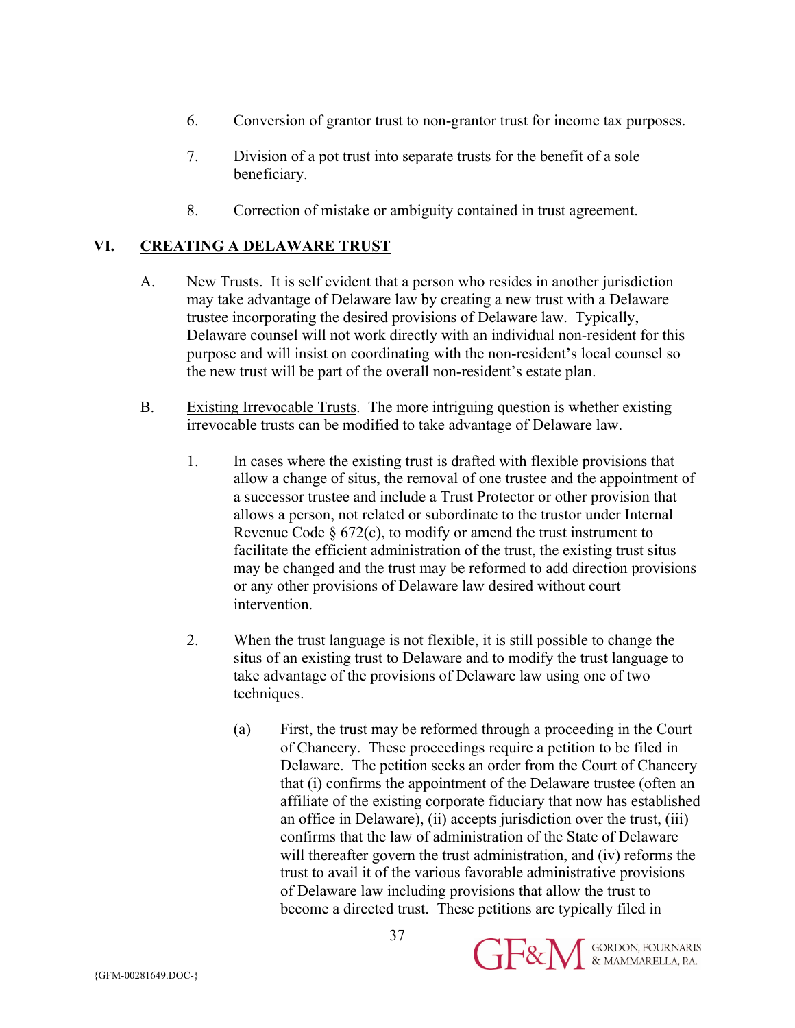6. Conversion of grantor trust to non-grantor trust for income tax purposes.

7. Division of a pot trust into separate trusts for the benefit of a sole beneficiary.

8. Correction of mistake or ambiguity contained in trust agreement.

## VI. CREATING A DELAWARE TRUST

A. New Trusts. It is self evident that a person who resides in another jurisdiction may take advantage of Delaware law by creating a new trust with a Delaware trustee incorporating the desired provisions of Delaware law. Typically, Delaware counsel will not work directly with an individual non-resident for this purpose and will insist on coordinating with the non-resident's local counsel so the new trust will be part of the overall non-resident's estate plan.

B. Existing Irrevocable Trusts. The more intriguing question is whether existing irrevocable trusts can be modified to take advantage of Delaware law.

1. In cases where the existing trust is drafted with flexible provisions that allow a change of situs, the removal of one trustee and the appointment of a successor trustee and include a Trust Protector or other provision that allows a person, not related or subordinate to the trustor under Internal Revenue Code § 672(c), to modify or amend the trust instrument to facilitate the efficient administration of the trust, the existing trust situs may be changed and the trust may be reformed to add direction provisions or any other provisions of Delaware law desired without court intervention.

2. When the trust language is not flexible, it is still possible to change the situs of an existing trust to Delaware and to modify the trust language to take advantage of the provisions of Delaware law using one of two techniques.

   (a) First, the trust may be reformed through a proceeding in the Court of Chancery. These proceedings require a petition to be filed in Delaware. The petition seeks an order from the Court of Chancery that (i) confirms the appointment of the Delaware trustee (often an affiliate of the existing corporate fiduciary that now has established an office in Delaware), (ii) accepts jurisdiction over the trust, (iii) confirms that the law of administration of the State of Delaware will thereafter govern the trust administration, and (iv) reforms the trust to avail it of the various favorable administrative provisions of Delaware law including provisions that allow the trust to become a directed trust. These petitions are typically filed in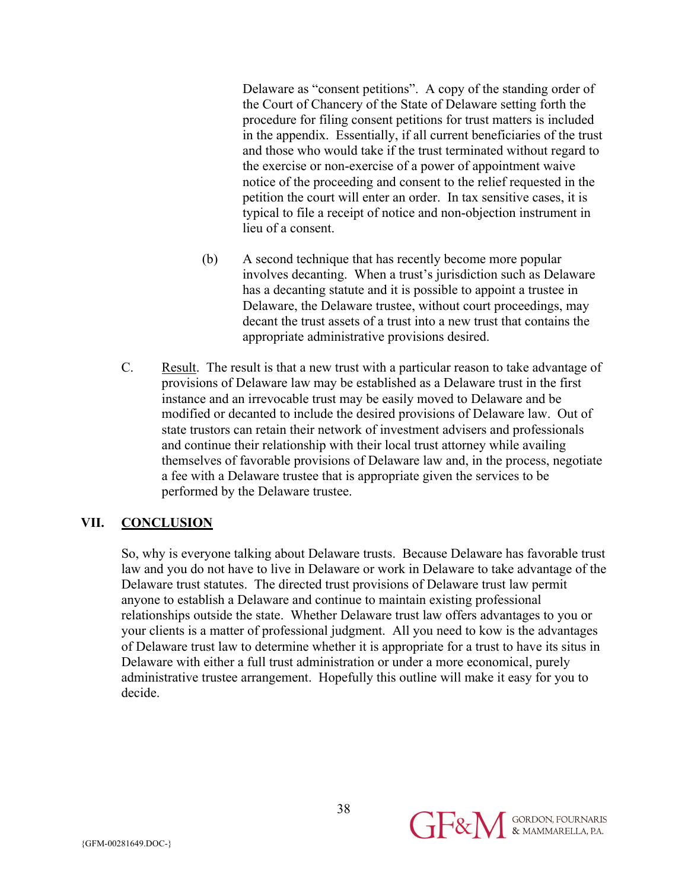Delaware as "consent petitions". A copy of the standing order of the Court of Chancery of the State of Delaware setting forth the procedure for filing consent petitions for trust matters is included in the appendix. Essentially, if all current beneficiaries of the trust and those who would take if the trust terminated without regard to the exercise or non-exercise of a power of appointment waive notice of the proceeding and consent to the relief requested in the petition the court will enter an order. In tax sensitive cases, it is typical to file a receipt of notice and non-objection instrument in lieu of a consent.

(b) A second technique that has recently become more popular involves decanting. When a trust's jurisdiction such as Delaware has a decanting statute and it is possible to appoint a trustee in Delaware, the Delaware trustee, without court proceedings, may decant the trust assets of a trust into a new trust that contains the appropriate administrative provisions desired.

C. Result. The result is that a new trust with a particular reason to take advantage of provisions of Delaware law may be established as a Delaware trust in the first instance and an irrevocable trust may be easily moved to Delaware and be modified or decanted to include the desired provisions of Delaware law. Out of state trustors can retain their network of investment advisers and professionals and continue their relationship with their local trust attorney while availing themselves of favorable provisions of Delaware law and, in the process, negotiate a fee with a Delaware trustee that is appropriate given the services to be performed by the Delaware trustee.

## VII. CONCLUSION

So, why is everyone talking about Delaware trusts. Because Delaware has favorable trust law and you do not have to live in Delaware or work in Delaware to take advantage of the Delaware trust statutes. The directed trust provisions of Delaware trust law permit anyone to establish a Delaware and continue to maintain existing professional relationships outside the state. Whether Delaware trust law offers advantages to you or your clients is a matter of professional judgment. All you need to kow is the advantages of Delaware trust law to determine whether it is appropriate for a trust to have its situs in Delaware with either a full trust administration or under a more economical, purely administrative trustee arrangement. Hopefully this outline will make it easy for you to decide.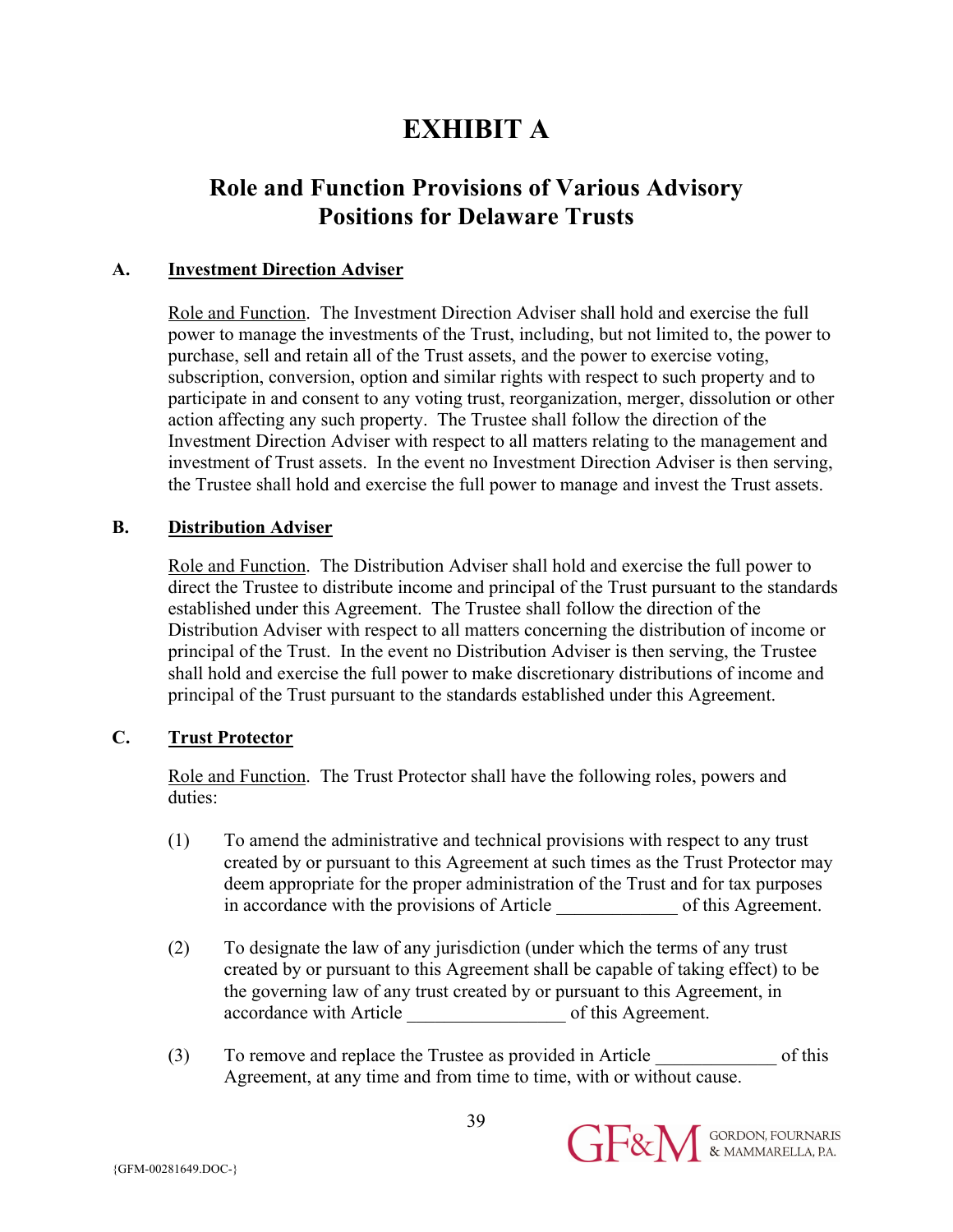# EXHIBIT A

## Role and Function Provisions of Various Advisory Positions for Delaware Trusts

**A. Investment Direction Adviser**

Role and Function. The Investment Direction Adviser shall hold and exercise the full power to manage the investments of the Trust, including, but not limited to, the power to purchase, sell and retain all of the Trust assets, and the power to exercise voting, subscription, conversion, option and similar rights with respect to such property and to participate in and consent to any voting trust, reorganization, merger, dissolution or other action affecting any such property. The Trustee shall follow the direction of the Investment Direction Adviser with respect to all matters relating to the management and investment of Trust assets. In the event no Investment Direction Adviser is then serving, the Trustee shall hold and exercise the full power to manage and invest the Trust assets.

**B. Distribution Adviser**

Role and Function. The Distribution Adviser shall hold and exercise the full power to direct the Trustee to distribute income and principal of the Trust pursuant to the standards established under this Agreement. The Trustee shall follow the direction of the Distribution Adviser with respect to all matters concerning the distribution of income or principal of the Trust. In the event no Distribution Adviser is then serving, the Trustee shall hold and exercise the full power to make discretionary distributions of income and principal of the Trust pursuant to the standards established under this Agreement.

**C. Trust Protector**

Role and Function. The Trust Protector shall have the following roles, powers and duties:

(1) To amend the administrative and technical provisions with respect to any trust created by or pursuant to this Agreement at such times as the Trust Protector may deem appropriate for the proper administration of the Trust and for tax purposes in accordance with the provisions of Article _____________ of this Agreement.

(2) To designate the law of any jurisdiction (under which the terms of any trust created by or pursuant to this Agreement shall be capable of taking effect) to be the governing law of any trust created by or pursuant to this Agreement, in accordance with Article _________________ of this Agreement.

(3) To remove and replace the Trustee as provided in Article _____________ of this Agreement, at any time and from time to time, with or without cause.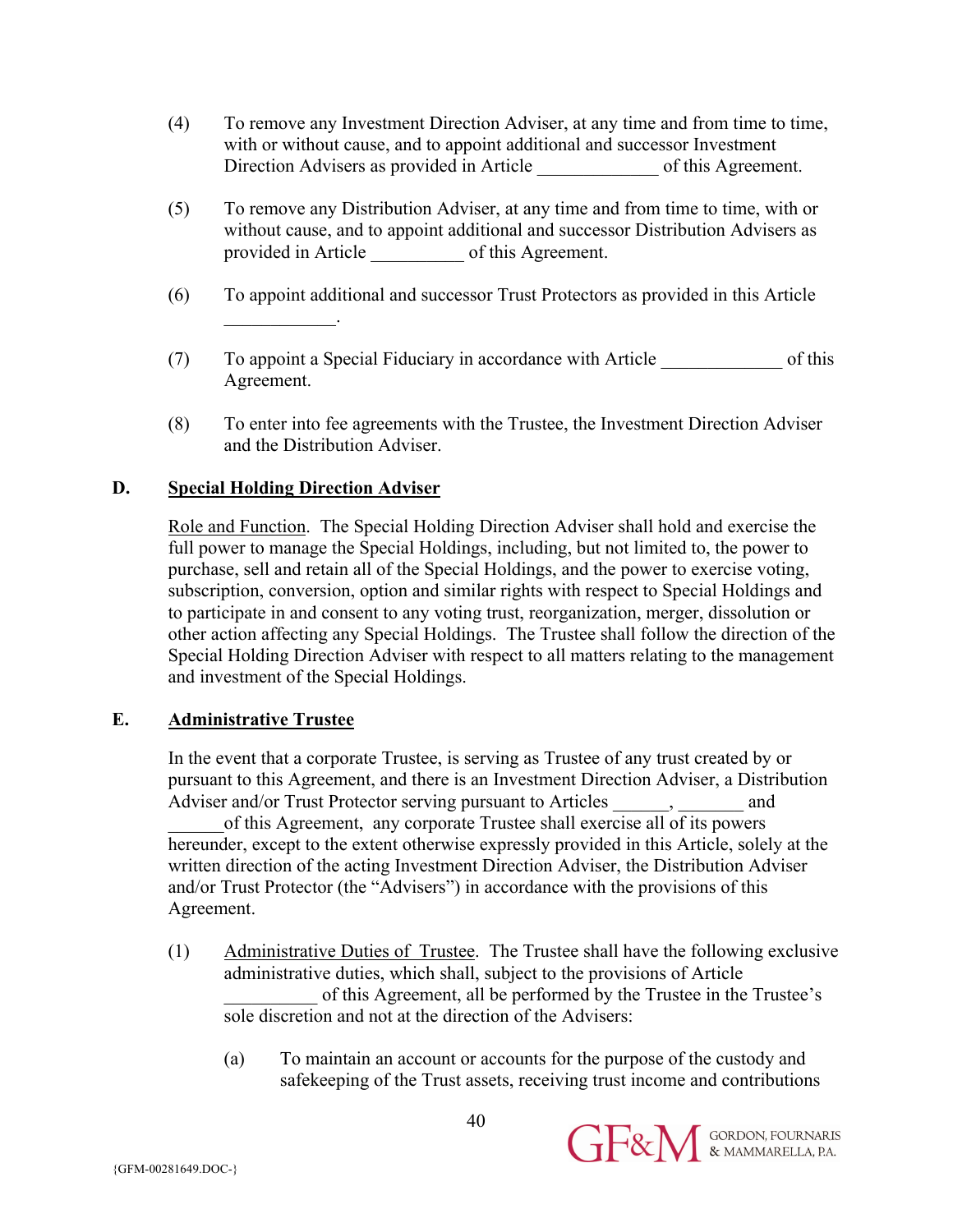(4) To remove any Investment Direction Adviser, at any time and from time to time, with or without cause, and to appoint additional and successor Investment Direction Advisers as provided in Article _____________ of this Agreement.

(5) To remove any Distribution Adviser, at any time and from time to time, with or without cause, and to appoint additional and successor Distribution Advisers as provided in Article __________ of this Agreement.

(6) To appoint additional and successor Trust Protectors as provided in this Article ____________.

(7) To appoint a Special Fiduciary in accordance with Article _____________ of this Agreement.

(8) To enter into fee agreements with the Trustee, the Investment Direction Adviser and the Distribution Adviser.

**D. <u>Special Holding Direction Adviser</u>**

<u>Role and Function</u>. The Special Holding Direction Adviser shall hold and exercise the full power to manage the Special Holdings, including, but not limited to, the power to purchase, sell and retain all of the Special Holdings, and the power to exercise voting, subscription, conversion, option and similar rights with respect to Special Holdings and to participate in and consent to any voting trust, reorganization, merger, dissolution or other action affecting any Special Holdings. The Trustee shall follow the direction of the Special Holding Direction Adviser with respect to all matters relating to the management and investment of the Special Holdings.

**E. <u>Administrative Trustee</u>**

In the event that a corporate Trustee, is serving as Trustee of any trust created by or pursuant to this Agreement, and there is an Investment Direction Adviser, a Distribution Adviser and/or Trust Protector serving pursuant to Articles ______, _______ and ______of this Agreement, any corporate Trustee shall exercise all of its powers hereunder, except to the extent otherwise expressly provided in this Article, solely at the written direction of the acting Investment Direction Adviser, the Distribution Adviser and/or Trust Protector (the "Advisers") in accordance with the provisions of this Agreement.

(1) <u>Administrative Duties of Trustee</u>. The Trustee shall have the following exclusive administrative duties, which shall, subject to the provisions of Article __________ of this Agreement, all be performed by the Trustee in the Trustee's sole discretion and not at the direction of the Advisers:

(a) To maintain an account or accounts for the purpose of the custody and safekeeping of the Trust assets, receiving trust income and contributions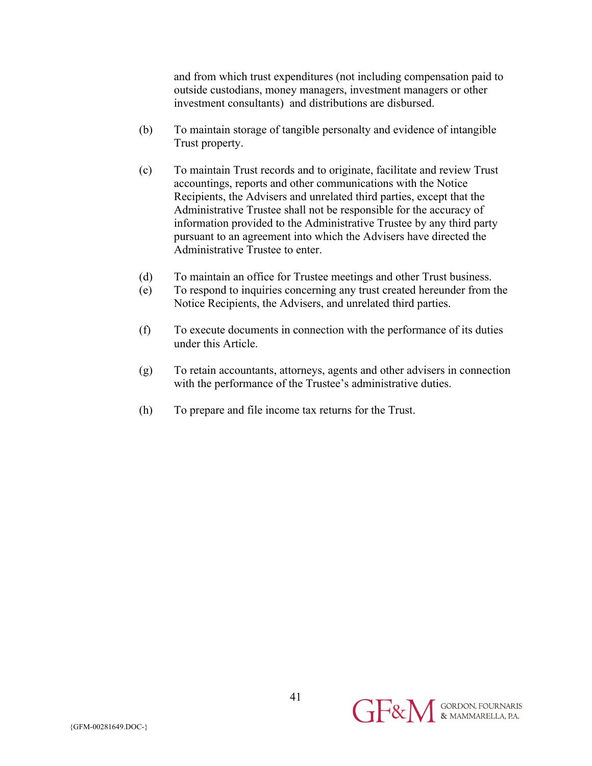and from which trust expenditures (not including compensation paid to outside custodians, money managers, investment managers or other investment consultants) and distributions are disbursed.

(b) To maintain storage of tangible personalty and evidence of intangible Trust property.

(c) To maintain Trust records and to originate, facilitate and review Trust accountings, reports and other communications with the Notice Recipients, the Advisers and unrelated third parties, except that the Administrative Trustee shall not be responsible for the accuracy of information provided to the Administrative Trustee by any third party pursuant to an agreement into which the Advisers have directed the Administrative Trustee to enter.

(d) To maintain an office for Trustee meetings and other Trust business.

(e) To respond to inquiries concerning any trust created hereunder from the Notice Recipients, the Advisers, and unrelated third parties.

(f) To execute documents in connection with the performance of its duties under this Article.

(g) To retain accountants, attorneys, agents and other advisers in connection with the performance of the Trustee's administrative duties.

(h) To prepare and file income tax returns for the Trust.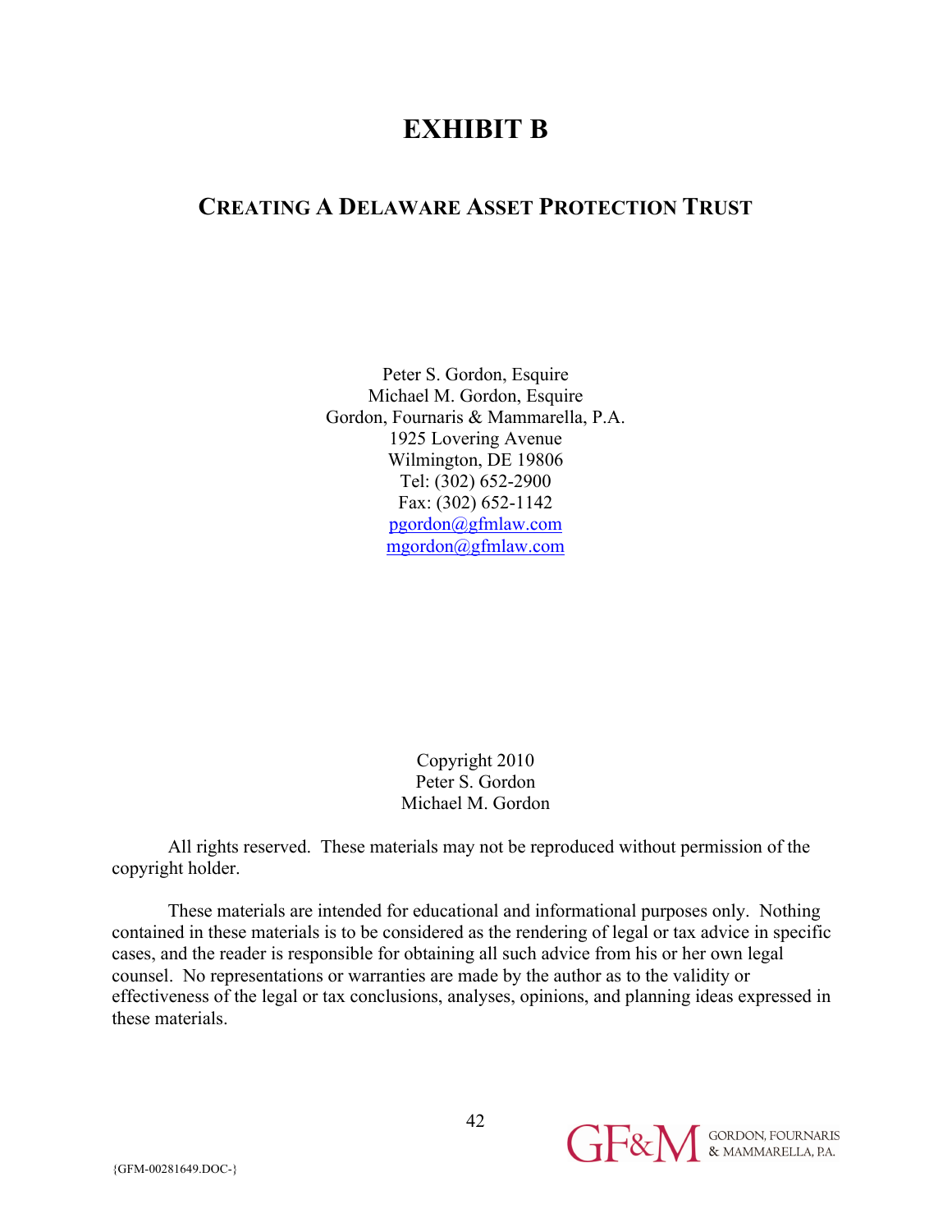# EXHIBIT B

## CREATING A DELAWARE ASSET PROTECTION TRUST

Peter S. Gordon, Esquire
Michael M. Gordon, Esquire
Gordon, Fournaris & Mammarella, P.A.
1925 Lovering Avenue
Wilmington, DE 19806
Tel: (302) 652-2900
Fax: (302) 652-1142
pgordon@gfmlaw.com
mgordon@gfmlaw.com

Copyright 2010
Peter S. Gordon
Michael M. Gordon

All rights reserved. These materials may not be reproduced without permission of the copyright holder.

These materials are intended for educational and informational purposes only. Nothing contained in these materials is to be considered as the rendering of legal or tax advice in specific cases, and the reader is responsible for obtaining all such advice from his or her own legal counsel. No representations or warranties are made by the author as to the validity or effectiveness of the legal or tax conclusions, analyses, opinions, and planning ideas expressed in these materials.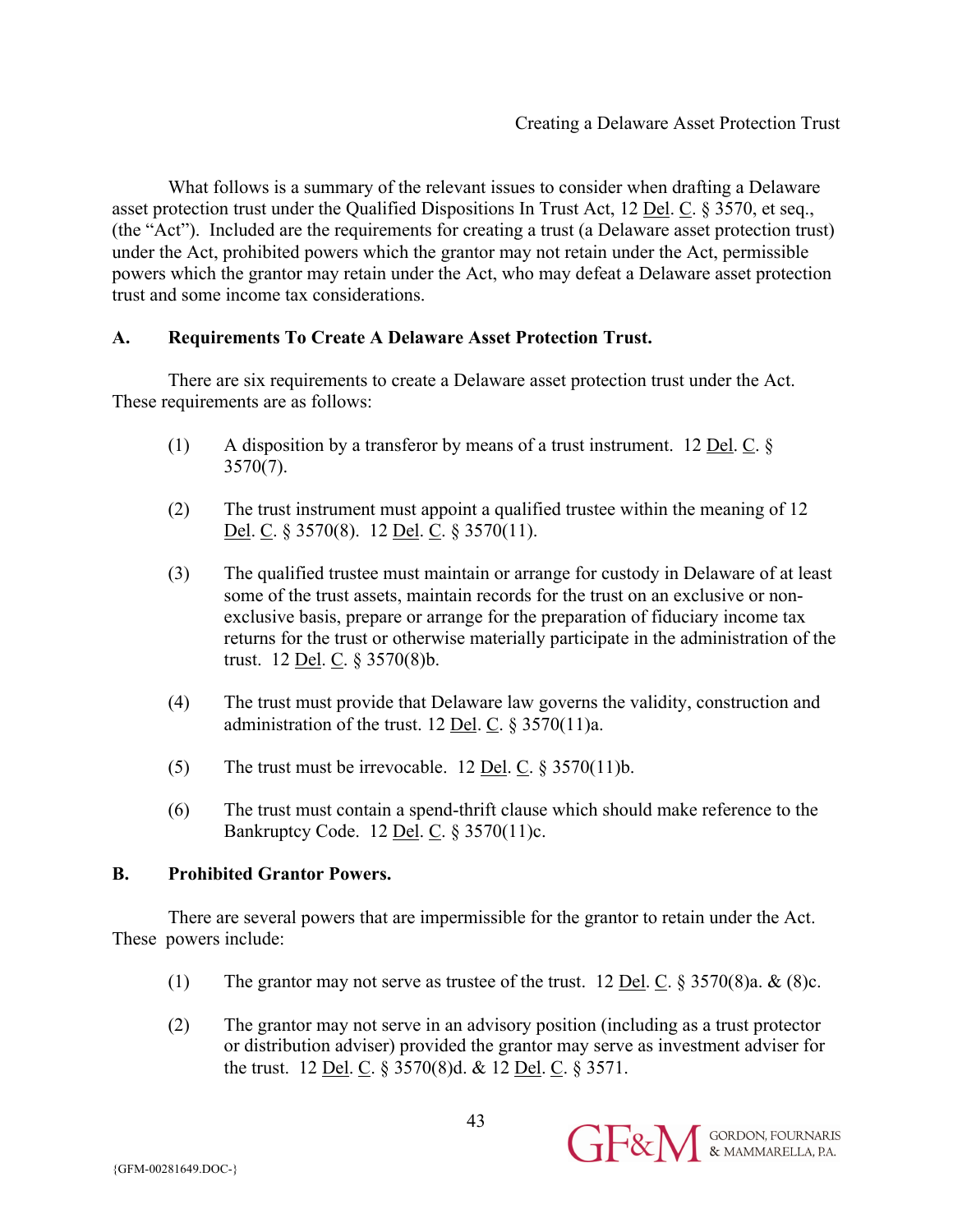What follows is a summary of the relevant issues to consider when drafting a Delaware asset protection trust under the Qualified Dispositions In Trust Act, 12 Del. C. § 3570, et seq., (the "Act"). Included are the requirements for creating a trust (a Delaware asset protection trust) under the Act, prohibited powers which the grantor may not retain under the Act, permissible powers which the grantor may retain under the Act, who may defeat a Delaware asset protection trust and some income tax considerations.

## A. Requirements To Create A Delaware Asset Protection Trust.

There are six requirements to create a Delaware asset protection trust under the Act. These requirements are as follows:

(1) A disposition by a transferor by means of a trust instrument. 12 Del. C. § 3570(7).

(2) The trust instrument must appoint a qualified trustee within the meaning of 12 Del. C. § 3570(8). 12 Del. C. § 3570(11).

(3) The qualified trustee must maintain or arrange for custody in Delaware of at least some of the trust assets, maintain records for the trust on an exclusive or non-exclusive basis, prepare or arrange for the preparation of fiduciary income tax returns for the trust or otherwise materially participate in the administration of the trust. 12 Del. C. § 3570(8)b.

(4) The trust must provide that Delaware law governs the validity, construction and administration of the trust. 12 Del. C. § 3570(11)a.

(5) The trust must be irrevocable. 12 Del. C. § 3570(11)b.

(6) The trust must contain a spend-thrift clause which should make reference to the Bankruptcy Code. 12 Del. C. § 3570(11)c.

## B. Prohibited Grantor Powers.

There are several powers that are impermissible for the grantor to retain under the Act. These powers include:

(1) The grantor may not serve as trustee of the trust. 12 Del. C. § 3570(8)a. & (8)c.

(2) The grantor may not serve in an advisory position (including as a trust protector or distribution adviser) provided the grantor may serve as investment adviser for the trust. 12 Del. C. § 3570(8)d. & 12 Del. C. § 3571.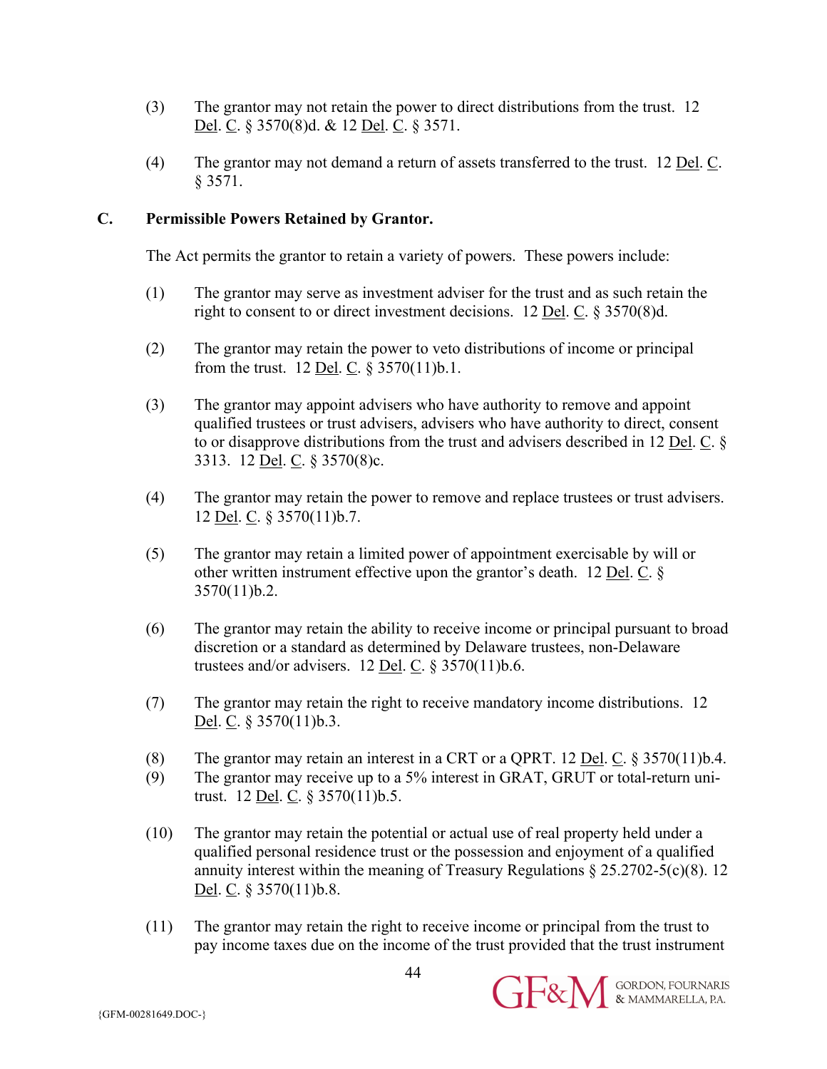(3) The grantor may not retain the power to direct distributions from the trust. 12 Del. C. § 3570(8)d. & 12 Del. C. § 3571.

(4) The grantor may not demand a return of assets transferred to the trust. 12 Del. C. § 3571.

## C. Permissible Powers Retained by Grantor.

The Act permits the grantor to retain a variety of powers. These powers include:

(1) The grantor may serve as investment adviser for the trust and as such retain the right to consent to or direct investment decisions. 12 Del. C. § 3570(8)d.

(2) The grantor may retain the power to veto distributions of income or principal from the trust. 12 Del. C. § 3570(11)b.1.

(3) The grantor may appoint advisers who have authority to remove and appoint qualified trustees or trust advisers, advisers who have authority to direct, consent to or disapprove distributions from the trust and advisers described in 12 Del. C. § 3313. 12 Del. C. § 3570(8)c.

(4) The grantor may retain the power to remove and replace trustees or trust advisers. 12 Del. C. § 3570(11)b.7.

(5) The grantor may retain a limited power of appointment exercisable by will or other written instrument effective upon the grantor's death. 12 Del. C. § 3570(11)b.2.

(6) The grantor may retain the ability to receive income or principal pursuant to broad discretion or a standard as determined by Delaware trustees, non-Delaware trustees and/or advisers. 12 Del. C. § 3570(11)b.6.

(7) The grantor may retain the right to receive mandatory income distributions. 12 Del. C. § 3570(11)b.3.

(8) The grantor may retain an interest in a CRT or a QPRT. 12 Del. C. § 3570(11)b.4.

(9) The grantor may receive up to a 5% interest in GRAT, GRUT or total-return unitrust. 12 Del. C. § 3570(11)b.5.

(10) The grantor may retain the potential or actual use of real property held under a qualified personal residence trust or the possession and enjoyment of a qualified annuity interest within the meaning of Treasury Regulations § 25.2702-5(c)(8). 12 Del. C. § 3570(11)b.8.

(11) The grantor may retain the right to receive income or principal from the trust to pay income taxes due on the income of the trust provided that the trust instrument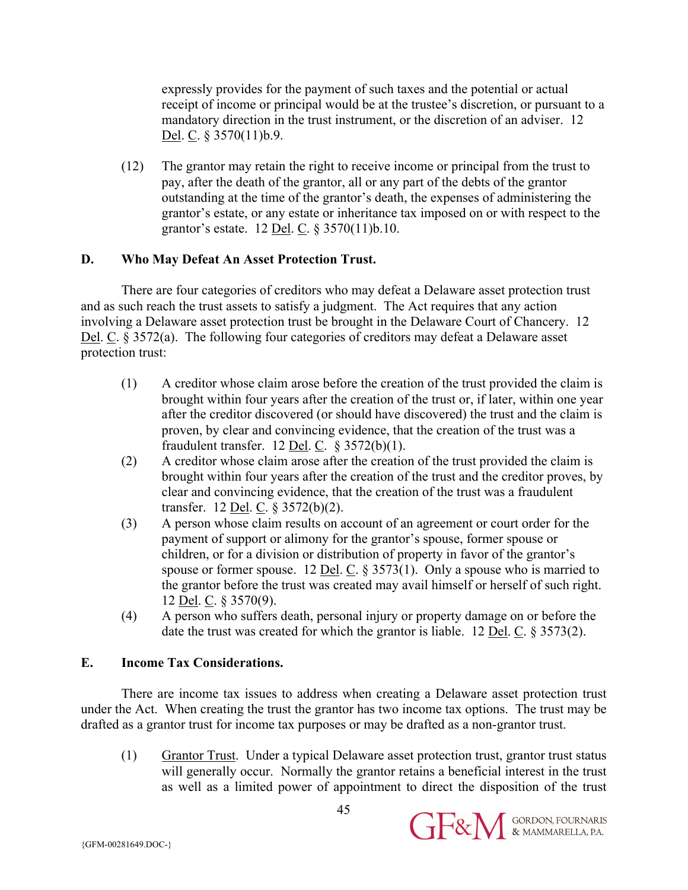expressly provides for the payment of such taxes and the potential or actual receipt of income or principal would be at the trustee's discretion, or pursuant to a mandatory direction in the trust instrument, or the discretion of an adviser. 12 Del. C. § 3570(11)b.9.

(12) The grantor may retain the right to receive income or principal from the trust to pay, after the death of the grantor, all or any part of the debts of the grantor outstanding at the time of the grantor's death, the expenses of administering the grantor's estate, or any estate or inheritance tax imposed on or with respect to the grantor's estate. 12 Del. C. § 3570(11)b.10.

### D. Who May Defeat An Asset Protection Trust.

There are four categories of creditors who may defeat a Delaware asset protection trust and as such reach the trust assets to satisfy a judgment. The Act requires that any action involving a Delaware asset protection trust be brought in the Delaware Court of Chancery. 12 Del. C. § 3572(a). The following four categories of creditors may defeat a Delaware asset protection trust:

(1) A creditor whose claim arose before the creation of the trust provided the claim is brought within four years after the creation of the trust or, if later, within one year after the creditor discovered (or should have discovered) the trust and the claim is proven, by clear and convincing evidence, that the creation of the trust was a fraudulent transfer. 12 Del. C. § 3572(b)(1).

(2) A creditor whose claim arose after the creation of the trust provided the claim is brought within four years after the creation of the trust and the creditor proves, by clear and convincing evidence, that the creation of the trust was a fraudulent transfer. 12 Del. C. § 3572(b)(2).

(3) A person whose claim results on account of an agreement or court order for the payment of support or alimony for the grantor's spouse, former spouse or children, or for a division or distribution of property in favor of the grantor's spouse or former spouse. 12 Del. C. § 3573(1). Only a spouse who is married to the grantor before the trust was created may avail himself or herself of such right. 12 Del. C. § 3570(9).

(4) A person who suffers death, personal injury or property damage on or before the date the trust was created for which the grantor is liable. 12 Del. C. § 3573(2).

### E. Income Tax Considerations.

There are income tax issues to address when creating a Delaware asset protection trust under the Act. When creating the trust the grantor has two income tax options. The trust may be drafted as a grantor trust for income tax purposes or may be drafted as a non-grantor trust.

(1) Grantor Trust. Under a typical Delaware asset protection trust, grantor trust status will generally occur. Normally the grantor retains a beneficial interest in the trust as well as a limited power of appointment to direct the disposition of the trust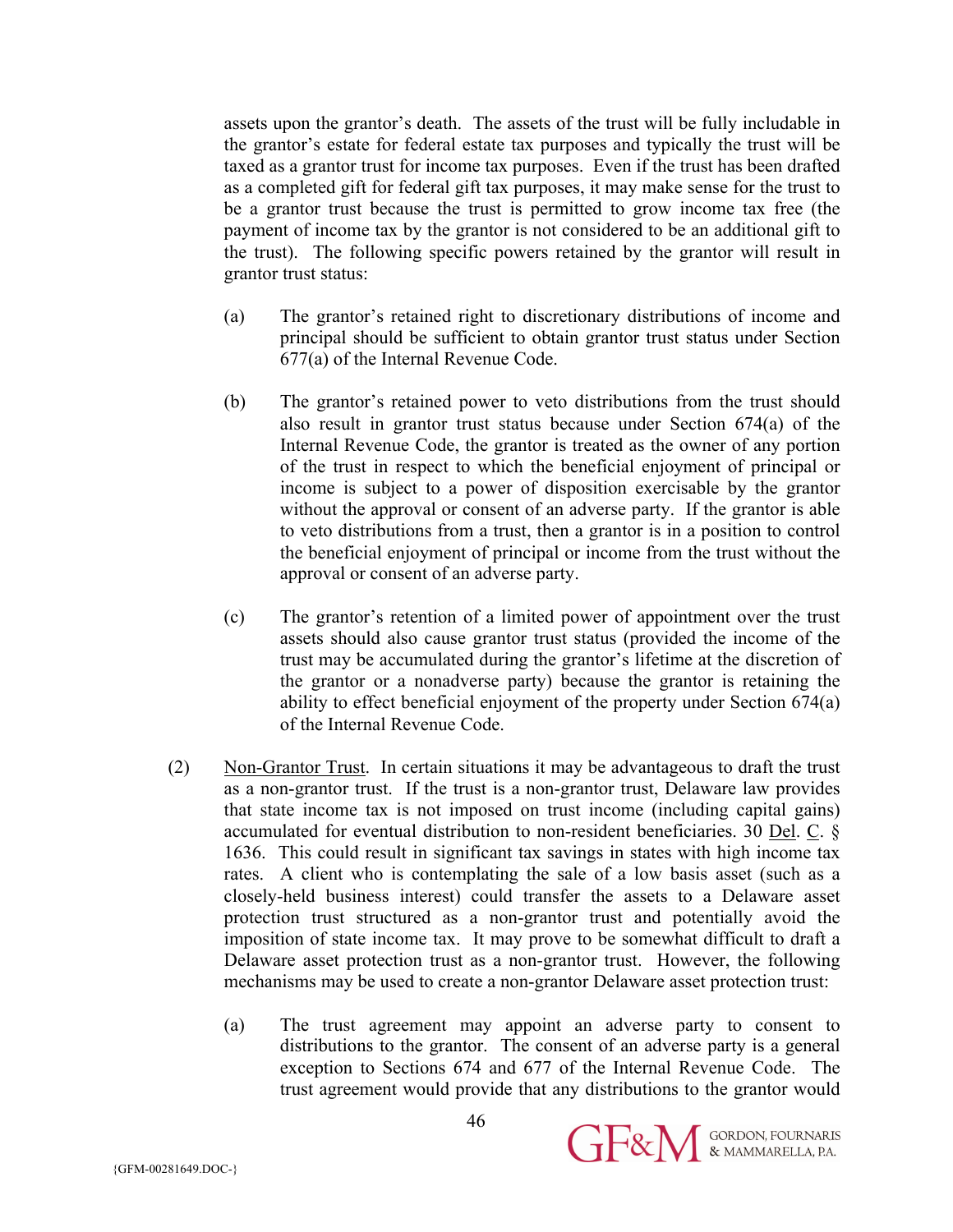assets upon the grantor's death. The assets of the trust will be fully includable in the grantor's estate for federal estate tax purposes and typically the trust will be taxed as a grantor trust for income tax purposes. Even if the trust has been drafted as a completed gift for federal gift tax purposes, it may make sense for the trust to be a grantor trust because the trust is permitted to grow income tax free (the payment of income tax by the grantor is not considered to be an additional gift to the trust). The following specific powers retained by the grantor will result in grantor trust status:

(a) The grantor's retained right to discretionary distributions of income and principal should be sufficient to obtain grantor trust status under Section 677(a) of the Internal Revenue Code.

(b) The grantor's retained power to veto distributions from the trust should also result in grantor trust status because under Section 674(a) of the Internal Revenue Code, the grantor is treated as the owner of any portion of the trust in respect to which the beneficial enjoyment of principal or income is subject to a power of disposition exercisable by the grantor without the approval or consent of an adverse party. If the grantor is able to veto distributions from a trust, then a grantor is in a position to control the beneficial enjoyment of principal or income from the trust without the approval or consent of an adverse party.

(c) The grantor's retention of a limited power of appointment over the trust assets should also cause grantor trust status (provided the income of the trust may be accumulated during the grantor's lifetime at the discretion of the grantor or a nonadverse party) because the grantor is retaining the ability to effect beneficial enjoyment of the property under Section 674(a) of the Internal Revenue Code.

(2) Non-Grantor Trust. In certain situations it may be advantageous to draft the trust as a non-grantor trust. If the trust is a non-grantor trust, Delaware law provides that state income tax is not imposed on trust income (including capital gains) accumulated for eventual distribution to non-resident beneficiaries. 30 Del. C. § 1636. This could result in significant tax savings in states with high income tax rates. A client who is contemplating the sale of a low basis asset (such as a closely-held business interest) could transfer the assets to a Delaware asset protection trust structured as a non-grantor trust and potentially avoid the imposition of state income tax. It may prove to be somewhat difficult to draft a Delaware asset protection trust as a non-grantor trust. However, the following mechanisms may be used to create a non-grantor Delaware asset protection trust:

(a) The trust agreement may appoint an adverse party to consent to distributions to the grantor. The consent of an adverse party is a general exception to Sections 674 and 677 of the Internal Revenue Code. The trust agreement would provide that any distributions to the grantor would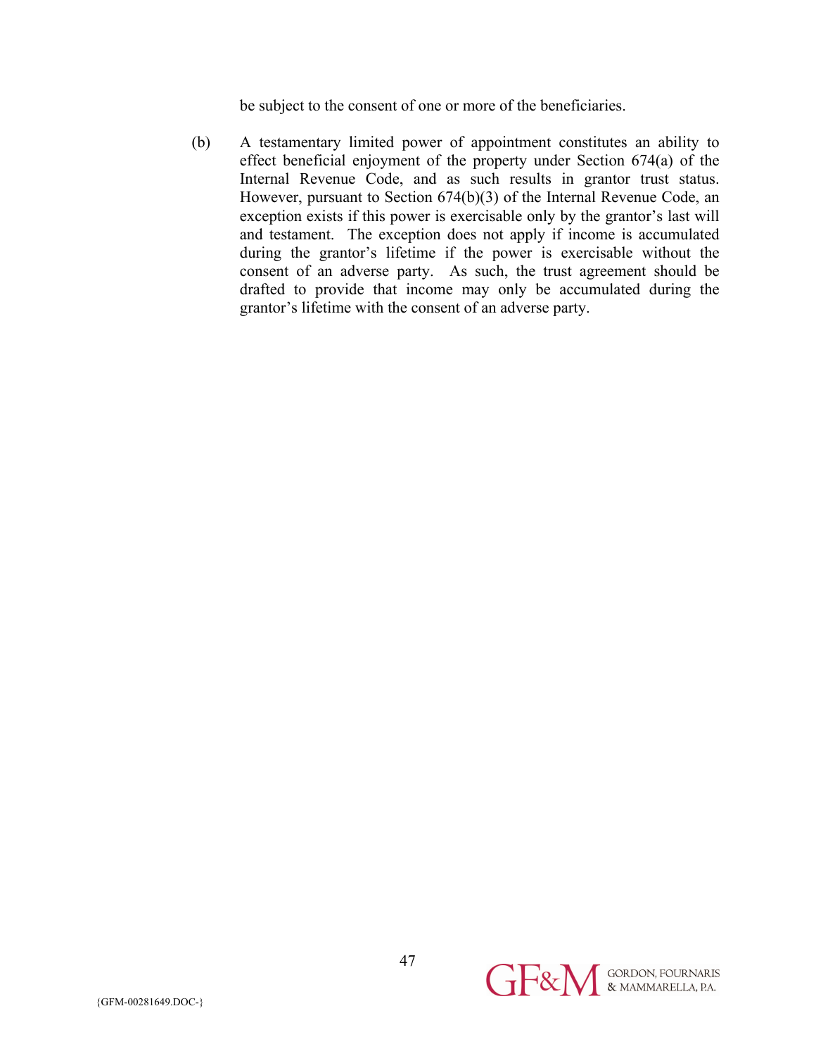be subject to the consent of one or more of the beneficiaries.

(b) A testamentary limited power of appointment constitutes an ability to effect beneficial enjoyment of the property under Section 674(a) of the Internal Revenue Code, and as such results in grantor trust status. However, pursuant to Section 674(b)(3) of the Internal Revenue Code, an exception exists if this power is exercisable only by the grantor's last will and testament. The exception does not apply if income is accumulated during the grantor's lifetime if the power is exercisable without the consent of an adverse party. As such, the trust agreement should be drafted to provide that income may only be accumulated during the grantor's lifetime with the consent of an adverse party.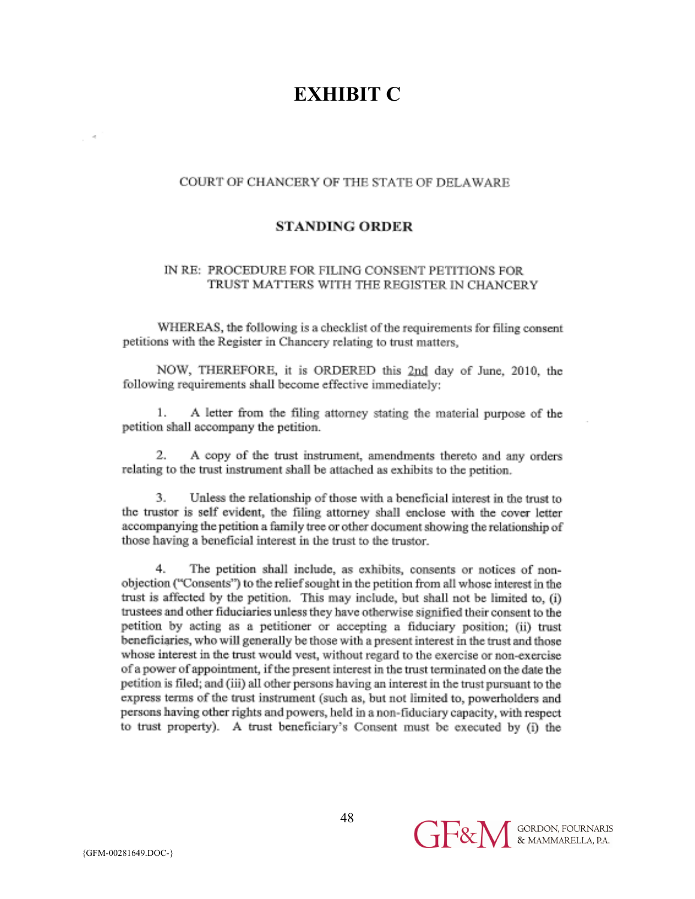# EXHIBIT C

COURT OF CHANCERY OF THE STATE OF DELAWARE

**STANDING ORDER**

IN RE: PROCEDURE FOR FILING CONSENT PETITIONS FOR TRUST MATTERS WITH THE REGISTER IN CHANCERY

WHEREAS, the following is a checklist of the requirements for filing consent petitions with the Register in Chancery relating to trust matters,

NOW, THEREFORE, it is ORDERED this 2nd day of June, 2010, the following requirements shall become effective immediately:

1. A letter from the filing attorney stating the material purpose of the petition shall accompany the petition.

2. A copy of the trust instrument, amendments thereto and any orders relating to the trust instrument shall be attached as exhibits to the petition.

3. Unless the relationship of those with a beneficial interest in the trust to the trustor is self evident, the filing attorney shall enclose with the cover letter accompanying the petition a family tree or other document showing the relationship of those having a beneficial interest in the trust to the trustor.

4. The petition shall include, as exhibits, consents or notices of non-objection ("Consents") to the relief sought in the petition from all whose interest in the trust is affected by the petition. This may include, but shall not be limited to, (i) trustees and other fiduciaries unless they have otherwise signified their consent to the petition by acting as a petitioner or accepting a fiduciary position; (ii) trust beneficiaries, who will generally be those with a present interest in the trust and those whose interest in the trust would vest, without regard to the exercise or non-exercise of a power of appointment, if the present interest in the trust terminated on the date the petition is filed; and (iii) all other persons having an interest in the trust pursuant to the express terms of the trust instrument (such as, but not limited to, powerholders and persons having other rights and powers, held in a non-fiduciary capacity, with respect to trust property). A trust beneficiary's Consent must be executed by (i) the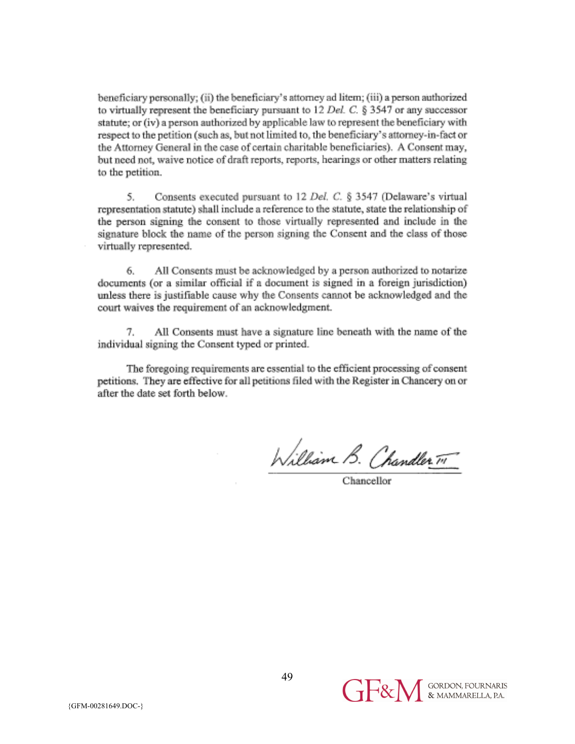beneficiary personally; (ii) the beneficiary's attorney ad litem; (iii) a person authorized to virtually represent the beneficiary pursuant to 12 *Del. C.* § 3547 or any successor statute; or (iv) a person authorized by applicable law to represent the beneficiary with respect to the petition (such as, but not limited to, the beneficiary's attorney-in-fact or the Attorney General in the case of certain charitable beneficiaries). A Consent may, but need not, waive notice of draft reports, reports, hearings or other matters relating to the petition.

5. Consents executed pursuant to 12 *Del. C.* § 3547 (Delaware's virtual representation statute) shall include a reference to the statute, state the relationship of the person signing the consent to those virtually represented and include in the signature block the name of the person signing the Consent and the class of those virtually represented.

6. All Consents must be acknowledged by a person authorized to notarize documents (or a similar official if a document is signed in a foreign jurisdiction) unless there is justifiable cause why the Consents cannot be acknowledged and the court waives the requirement of an acknowledgment.

7. All Consents must have a signature line beneath with the name of the individual signing the Consent typed or printed.

The foregoing requirements are essential to the efficient processing of consent petitions. They are effective for all petitions filed with the Register in Chancery on or after the date set forth below.

William B. Chandler III

Chancellor

{GFM-00281649.DOC-}